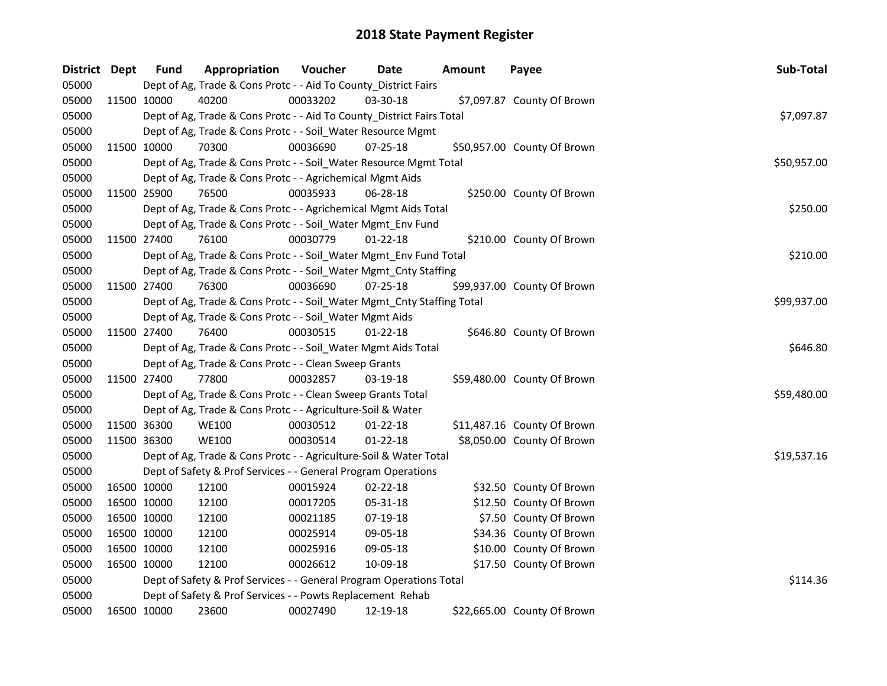# 2018 State Payment Register

| District | Dept | Fund | Appropriation | Voucher | Date | Amount | Payee | Sub-Total |
|---|---|---|---|---|---|---|---|---|
| 05000 | | Dept of Ag, Trade & Cons Protc - - Aid To County_District Fairs | | | | | | |
| 05000 | 11500 | 10000 | 40200 | 00033202 | 03-30-18 | $7,097.87 | County Of Brown | |
| 05000 | | Dept of Ag, Trade & Cons Protc - - Aid To County_District Fairs Total | | | | | | $7,097.87 |
| 05000 | | Dept of Ag, Trade & Cons Protc - - Soil_Water Resource Mgmt | | | | | | |
| 05000 | 11500 | 10000 | 70300 | 00036690 | 07-25-18 | $50,957.00 | County Of Brown | |
| 05000 | | Dept of Ag, Trade & Cons Protc - - Soil_Water Resource Mgmt Total | | | | | | $50,957.00 |
| 05000 | | Dept of Ag, Trade & Cons Protc - - Agrichemical Mgmt Aids | | | | | | |
| 05000 | 11500 | 25900 | 76500 | 00035933 | 06-28-18 | $250.00 | County Of Brown | |
| 05000 | | Dept of Ag, Trade & Cons Protc - - Agrichemical Mgmt Aids Total | | | | | | $250.00 |
| 05000 | | Dept of Ag, Trade & Cons Protc - - Soil_Water Mgmt_Env Fund | | | | | | |
| 05000 | 11500 | 27400 | 76100 | 00030779 | 01-22-18 | $210.00 | County Of Brown | |
| 05000 | | Dept of Ag, Trade & Cons Protc - - Soil_Water Mgmt_Env Fund Total | | | | | | $210.00 |
| 05000 | | Dept of Ag, Trade & Cons Protc - - Soil_Water Mgmt_Cnty Staffing | | | | | | |
| 05000 | 11500 | 27400 | 76300 | 00036690 | 07-25-18 | $99,937.00 | County Of Brown | |
| 05000 | | Dept of Ag, Trade & Cons Protc - - Soil_Water Mgmt_Cnty Staffing Total | | | | | | $99,937.00 |
| 05000 | | Dept of Ag, Trade & Cons Protc - - Soil_Water Mgmt Aids | | | | | | |
| 05000 | 11500 | 27400 | 76400 | 00030515 | 01-22-18 | $646.80 | County Of Brown | |
| 05000 | | Dept of Ag, Trade & Cons Protc - - Soil_Water Mgmt Aids Total | | | | | | $646.80 |
| 05000 | | Dept of Ag, Trade & Cons Protc - - Clean Sweep Grants | | | | | | |
| 05000 | 11500 | 27400 | 77800 | 00032857 | 03-19-18 | $59,480.00 | County Of Brown | |
| 05000 | | Dept of Ag, Trade & Cons Protc - - Clean Sweep Grants Total | | | | | | $59,480.00 |
| 05000 | | Dept of Ag, Trade & Cons Protc - - Agriculture-Soil & Water | | | | | | |
| 05000 | 11500 | 36300 | WE100 | 00030512 | 01-22-18 | $11,487.16 | County Of Brown | |
| 05000 | 11500 | 36300 | WE100 | 00030514 | 01-22-18 | $8,050.00 | County Of Brown | |
| 05000 | | Dept of Ag, Trade & Cons Protc - - Agriculture-Soil & Water Total | | | | | | $19,537.16 |
| 05000 | | Dept of Safety & Prof Services - - General Program Operations | | | | | | |
| 05000 | 16500 | 10000 | 12100 | 00015924 | 02-22-18 | $32.50 | County Of Brown | |
| 05000 | 16500 | 10000 | 12100 | 00017205 | 05-31-18 | $12.50 | County Of Brown | |
| 05000 | 16500 | 10000 | 12100 | 00021185 | 07-19-18 | $7.50 | County Of Brown | |
| 05000 | 16500 | 10000 | 12100 | 00025914 | 09-05-18 | $34.36 | County Of Brown | |
| 05000 | 16500 | 10000 | 12100 | 00025916 | 09-05-18 | $10.00 | County Of Brown | |
| 05000 | 16500 | 10000 | 12100 | 00026612 | 10-09-18 | $17.50 | County Of Brown | |
| 05000 | | Dept of Safety & Prof Services - - General Program Operations Total | | | | | | $114.36 |
| 05000 | | Dept of Safety & Prof Services - - Powts Replacement Rehab | | | | | | |
| 05000 | 16500 | 10000 | 23600 | 00027490 | 12-19-18 | $22,665.00 | County Of Brown | |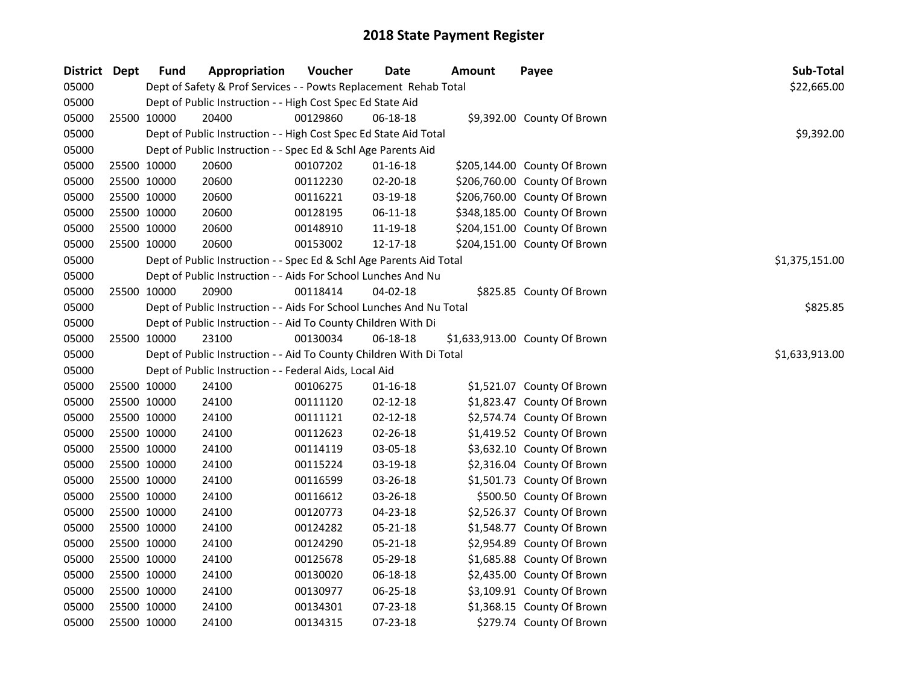## 2018 State Payment Register

| District | Dept | Fund | Appropriation | Voucher | Date | Amount | Payee | Sub-Total |
|---|---|---|---|---|---|---|---|---|
| 05000 | | | Dept of Safety & Prof Services - - Powts Replacement Rehab Total | | | | | $22,665.00 |
| 05000 | | | Dept of Public Instruction - - High Cost Spec Ed State Aid | | | | | |
| 05000 | 25500 | 10000 | 20400 | 00129860 | 06-18-18 | $9,392.00 | County Of Brown | |
| 05000 | | | Dept of Public Instruction - - High Cost Spec Ed State Aid Total | | | | | $9,392.00 |
| 05000 | | | Dept of Public Instruction - - Spec Ed & Schl Age Parents Aid | | | | | |
| 05000 | 25500 | 10000 | 20600 | 00107202 | 01-16-18 | $205,144.00 | County Of Brown | |
| 05000 | 25500 | 10000 | 20600 | 00112230 | 02-20-18 | $206,760.00 | County Of Brown | |
| 05000 | 25500 | 10000 | 20600 | 00116221 | 03-19-18 | $206,760.00 | County Of Brown | |
| 05000 | 25500 | 10000 | 20600 | 00128195 | 06-11-18 | $348,185.00 | County Of Brown | |
| 05000 | 25500 | 10000 | 20600 | 00148910 | 11-19-18 | $204,151.00 | County Of Brown | |
| 05000 | 25500 | 10000 | 20600 | 00153002 | 12-17-18 | $204,151.00 | County Of Brown | |
| 05000 | | | Dept of Public Instruction - - Spec Ed & Schl Age Parents Aid Total | | | | | $1,375,151.00 |
| 05000 | | | Dept of Public Instruction - - Aids For School Lunches And Nu | | | | | |
| 05000 | 25500 | 10000 | 20900 | 00118414 | 04-02-18 | $825.85 | County Of Brown | |
| 05000 | | | Dept of Public Instruction - - Aids For School Lunches And Nu Total | | | | | $825.85 |
| 05000 | | | Dept of Public Instruction - - Aid To County Children With Di | | | | | |
| 05000 | 25500 | 10000 | 23100 | 00130034 | 06-18-18 | $1,633,913.00 | County Of Brown | |
| 05000 | | | Dept of Public Instruction - - Aid To County Children With Di Total | | | | | $1,633,913.00 |
| 05000 | | | Dept of Public Instruction - - Federal Aids, Local Aid | | | | | |
| 05000 | 25500 | 10000 | 24100 | 00106275 | 01-16-18 | $1,521.07 | County Of Brown | |
| 05000 | 25500 | 10000 | 24100 | 00111120 | 02-12-18 | $1,823.47 | County Of Brown | |
| 05000 | 25500 | 10000 | 24100 | 00111121 | 02-12-18 | $2,574.74 | County Of Brown | |
| 05000 | 25500 | 10000 | 24100 | 00112623 | 02-26-18 | $1,419.52 | County Of Brown | |
| 05000 | 25500 | 10000 | 24100 | 00114119 | 03-05-18 | $3,632.10 | County Of Brown | |
| 05000 | 25500 | 10000 | 24100 | 00115224 | 03-19-18 | $2,316.04 | County Of Brown | |
| 05000 | 25500 | 10000 | 24100 | 00116599 | 03-26-18 | $1,501.73 | County Of Brown | |
| 05000 | 25500 | 10000 | 24100 | 00116612 | 03-26-18 | $500.50 | County Of Brown | |
| 05000 | 25500 | 10000 | 24100 | 00120773 | 04-23-18 | $2,526.37 | County Of Brown | |
| 05000 | 25500 | 10000 | 24100 | 00124282 | 05-21-18 | $1,548.77 | County Of Brown | |
| 05000 | 25500 | 10000 | 24100 | 00124290 | 05-21-18 | $2,954.89 | County Of Brown | |
| 05000 | 25500 | 10000 | 24100 | 00125678 | 05-29-18 | $1,685.88 | County Of Brown | |
| 05000 | 25500 | 10000 | 24100 | 00130020 | 06-18-18 | $2,435.00 | County Of Brown | |
| 05000 | 25500 | 10000 | 24100 | 00130977 | 06-25-18 | $3,109.91 | County Of Brown | |
| 05000 | 25500 | 10000 | 24100 | 00134301 | 07-23-18 | $1,368.15 | County Of Brown | |
| 05000 | 25500 | 10000 | 24100 | 00134315 | 07-23-18 | $279.74 | County Of Brown | |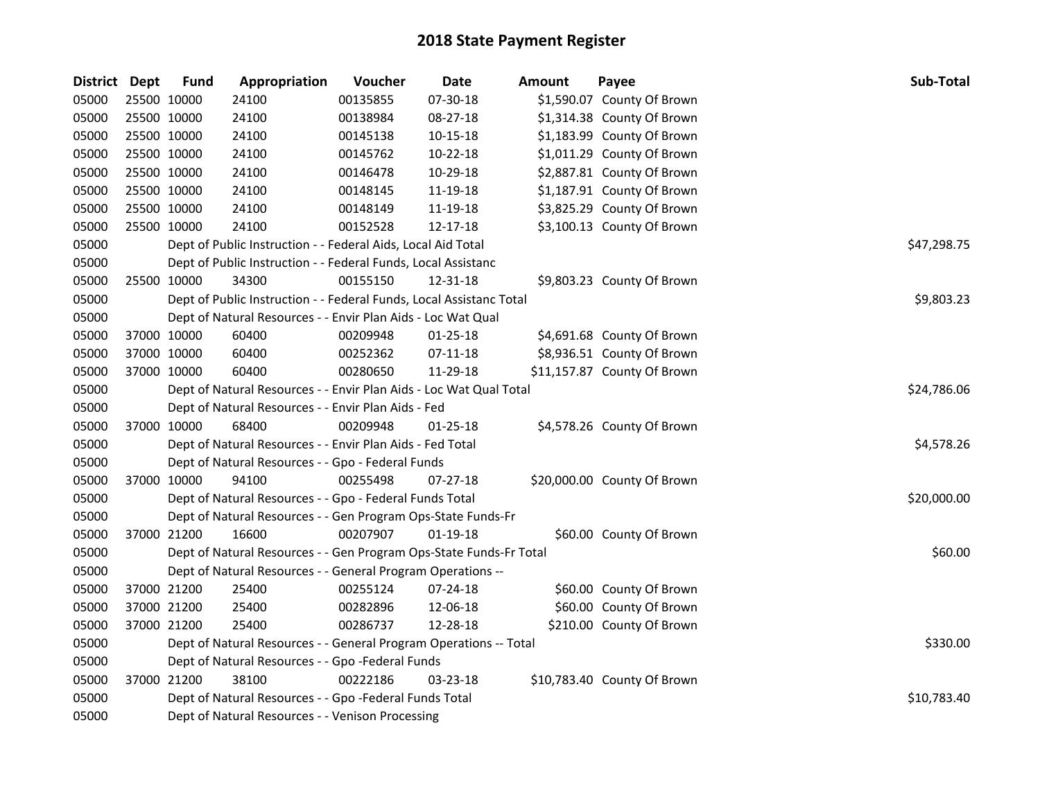# 2018 State Payment Register

| District | Dept | Fund | Appropriation | Voucher | Date | Amount | Payee | Sub-Total |
|---|---|---|---|---|---|---|---|---|
| 05000 | 25500 | 10000 | 24100 | 00135855 | 07-30-18 | $1,590.07 | County Of Brown | |
| 05000 | 25500 | 10000 | 24100 | 00138984 | 08-27-18 | $1,314.38 | County Of Brown | |
| 05000 | 25500 | 10000 | 24100 | 00145138 | 10-15-18 | $1,183.99 | County Of Brown | |
| 05000 | 25500 | 10000 | 24100 | 00145762 | 10-22-18 | $1,011.29 | County Of Brown | |
| 05000 | 25500 | 10000 | 24100 | 00146478 | 10-29-18 | $2,887.81 | County Of Brown | |
| 05000 | 25500 | 10000 | 24100 | 00148145 | 11-19-18 | $1,187.91 | County Of Brown | |
| 05000 | 25500 | 10000 | 24100 | 00148149 | 11-19-18 | $3,825.29 | County Of Brown | |
| 05000 | 25500 | 10000 | 24100 | 00152528 | 12-17-18 | $3,100.13 | County Of Brown | |
| 05000 | | | Dept of Public Instruction - - Federal Aids, Local Aid Total | | | | | $47,298.75 |
| 05000 | | | Dept of Public Instruction - - Federal Funds, Local Assistanc | | | | | |
| 05000 | 25500 | 10000 | 34300 | 00155150 | 12-31-18 | $9,803.23 | County Of Brown | |
| 05000 | | | Dept of Public Instruction - - Federal Funds, Local Assistanc Total | | | | | $9,803.23 |
| 05000 | | | Dept of Natural Resources - - Envir Plan Aids - Loc Wat Qual | | | | | |
| 05000 | 37000 | 10000 | 60400 | 00209948 | 01-25-18 | $4,691.68 | County Of Brown | |
| 05000 | 37000 | 10000 | 60400 | 00252362 | 07-11-18 | $8,936.51 | County Of Brown | |
| 05000 | 37000 | 10000 | 60400 | 00280650 | 11-29-18 | $11,157.87 | County Of Brown | |
| 05000 | | | Dept of Natural Resources - - Envir Plan Aids - Loc Wat Qual Total | | | | | $24,786.06 |
| 05000 | | | Dept of Natural Resources - - Envir Plan Aids - Fed | | | | | |
| 05000 | 37000 | 10000 | 68400 | 00209948 | 01-25-18 | $4,578.26 | County Of Brown | |
| 05000 | | | Dept of Natural Resources - - Envir Plan Aids - Fed Total | | | | | $4,578.26 |
| 05000 | | | Dept of Natural Resources - - Gpo - Federal Funds | | | | | |
| 05000 | 37000 | 10000 | 94100 | 00255498 | 07-27-18 | $20,000.00 | County Of Brown | |
| 05000 | | | Dept of Natural Resources - - Gpo - Federal Funds Total | | | | | $20,000.00 |
| 05000 | | | Dept of Natural Resources - - Gen Program Ops-State Funds-Fr | | | | | |
| 05000 | 37000 | 21200 | 16600 | 00207907 | 01-19-18 | $60.00 | County Of Brown | |
| 05000 | | | Dept of Natural Resources - - Gen Program Ops-State Funds-Fr Total | | | | | $60.00 |
| 05000 | | | Dept of Natural Resources - - General Program Operations -- | | | | | |
| 05000 | 37000 | 21200 | 25400 | 00255124 | 07-24-18 | $60.00 | County Of Brown | |
| 05000 | 37000 | 21200 | 25400 | 00282896 | 12-06-18 | $60.00 | County Of Brown | |
| 05000 | 37000 | 21200 | 25400 | 00286737 | 12-28-18 | $210.00 | County Of Brown | |
| 05000 | | | Dept of Natural Resources - - General Program Operations -- Total | | | | | $330.00 |
| 05000 | | | Dept of Natural Resources - - Gpo -Federal Funds | | | | | |
| 05000 | 37000 | 21200 | 38100 | 00222186 | 03-23-18 | $10,783.40 | County Of Brown | |
| 05000 | | | Dept of Natural Resources - - Gpo -Federal Funds Total | | | | | $10,783.40 |
| 05000 | | | Dept of Natural Resources - - Venison Processing | | | | | |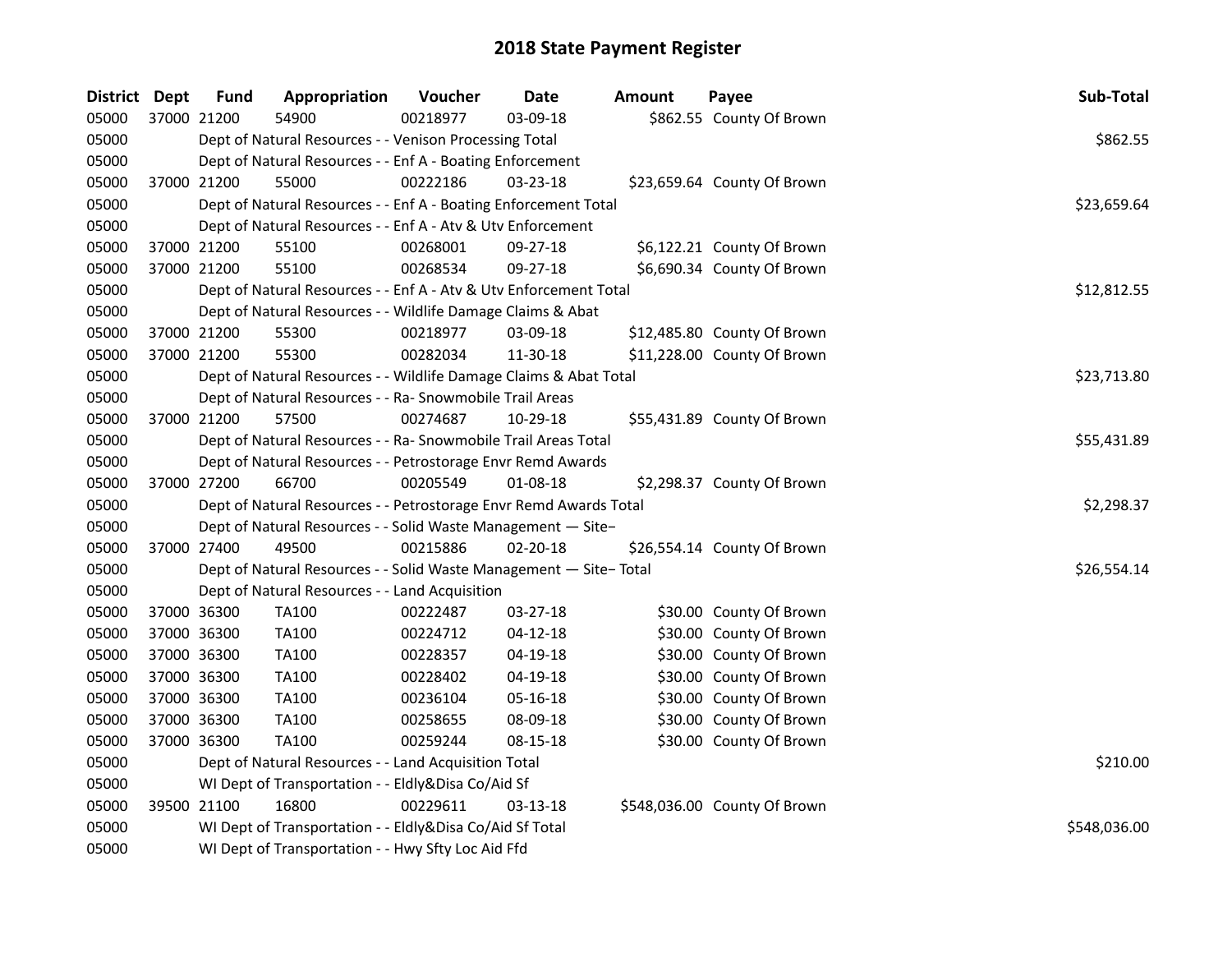## 2018 State Payment Register

| District | Dept | Fund | Appropriation | Voucher | Date | Amount | Payee | Sub-Total |
|---|---|---|---|---|---|---|---|---|
| 05000 | 37000 | 21200 | 54900 | 00218977 | 03-09-18 | $862.55 | County Of Brown | |
| 05000 | | | Dept of Natural Resources - - Venison Processing Total | | | | | $862.55 |
| 05000 | | | Dept of Natural Resources - - Enf A - Boating Enforcement | | | | | |
| 05000 | 37000 | 21200 | 55000 | 00222186 | 03-23-18 | $23,659.64 | County Of Brown | |
| 05000 | | | Dept of Natural Resources - - Enf A - Boating Enforcement Total | | | | | $23,659.64 |
| 05000 | | | Dept of Natural Resources - - Enf A - Atv & Utv Enforcement | | | | | |
| 05000 | 37000 | 21200 | 55100 | 00268001 | 09-27-18 | $6,122.21 | County Of Brown | |
| 05000 | 37000 | 21200 | 55100 | 00268534 | 09-27-18 | $6,690.34 | County Of Brown | |
| 05000 | | | Dept of Natural Resources - - Enf A - Atv & Utv Enforcement Total | | | | | $12,812.55 |
| 05000 | | | Dept of Natural Resources - - Wildlife Damage Claims & Abat | | | | | |
| 05000 | 37000 | 21200 | 55300 | 00218977 | 03-09-18 | $12,485.80 | County Of Brown | |
| 05000 | 37000 | 21200 | 55300 | 00282034 | 11-30-18 | $11,228.00 | County Of Brown | |
| 05000 | | | Dept of Natural Resources - - Wildlife Damage Claims & Abat Total | | | | | $23,713.80 |
| 05000 | | | Dept of Natural Resources - - Ra- Snowmobile Trail Areas | | | | | |
| 05000 | 37000 | 21200 | 57500 | 00274687 | 10-29-18 | $55,431.89 | County Of Brown | |
| 05000 | | | Dept of Natural Resources - - Ra- Snowmobile Trail Areas Total | | | | | $55,431.89 |
| 05000 | | | Dept of Natural Resources - - Petrostorage Envr Remd Awards | | | | | |
| 05000 | 37000 | 27200 | 66700 | 00205549 | 01-08-18 | $2,298.37 | County Of Brown | |
| 05000 | | | Dept of Natural Resources - - Petrostorage Envr Remd Awards Total | | | | | $2,298.37 |
| 05000 | | | Dept of Natural Resources - - Solid Waste Management — Site− | | | | | |
| 05000 | 37000 | 27400 | 49500 | 00215886 | 02-20-18 | $26,554.14 | County Of Brown | |
| 05000 | | | Dept of Natural Resources - - Solid Waste Management — Site− Total | | | | | $26,554.14 |
| 05000 | | | Dept of Natural Resources - - Land Acquisition | | | | | |
| 05000 | 37000 | 36300 | TA100 | 00222487 | 03-27-18 | $30.00 | County Of Brown | |
| 05000 | 37000 | 36300 | TA100 | 00224712 | 04-12-18 | $30.00 | County Of Brown | |
| 05000 | 37000 | 36300 | TA100 | 00228357 | 04-19-18 | $30.00 | County Of Brown | |
| 05000 | 37000 | 36300 | TA100 | 00228402 | 04-19-18 | $30.00 | County Of Brown | |
| 05000 | 37000 | 36300 | TA100 | 00236104 | 05-16-18 | $30.00 | County Of Brown | |
| 05000 | 37000 | 36300 | TA100 | 00258655 | 08-09-18 | $30.00 | County Of Brown | |
| 05000 | 37000 | 36300 | TA100 | 00259244 | 08-15-18 | $30.00 | County Of Brown | |
| 05000 | | | Dept of Natural Resources - - Land Acquisition Total | | | | | $210.00 |
| 05000 | | | WI Dept of Transportation - - Eldly&Disa Co/Aid Sf | | | | | |
| 05000 | 39500 | 21100 | 16800 | 00229611 | 03-13-18 | $548,036.00 | County Of Brown | |
| 05000 | | | WI Dept of Transportation - - Eldly&Disa Co/Aid Sf Total | | | | | $548,036.00 |
| 05000 | | | WI Dept of Transportation - - Hwy Sfty Loc Aid Ffd | | | | | |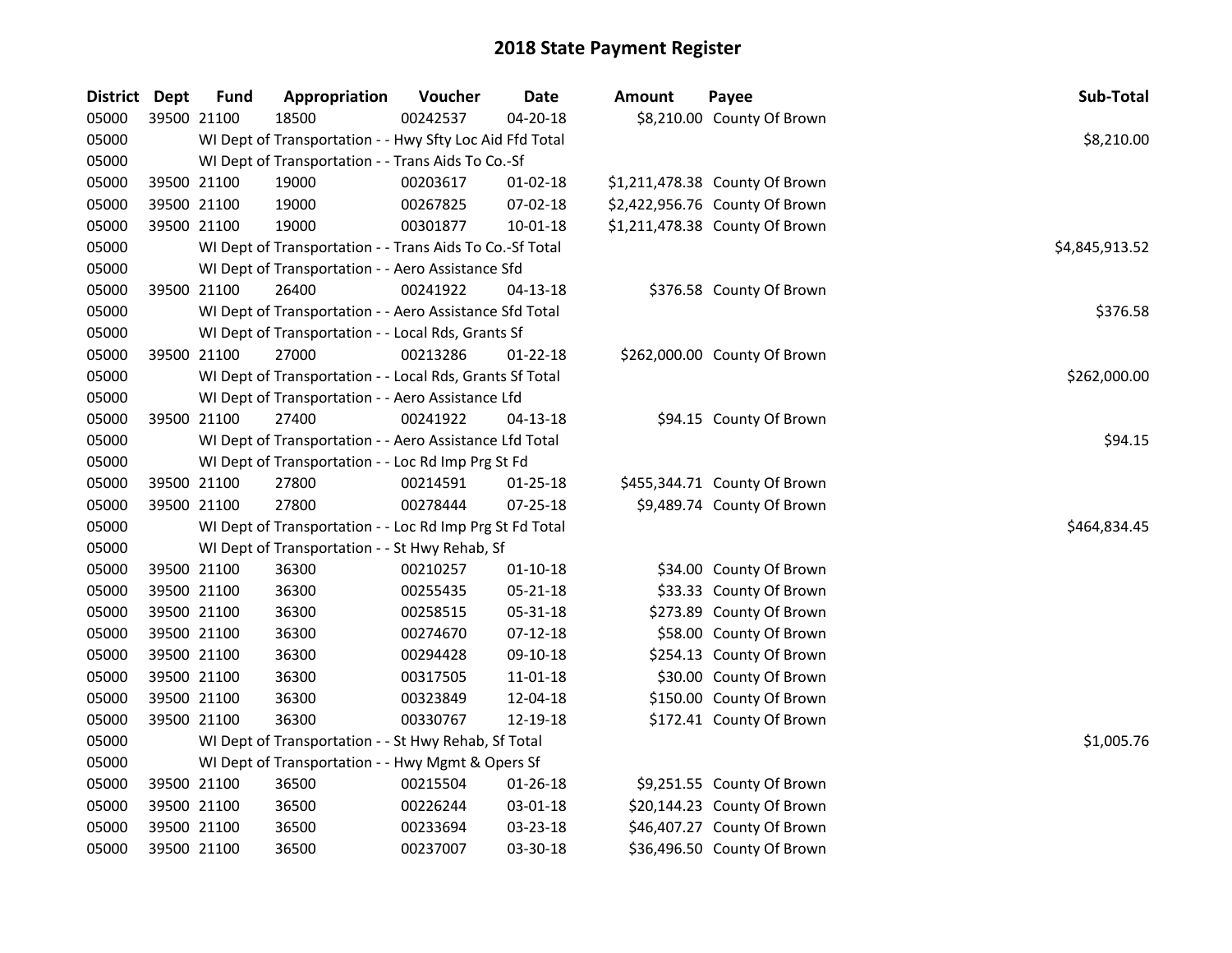# 2018 State Payment Register

| District | Dept | Fund | Appropriation | Voucher | Date | Amount | Payee | Sub-Total |
|---|---|---|---|---|---|---|---|---|
| 05000 | 39500 | 21100 | 18500 | 00242537 | 04-20-18 | $8,210.00 | County Of Brown | |
| 05000 | | | WI Dept of Transportation - - Hwy Sfty Loc Aid Ffd Total | | | | | $8,210.00 |
| 05000 | | | WI Dept of Transportation - - Trans Aids To Co.-Sf | | | | | |
| 05000 | 39500 | 21100 | 19000 | 00203617 | 01-02-18 | $1,211,478.38 | County Of Brown | |
| 05000 | 39500 | 21100 | 19000 | 00267825 | 07-02-18 | $2,422,956.76 | County Of Brown | |
| 05000 | 39500 | 21100 | 19000 | 00301877 | 10-01-18 | $1,211,478.38 | County Of Brown | |
| 05000 | | | WI Dept of Transportation - - Trans Aids To Co.-Sf Total | | | | | $4,845,913.52 |
| 05000 | | | WI Dept of Transportation - - Aero Assistance Sfd | | | | | |
| 05000 | 39500 | 21100 | 26400 | 00241922 | 04-13-18 | $376.58 | County Of Brown | |
| 05000 | | | WI Dept of Transportation - - Aero Assistance Sfd Total | | | | | $376.58 |
| 05000 | | | WI Dept of Transportation - - Local Rds, Grants Sf | | | | | |
| 05000 | 39500 | 21100 | 27000 | 00213286 | 01-22-18 | $262,000.00 | County Of Brown | |
| 05000 | | | WI Dept of Transportation - - Local Rds, Grants Sf Total | | | | | $262,000.00 |
| 05000 | | | WI Dept of Transportation - - Aero Assistance Lfd | | | | | |
| 05000 | 39500 | 21100 | 27400 | 00241922 | 04-13-18 | $94.15 | County Of Brown | |
| 05000 | | | WI Dept of Transportation - - Aero Assistance Lfd Total | | | | | $94.15 |
| 05000 | | | WI Dept of Transportation - - Loc Rd Imp Prg St Fd | | | | | |
| 05000 | 39500 | 21100 | 27800 | 00214591 | 01-25-18 | $455,344.71 | County Of Brown | |
| 05000 | 39500 | 21100 | 27800 | 00278444 | 07-25-18 | $9,489.74 | County Of Brown | |
| 05000 | | | WI Dept of Transportation - - Loc Rd Imp Prg St Fd Total | | | | | $464,834.45 |
| 05000 | | | WI Dept of Transportation - - St Hwy Rehab, Sf | | | | | |
| 05000 | 39500 | 21100 | 36300 | 00210257 | 01-10-18 | $34.00 | County Of Brown | |
| 05000 | 39500 | 21100 | 36300 | 00255435 | 05-21-18 | $33.33 | County Of Brown | |
| 05000 | 39500 | 21100 | 36300 | 00258515 | 05-31-18 | $273.89 | County Of Brown | |
| 05000 | 39500 | 21100 | 36300 | 00274670 | 07-12-18 | $58.00 | County Of Brown | |
| 05000 | 39500 | 21100 | 36300 | 00294428 | 09-10-18 | $254.13 | County Of Brown | |
| 05000 | 39500 | 21100 | 36300 | 00317505 | 11-01-18 | $30.00 | County Of Brown | |
| 05000 | 39500 | 21100 | 36300 | 00323849 | 12-04-18 | $150.00 | County Of Brown | |
| 05000 | 39500 | 21100 | 36300 | 00330767 | 12-19-18 | $172.41 | County Of Brown | |
| 05000 | | | WI Dept of Transportation - - St Hwy Rehab, Sf Total | | | | | $1,005.76 |
| 05000 | | | WI Dept of Transportation - - Hwy Mgmt & Opers Sf | | | | | |
| 05000 | 39500 | 21100 | 36500 | 00215504 | 01-26-18 | $9,251.55 | County Of Brown | |
| 05000 | 39500 | 21100 | 36500 | 00226244 | 03-01-18 | $20,144.23 | County Of Brown | |
| 05000 | 39500 | 21100 | 36500 | 00233694 | 03-23-18 | $46,407.27 | County Of Brown | |
| 05000 | 39500 | 21100 | 36500 | 00237007 | 03-30-18 | $36,496.50 | County Of Brown | |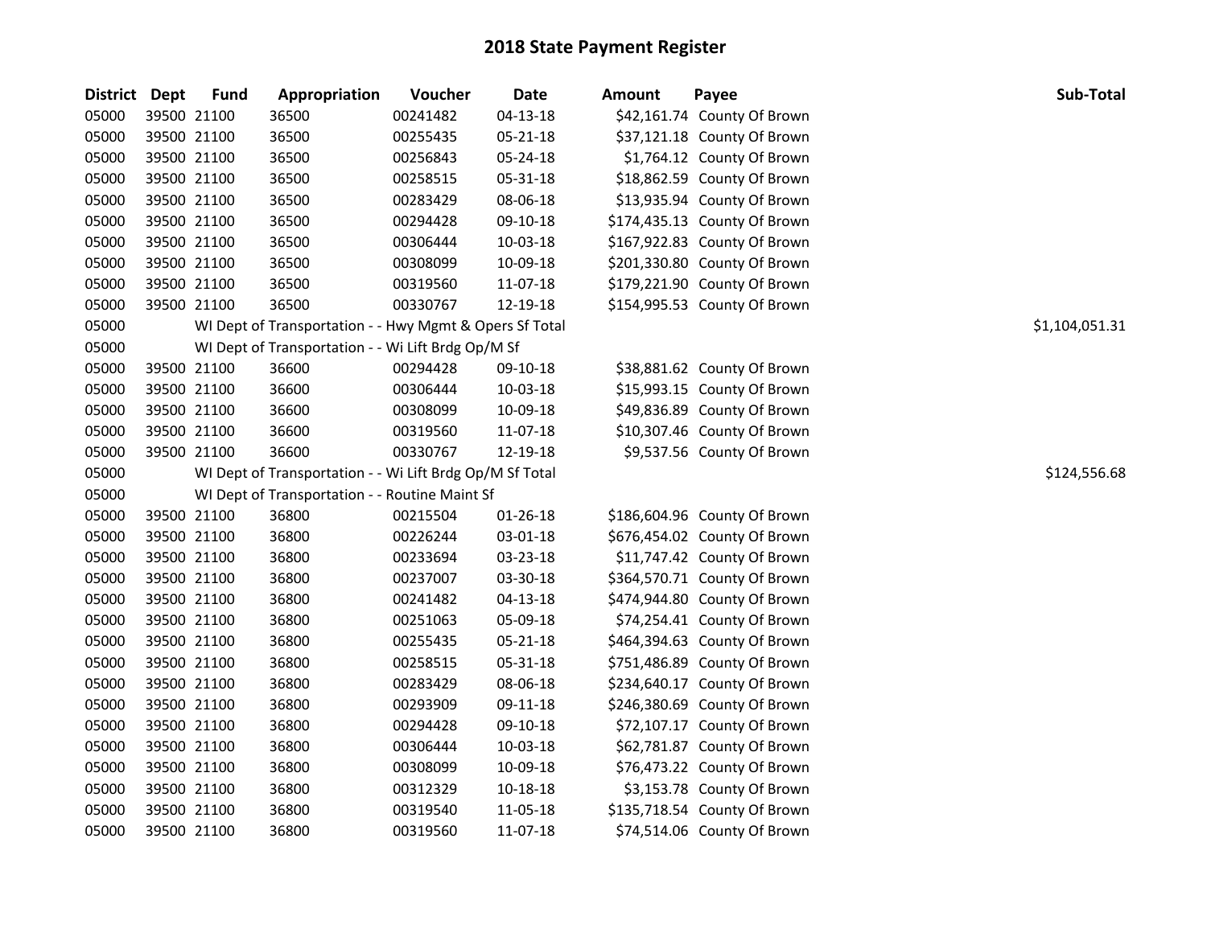# 2018 State Payment Register

| District | Dept | Fund | Appropriation | Voucher | Date | Amount | Payee | Sub-Total |
|---|---|---|---|---|---|---|---|---|
| 05000 | 39500 | 21100 | 36500 | 00241482 | 04-13-18 | $42,161.74 | County Of Brown | |
| 05000 | 39500 | 21100 | 36500 | 00255435 | 05-21-18 | $37,121.18 | County Of Brown | |
| 05000 | 39500 | 21100 | 36500 | 00256843 | 05-24-18 | $1,764.12 | County Of Brown | |
| 05000 | 39500 | 21100 | 36500 | 00258515 | 05-31-18 | $18,862.59 | County Of Brown | |
| 05000 | 39500 | 21100 | 36500 | 00283429 | 08-06-18 | $13,935.94 | County Of Brown | |
| 05000 | 39500 | 21100 | 36500 | 00294428 | 09-10-18 | $174,435.13 | County Of Brown | |
| 05000 | 39500 | 21100 | 36500 | 00306444 | 10-03-18 | $167,922.83 | County Of Brown | |
| 05000 | 39500 | 21100 | 36500 | 00308099 | 10-09-18 | $201,330.80 | County Of Brown | |
| 05000 | 39500 | 21100 | 36500 | 00319560 | 11-07-18 | $179,221.90 | County Of Brown | |
| 05000 | 39500 | 21100 | 36500 | 00330767 | 12-19-18 | $154,995.53 | County Of Brown | |
| 05000 | | WI Dept of Transportation - - Hwy Mgmt & Opers Sf Total | | | | | | $1,104,051.31 |
| 05000 | | WI Dept of Transportation - - Wi Lift Brdg Op/M Sf | | | | | | |
| 05000 | 39500 | 21100 | 36600 | 00294428 | 09-10-18 | $38,881.62 | County Of Brown | |
| 05000 | 39500 | 21100 | 36600 | 00306444 | 10-03-18 | $15,993.15 | County Of Brown | |
| 05000 | 39500 | 21100 | 36600 | 00308099 | 10-09-18 | $49,836.89 | County Of Brown | |
| 05000 | 39500 | 21100 | 36600 | 00319560 | 11-07-18 | $10,307.46 | County Of Brown | |
| 05000 | 39500 | 21100 | 36600 | 00330767 | 12-19-18 | $9,537.56 | County Of Brown | |
| 05000 | | WI Dept of Transportation - - Wi Lift Brdg Op/M Sf Total | | | | | | $124,556.68 |
| 05000 | | WI Dept of Transportation - - Routine Maint Sf | | | | | | |
| 05000 | 39500 | 21100 | 36800 | 00215504 | 01-26-18 | $186,604.96 | County Of Brown | |
| 05000 | 39500 | 21100 | 36800 | 00226244 | 03-01-18 | $676,454.02 | County Of Brown | |
| 05000 | 39500 | 21100 | 36800 | 00233694 | 03-23-18 | $11,747.42 | County Of Brown | |
| 05000 | 39500 | 21100 | 36800 | 00237007 | 03-30-18 | $364,570.71 | County Of Brown | |
| 05000 | 39500 | 21100 | 36800 | 00241482 | 04-13-18 | $474,944.80 | County Of Brown | |
| 05000 | 39500 | 21100 | 36800 | 00251063 | 05-09-18 | $74,254.41 | County Of Brown | |
| 05000 | 39500 | 21100 | 36800 | 00255435 | 05-21-18 | $464,394.63 | County Of Brown | |
| 05000 | 39500 | 21100 | 36800 | 00258515 | 05-31-18 | $751,486.89 | County Of Brown | |
| 05000 | 39500 | 21100 | 36800 | 00283429 | 08-06-18 | $234,640.17 | County Of Brown | |
| 05000 | 39500 | 21100 | 36800 | 00293909 | 09-11-18 | $246,380.69 | County Of Brown | |
| 05000 | 39500 | 21100 | 36800 | 00294428 | 09-10-18 | $72,107.17 | County Of Brown | |
| 05000 | 39500 | 21100 | 36800 | 00306444 | 10-03-18 | $62,781.87 | County Of Brown | |
| 05000 | 39500 | 21100 | 36800 | 00308099 | 10-09-18 | $76,473.22 | County Of Brown | |
| 05000 | 39500 | 21100 | 36800 | 00312329 | 10-18-18 | $3,153.78 | County Of Brown | |
| 05000 | 39500 | 21100 | 36800 | 00319540 | 11-05-18 | $135,718.54 | County Of Brown | |
| 05000 | 39500 | 21100 | 36800 | 00319560 | 11-07-18 | $74,514.06 | County Of Brown | |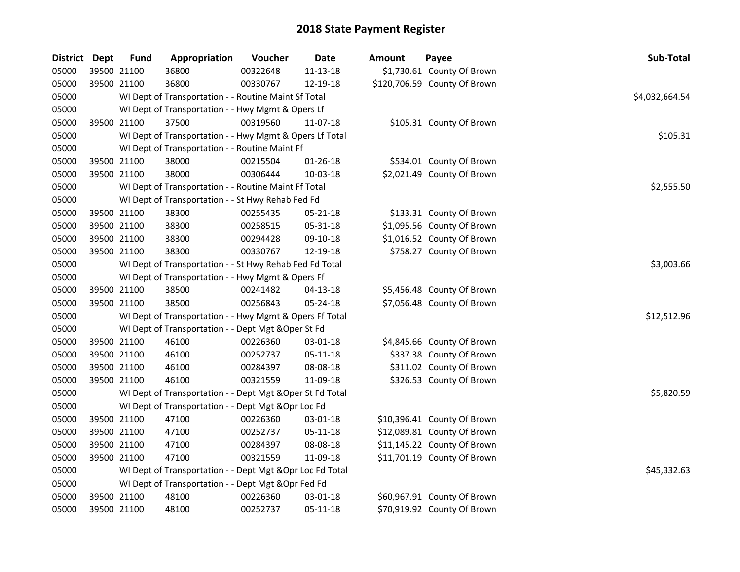# 2018 State Payment Register

| District | Dept | Fund | Appropriation | Voucher | Date | Amount | Payee | Sub-Total |
|---|---|---|---|---|---|---|---|---|
| 05000 | 39500 | 21100 | 36800 | 00322648 | 11-13-18 | $1,730.61 | County Of Brown | |
| 05000 | 39500 | 21100 | 36800 | 00330767 | 12-19-18 | $120,706.59 | County Of Brown | |
| 05000 | | | WI Dept of Transportation - - Routine Maint Sf Total | | | | | $4,032,664.54 |
| 05000 | | | WI Dept of Transportation - - Hwy Mgmt & Opers Lf | | | | | |
| 05000 | 39500 | 21100 | 37500 | 00319560 | 11-07-18 | $105.31 | County Of Brown | |
| 05000 | | | WI Dept of Transportation - - Hwy Mgmt & Opers Lf Total | | | | | $105.31 |
| 05000 | | | WI Dept of Transportation - - Routine Maint Ff | | | | | |
| 05000 | 39500 | 21100 | 38000 | 00215504 | 01-26-18 | $534.01 | County Of Brown | |
| 05000 | 39500 | 21100 | 38000 | 00306444 | 10-03-18 | $2,021.49 | County Of Brown | |
| 05000 | | | WI Dept of Transportation - - Routine Maint Ff Total | | | | | $2,555.50 |
| 05000 | | | WI Dept of Transportation - - St Hwy Rehab Fed Fd | | | | | |
| 05000 | 39500 | 21100 | 38300 | 00255435 | 05-21-18 | $133.31 | County Of Brown | |
| 05000 | 39500 | 21100 | 38300 | 00258515 | 05-31-18 | $1,095.56 | County Of Brown | |
| 05000 | 39500 | 21100 | 38300 | 00294428 | 09-10-18 | $1,016.52 | County Of Brown | |
| 05000 | 39500 | 21100 | 38300 | 00330767 | 12-19-18 | $758.27 | County Of Brown | |
| 05000 | | | WI Dept of Transportation - - St Hwy Rehab Fed Fd Total | | | | | $3,003.66 |
| 05000 | | | WI Dept of Transportation - - Hwy Mgmt & Opers Ff | | | | | |
| 05000 | 39500 | 21100 | 38500 | 00241482 | 04-13-18 | $5,456.48 | County Of Brown | |
| 05000 | 39500 | 21100 | 38500 | 00256843 | 05-24-18 | $7,056.48 | County Of Brown | |
| 05000 | | | WI Dept of Transportation - - Hwy Mgmt & Opers Ff Total | | | | | $12,512.96 |
| 05000 | | | WI Dept of Transportation - - Dept Mgt &Oper St Fd | | | | | |
| 05000 | 39500 | 21100 | 46100 | 00226360 | 03-01-18 | $4,845.66 | County Of Brown | |
| 05000 | 39500 | 21100 | 46100 | 00252737 | 05-11-18 | $337.38 | County Of Brown | |
| 05000 | 39500 | 21100 | 46100 | 00284397 | 08-08-18 | $311.02 | County Of Brown | |
| 05000 | 39500 | 21100 | 46100 | 00321559 | 11-09-18 | $326.53 | County Of Brown | |
| 05000 | | | WI Dept of Transportation - - Dept Mgt &Oper St Fd Total | | | | | $5,820.59 |
| 05000 | | | WI Dept of Transportation - - Dept Mgt &Opr Loc Fd | | | | | |
| 05000 | 39500 | 21100 | 47100 | 00226360 | 03-01-18 | $10,396.41 | County Of Brown | |
| 05000 | 39500 | 21100 | 47100 | 00252737 | 05-11-18 | $12,089.81 | County Of Brown | |
| 05000 | 39500 | 21100 | 47100 | 00284397 | 08-08-18 | $11,145.22 | County Of Brown | |
| 05000 | 39500 | 21100 | 47100 | 00321559 | 11-09-18 | $11,701.19 | County Of Brown | |
| 05000 | | | WI Dept of Transportation - - Dept Mgt &Opr Loc Fd Total | | | | | $45,332.63 |
| 05000 | | | WI Dept of Transportation - - Dept Mgt &Opr Fed Fd | | | | | |
| 05000 | 39500 | 21100 | 48100 | 00226360 | 03-01-18 | $60,967.91 | County Of Brown | |
| 05000 | 39500 | 21100 | 48100 | 00252737 | 05-11-18 | $70,919.92 | County Of Brown | |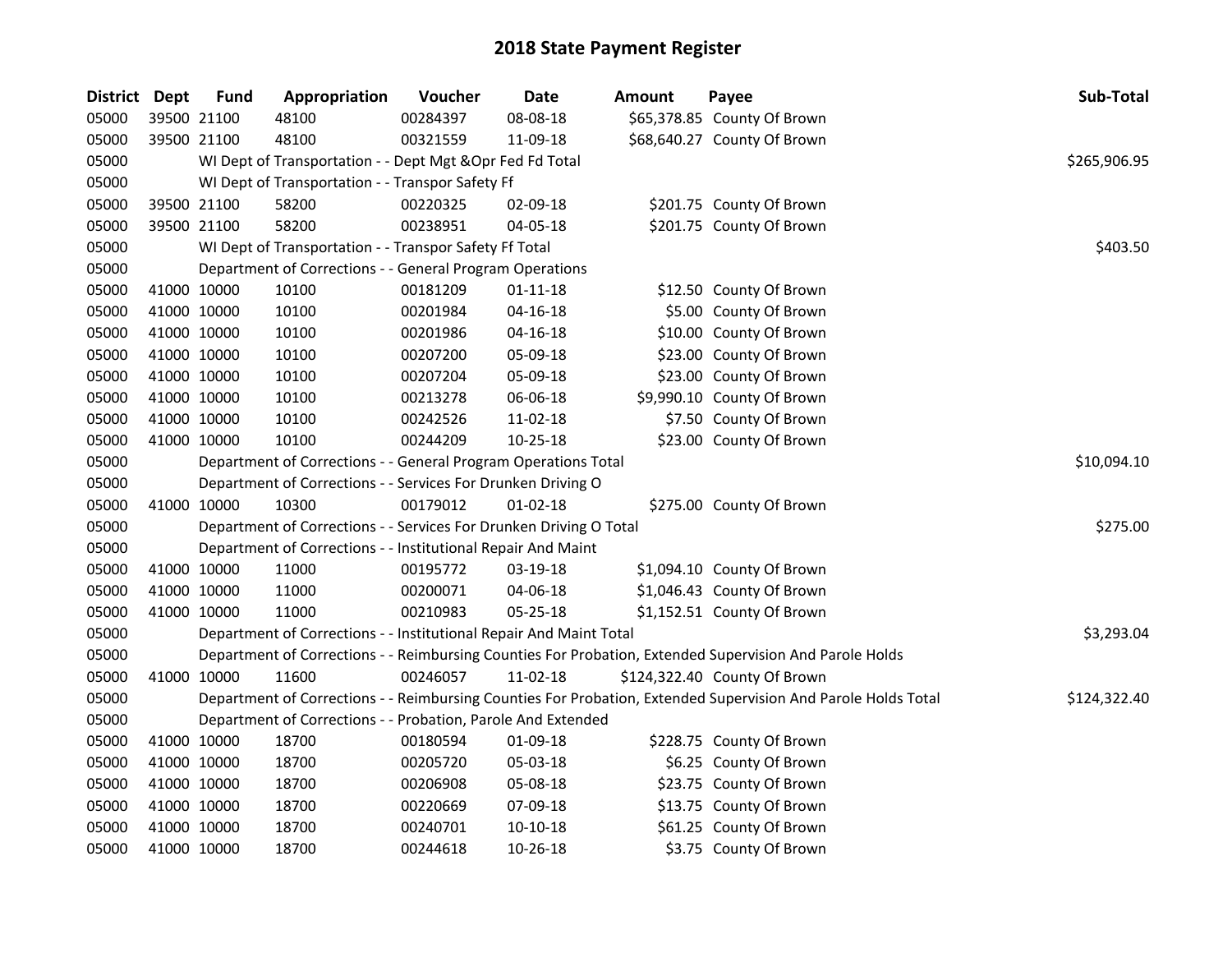# 2018 State Payment Register

| District | Dept | Fund | Appropriation | Voucher | Date | Amount | Payee | Sub-Total |
|---|---|---|---|---|---|---|---|---|
| 05000 | 39500 | 21100 | 48100 | 00284397 | 08-08-18 | $65,378.85 | County Of Brown | |
| 05000 | 39500 | 21100 | 48100 | 00321559 | 11-09-18 | $68,640.27 | County Of Brown | |
| 05000 | | | WI Dept of Transportation - - Dept Mgt &Opr Fed Fd Total | | | | | $265,906.95 |
| 05000 | | | WI Dept of Transportation - - Transpor Safety Ff | | | | | |
| 05000 | 39500 | 21100 | 58200 | 00220325 | 02-09-18 | $201.75 | County Of Brown | |
| 05000 | 39500 | 21100 | 58200 | 00238951 | 04-05-18 | $201.75 | County Of Brown | |
| 05000 | | | WI Dept of Transportation - - Transpor Safety Ff Total | | | | | $403.50 |
| 05000 | | | Department of Corrections - - General Program Operations | | | | | |
| 05000 | 41000 | 10000 | 10100 | 00181209 | 01-11-18 | $12.50 | County Of Brown | |
| 05000 | 41000 | 10000 | 10100 | 00201984 | 04-16-18 | $5.00 | County Of Brown | |
| 05000 | 41000 | 10000 | 10100 | 00201986 | 04-16-18 | $10.00 | County Of Brown | |
| 05000 | 41000 | 10000 | 10100 | 00207200 | 05-09-18 | $23.00 | County Of Brown | |
| 05000 | 41000 | 10000 | 10100 | 00207204 | 05-09-18 | $23.00 | County Of Brown | |
| 05000 | 41000 | 10000 | 10100 | 00213278 | 06-06-18 | $9,990.10 | County Of Brown | |
| 05000 | 41000 | 10000 | 10100 | 00242526 | 11-02-18 | $7.50 | County Of Brown | |
| 05000 | 41000 | 10000 | 10100 | 00244209 | 10-25-18 | $23.00 | County Of Brown | |
| 05000 | | | Department of Corrections - - General Program Operations Total | | | | | $10,094.10 |
| 05000 | | | Department of Corrections - - Services For Drunken Driving O | | | | | |
| 05000 | 41000 | 10000 | 10300 | 00179012 | 01-02-18 | $275.00 | County Of Brown | |
| 05000 | | | Department of Corrections - - Services For Drunken Driving O Total | | | | | $275.00 |
| 05000 | | | Department of Corrections - - Institutional Repair And Maint | | | | | |
| 05000 | 41000 | 10000 | 11000 | 00195772 | 03-19-18 | $1,094.10 | County Of Brown | |
| 05000 | 41000 | 10000 | 11000 | 00200071 | 04-06-18 | $1,046.43 | County Of Brown | |
| 05000 | 41000 | 10000 | 11000 | 00210983 | 05-25-18 | $1,152.51 | County Of Brown | |
| 05000 | | | Department of Corrections - - Institutional Repair And Maint Total | | | | | $3,293.04 |
| 05000 | | | Department of Corrections - - Reimbursing Counties For Probation, Extended Supervision And Parole Holds | | | | | |
| 05000 | 41000 | 10000 | 11600 | 00246057 | 11-02-18 | $124,322.40 | County Of Brown | |
| 05000 | | | Department of Corrections - - Reimbursing Counties For Probation, Extended Supervision And Parole Holds Total | | | | | $124,322.40 |
| 05000 | | | Department of Corrections - - Probation, Parole And Extended | | | | | |
| 05000 | 41000 | 10000 | 18700 | 00180594 | 01-09-18 | $228.75 | County Of Brown | |
| 05000 | 41000 | 10000 | 18700 | 00205720 | 05-03-18 | $6.25 | County Of Brown | |
| 05000 | 41000 | 10000 | 18700 | 00206908 | 05-08-18 | $23.75 | County Of Brown | |
| 05000 | 41000 | 10000 | 18700 | 00220669 | 07-09-18 | $13.75 | County Of Brown | |
| 05000 | 41000 | 10000 | 18700 | 00240701 | 10-10-18 | $61.25 | County Of Brown | |
| 05000 | 41000 | 10000 | 18700 | 00244618 | 10-26-18 | $3.75 | County Of Brown | |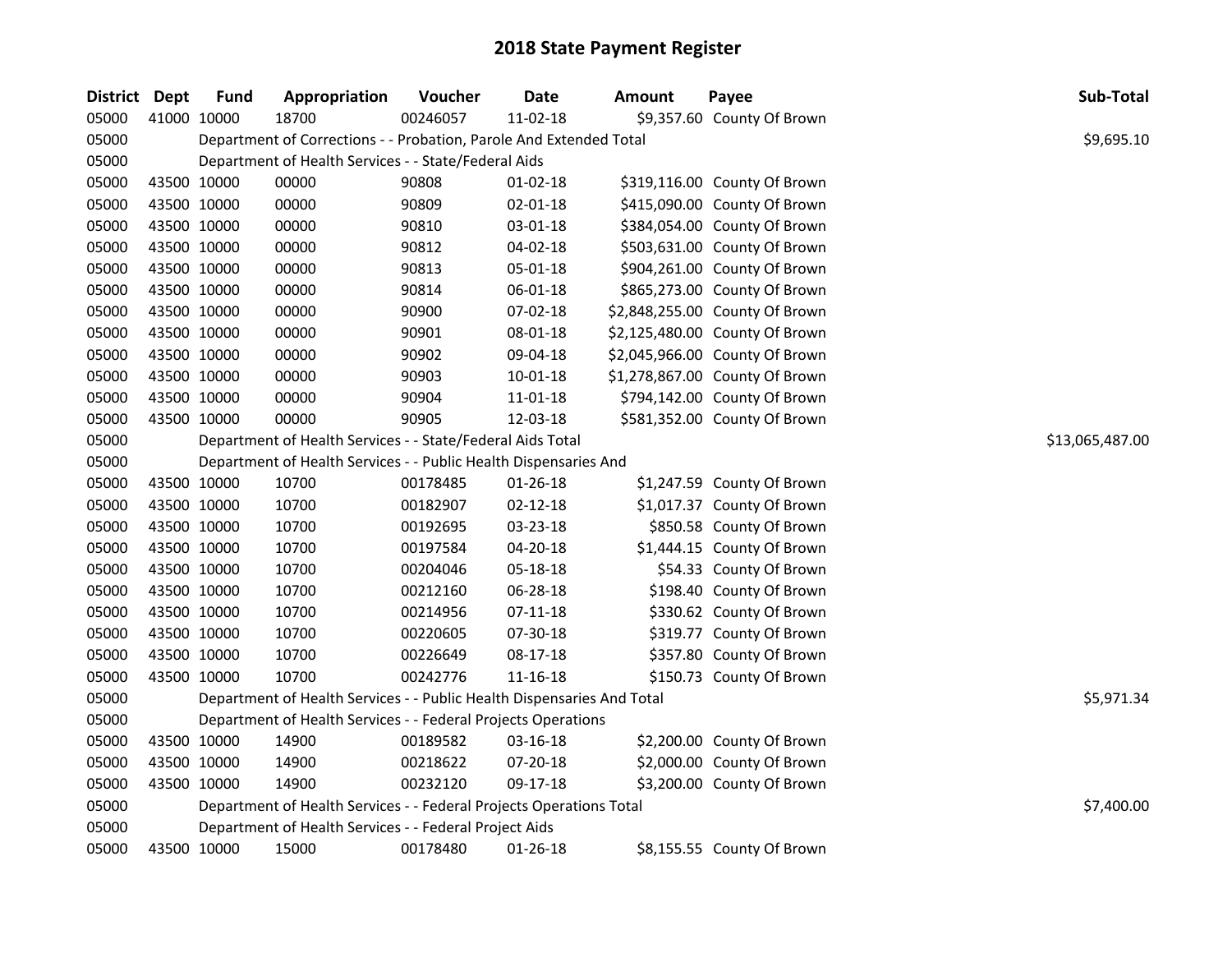# 2018 State Payment Register

| District | Dept | Fund | Appropriation | Voucher | Date | Amount | Payee | Sub-Total |
|---|---|---|---|---|---|---|---|---|
| 05000 | 41000 | 10000 | 18700 | 00246057 | 11-02-18 | $9,357.60 | County Of Brown | |
| 05000 | | Department of Corrections - - Probation, Parole And Extended Total | | | | | | $9,695.10 |
| 05000 | | Department of Health Services - - State/Federal Aids | | | | | | |
| 05000 | 43500 | 10000 | 00000 | 90808 | 01-02-18 | $319,116.00 | County Of Brown | |
| 05000 | 43500 | 10000 | 00000 | 90809 | 02-01-18 | $415,090.00 | County Of Brown | |
| 05000 | 43500 | 10000 | 00000 | 90810 | 03-01-18 | $384,054.00 | County Of Brown | |
| 05000 | 43500 | 10000 | 00000 | 90812 | 04-02-18 | $503,631.00 | County Of Brown | |
| 05000 | 43500 | 10000 | 00000 | 90813 | 05-01-18 | $904,261.00 | County Of Brown | |
| 05000 | 43500 | 10000 | 00000 | 90814 | 06-01-18 | $865,273.00 | County Of Brown | |
| 05000 | 43500 | 10000 | 00000 | 90900 | 07-02-18 | $2,848,255.00 | County Of Brown | |
| 05000 | 43500 | 10000 | 00000 | 90901 | 08-01-18 | $2,125,480.00 | County Of Brown | |
| 05000 | 43500 | 10000 | 00000 | 90902 | 09-04-18 | $2,045,966.00 | County Of Brown | |
| 05000 | 43500 | 10000 | 00000 | 90903 | 10-01-18 | $1,278,867.00 | County Of Brown | |
| 05000 | 43500 | 10000 | 00000 | 90904 | 11-01-18 | $794,142.00 | County Of Brown | |
| 05000 | 43500 | 10000 | 00000 | 90905 | 12-03-18 | $581,352.00 | County Of Brown | |
| 05000 | | Department of Health Services - - State/Federal Aids Total | | | | | | $13,065,487.00 |
| 05000 | | Department of Health Services - - Public Health Dispensaries And | | | | | | |
| 05000 | 43500 | 10000 | 10700 | 00178485 | 01-26-18 | $1,247.59 | County Of Brown | |
| 05000 | 43500 | 10000 | 10700 | 00182907 | 02-12-18 | $1,017.37 | County Of Brown | |
| 05000 | 43500 | 10000 | 10700 | 00192695 | 03-23-18 | $850.58 | County Of Brown | |
| 05000 | 43500 | 10000 | 10700 | 00197584 | 04-20-18 | $1,444.15 | County Of Brown | |
| 05000 | 43500 | 10000 | 10700 | 00204046 | 05-18-18 | $54.33 | County Of Brown | |
| 05000 | 43500 | 10000 | 10700 | 00212160 | 06-28-18 | $198.40 | County Of Brown | |
| 05000 | 43500 | 10000 | 10700 | 00214956 | 07-11-18 | $330.62 | County Of Brown | |
| 05000 | 43500 | 10000 | 10700 | 00220605 | 07-30-18 | $319.77 | County Of Brown | |
| 05000 | 43500 | 10000 | 10700 | 00226649 | 08-17-18 | $357.80 | County Of Brown | |
| 05000 | 43500 | 10000 | 10700 | 00242776 | 11-16-18 | $150.73 | County Of Brown | |
| 05000 | | Department of Health Services - - Public Health Dispensaries And Total | | | | | | $5,971.34 |
| 05000 | | Department of Health Services - - Federal Projects Operations | | | | | | |
| 05000 | 43500 | 10000 | 14900 | 00189582 | 03-16-18 | $2,200.00 | County Of Brown | |
| 05000 | 43500 | 10000 | 14900 | 00218622 | 07-20-18 | $2,000.00 | County Of Brown | |
| 05000 | 43500 | 10000 | 14900 | 00232120 | 09-17-18 | $3,200.00 | County Of Brown | |
| 05000 | | Department of Health Services - - Federal Projects Operations Total | | | | | | $7,400.00 |
| 05000 | | Department of Health Services - - Federal Project Aids | | | | | | |
| 05000 | 43500 | 10000 | 15000 | 00178480 | 01-26-18 | $8,155.55 | County Of Brown | |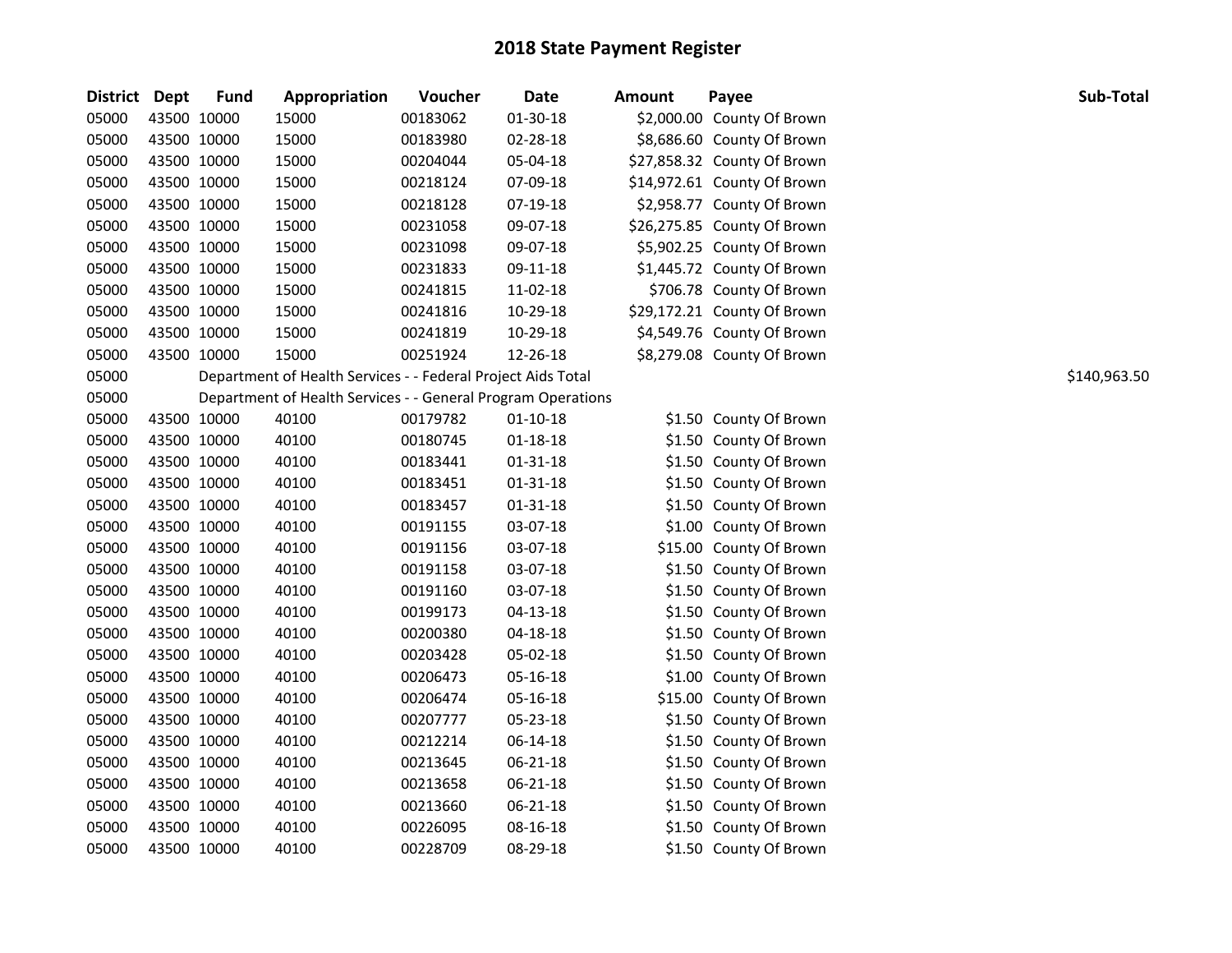## 2018 State Payment Register

| District | Dept | Fund | Appropriation | Voucher | Date | Amount | Payee | Sub-Total |
|---|---|---|---|---|---|---|---|---|
| 05000 | 43500 | 10000 | 15000 | 00183062 | 01-30-18 | $2,000.00 | County Of Brown | |
| 05000 | 43500 | 10000 | 15000 | 00183980 | 02-28-18 | $8,686.60 | County Of Brown | |
| 05000 | 43500 | 10000 | 15000 | 00204044 | 05-04-18 | $27,858.32 | County Of Brown | |
| 05000 | 43500 | 10000 | 15000 | 00218124 | 07-09-18 | $14,972.61 | County Of Brown | |
| 05000 | 43500 | 10000 | 15000 | 00218128 | 07-19-18 | $2,958.77 | County Of Brown | |
| 05000 | 43500 | 10000 | 15000 | 00231058 | 09-07-18 | $26,275.85 | County Of Brown | |
| 05000 | 43500 | 10000 | 15000 | 00231098 | 09-07-18 | $5,902.25 | County Of Brown | |
| 05000 | 43500 | 10000 | 15000 | 00231833 | 09-11-18 | $1,445.72 | County Of Brown | |
| 05000 | 43500 | 10000 | 15000 | 00241815 | 11-02-18 | $706.78 | County Of Brown | |
| 05000 | 43500 | 10000 | 15000 | 00241816 | 10-29-18 | $29,172.21 | County Of Brown | |
| 05000 | 43500 | 10000 | 15000 | 00241819 | 10-29-18 | $4,549.76 | County Of Brown | |
| 05000 | 43500 | 10000 | 15000 | 00251924 | 12-26-18 | $8,279.08 | County Of Brown | |
| 05000 | | Department of Health Services - - Federal Project Aids Total | | | | | | $140,963.50 |
| 05000 | | Department of Health Services - - General Program Operations | | | | | | |
| 05000 | 43500 | 10000 | 40100 | 00179782 | 01-10-18 | $1.50 | County Of Brown | |
| 05000 | 43500 | 10000 | 40100 | 00180745 | 01-18-18 | $1.50 | County Of Brown | |
| 05000 | 43500 | 10000 | 40100 | 00183441 | 01-31-18 | $1.50 | County Of Brown | |
| 05000 | 43500 | 10000 | 40100 | 00183451 | 01-31-18 | $1.50 | County Of Brown | |
| 05000 | 43500 | 10000 | 40100 | 00183457 | 01-31-18 | $1.50 | County Of Brown | |
| 05000 | 43500 | 10000 | 40100 | 00191155 | 03-07-18 | $1.00 | County Of Brown | |
| 05000 | 43500 | 10000 | 40100 | 00191156 | 03-07-18 | $15.00 | County Of Brown | |
| 05000 | 43500 | 10000 | 40100 | 00191158 | 03-07-18 | $1.50 | County Of Brown | |
| 05000 | 43500 | 10000 | 40100 | 00191160 | 03-07-18 | $1.50 | County Of Brown | |
| 05000 | 43500 | 10000 | 40100 | 00199173 | 04-13-18 | $1.50 | County Of Brown | |
| 05000 | 43500 | 10000 | 40100 | 00200380 | 04-18-18 | $1.50 | County Of Brown | |
| 05000 | 43500 | 10000 | 40100 | 00203428 | 05-02-18 | $1.50 | County Of Brown | |
| 05000 | 43500 | 10000 | 40100 | 00206473 | 05-16-18 | $1.00 | County Of Brown | |
| 05000 | 43500 | 10000 | 40100 | 00206474 | 05-16-18 | $15.00 | County Of Brown | |
| 05000 | 43500 | 10000 | 40100 | 00207777 | 05-23-18 | $1.50 | County Of Brown | |
| 05000 | 43500 | 10000 | 40100 | 00212214 | 06-14-18 | $1.50 | County Of Brown | |
| 05000 | 43500 | 10000 | 40100 | 00213645 | 06-21-18 | $1.50 | County Of Brown | |
| 05000 | 43500 | 10000 | 40100 | 00213658 | 06-21-18 | $1.50 | County Of Brown | |
| 05000 | 43500 | 10000 | 40100 | 00213660 | 06-21-18 | $1.50 | County Of Brown | |
| 05000 | 43500 | 10000 | 40100 | 00226095 | 08-16-18 | $1.50 | County Of Brown | |
| 05000 | 43500 | 10000 | 40100 | 00228709 | 08-29-18 | $1.50 | County Of Brown | |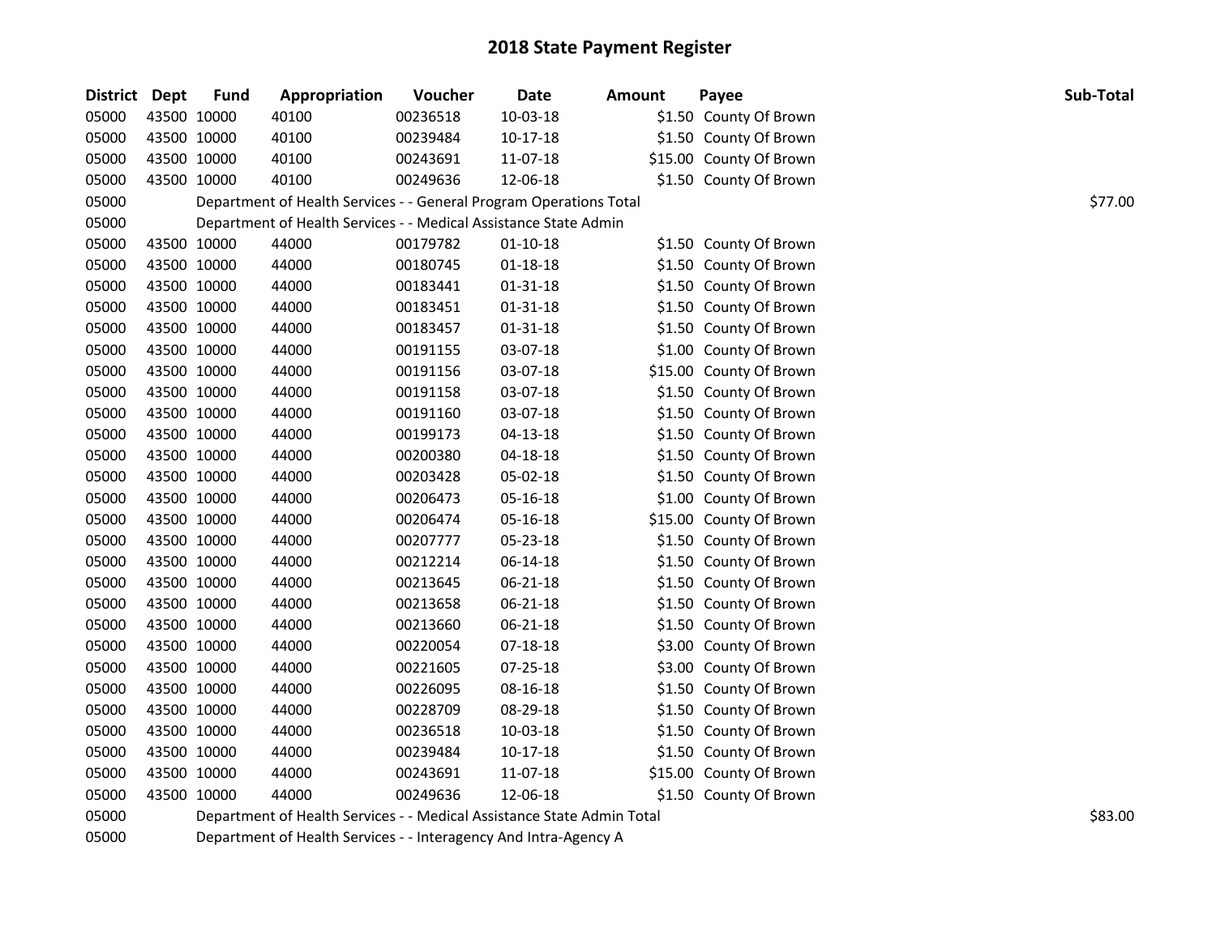# 2018 State Payment Register

| District | Dept | Fund | Appropriation | Voucher | Date | Amount | Payee | Sub-Total |
|---|---|---|---|---|---|---|---|---|
| 05000 | 43500 | 10000 | 40100 | 00236518 | 10-03-18 | $1.50 | County Of Brown | |
| 05000 | 43500 | 10000 | 40100 | 00239484 | 10-17-18 | $1.50 | County Of Brown | |
| 05000 | 43500 | 10000 | 40100 | 00243691 | 11-07-18 | $15.00 | County Of Brown | |
| 05000 | 43500 | 10000 | 40100 | 00249636 | 12-06-18 | $1.50 | County Of Brown | |
| 05000 | Department of Health Services - - General Program Operations Total | | | | | | | $77.00 |
| 05000 | Department of Health Services - - Medical Assistance State Admin | | | | | | | |
| 05000 | 43500 | 10000 | 44000 | 00179782 | 01-10-18 | $1.50 | County Of Brown | |
| 05000 | 43500 | 10000 | 44000 | 00180745 | 01-18-18 | $1.50 | County Of Brown | |
| 05000 | 43500 | 10000 | 44000 | 00183441 | 01-31-18 | $1.50 | County Of Brown | |
| 05000 | 43500 | 10000 | 44000 | 00183451 | 01-31-18 | $1.50 | County Of Brown | |
| 05000 | 43500 | 10000 | 44000 | 00183457 | 01-31-18 | $1.50 | County Of Brown | |
| 05000 | 43500 | 10000 | 44000 | 00191155 | 03-07-18 | $1.00 | County Of Brown | |
| 05000 | 43500 | 10000 | 44000 | 00191156 | 03-07-18 | $15.00 | County Of Brown | |
| 05000 | 43500 | 10000 | 44000 | 00191158 | 03-07-18 | $1.50 | County Of Brown | |
| 05000 | 43500 | 10000 | 44000 | 00191160 | 03-07-18 | $1.50 | County Of Brown | |
| 05000 | 43500 | 10000 | 44000 | 00199173 | 04-13-18 | $1.50 | County Of Brown | |
| 05000 | 43500 | 10000 | 44000 | 00200380 | 04-18-18 | $1.50 | County Of Brown | |
| 05000 | 43500 | 10000 | 44000 | 00203428 | 05-02-18 | $1.50 | County Of Brown | |
| 05000 | 43500 | 10000 | 44000 | 00206473 | 05-16-18 | $1.00 | County Of Brown | |
| 05000 | 43500 | 10000 | 44000 | 00206474 | 05-16-18 | $15.00 | County Of Brown | |
| 05000 | 43500 | 10000 | 44000 | 00207777 | 05-23-18 | $1.50 | County Of Brown | |
| 05000 | 43500 | 10000 | 44000 | 00212214 | 06-14-18 | $1.50 | County Of Brown | |
| 05000 | 43500 | 10000 | 44000 | 00213645 | 06-21-18 | $1.50 | County Of Brown | |
| 05000 | 43500 | 10000 | 44000 | 00213658 | 06-21-18 | $1.50 | County Of Brown | |
| 05000 | 43500 | 10000 | 44000 | 00213660 | 06-21-18 | $1.50 | County Of Brown | |
| 05000 | 43500 | 10000 | 44000 | 00220054 | 07-18-18 | $3.00 | County Of Brown | |
| 05000 | 43500 | 10000 | 44000 | 00221605 | 07-25-18 | $3.00 | County Of Brown | |
| 05000 | 43500 | 10000 | 44000 | 00226095 | 08-16-18 | $1.50 | County Of Brown | |
| 05000 | 43500 | 10000 | 44000 | 00228709 | 08-29-18 | $1.50 | County Of Brown | |
| 05000 | 43500 | 10000 | 44000 | 00236518 | 10-03-18 | $1.50 | County Of Brown | |
| 05000 | 43500 | 10000 | 44000 | 00239484 | 10-17-18 | $1.50 | County Of Brown | |
| 05000 | 43500 | 10000 | 44000 | 00243691 | 11-07-18 | $15.00 | County Of Brown | |
| 05000 | 43500 | 10000 | 44000 | 00249636 | 12-06-18 | $1.50 | County Of Brown | |
| 05000 | Department of Health Services - - Medical Assistance State Admin Total | | | | | | | $83.00 |
| 05000 | Department of Health Services - - Interagency And Intra-Agency A | | | | | | | |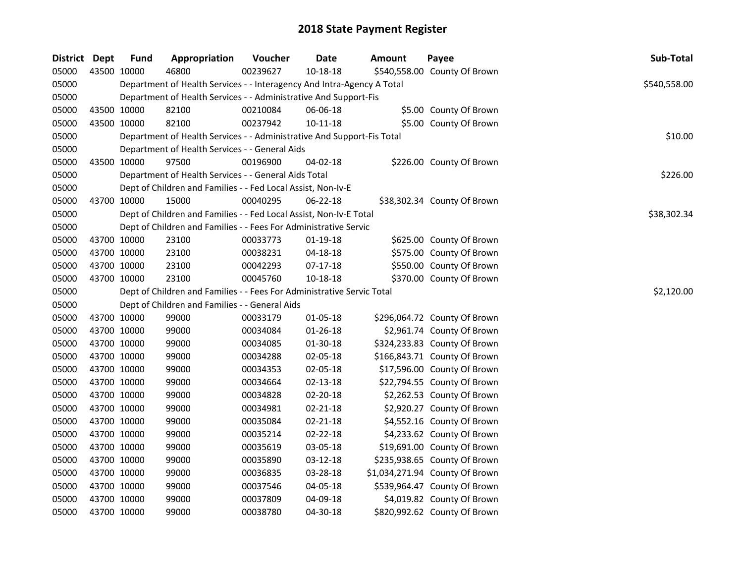# 2018 State Payment Register

| District | Dept | Fund | Appropriation | Voucher | Date | Amount | Payee | Sub-Total |
|---|---|---|---|---|---|---|---|---|
| 05000 | 43500 | 10000 | 46800 | 00239627 | 10-18-18 | $540,558.00 | County Of Brown | |
| 05000 | | Department of Health Services - - Interagency And Intra-Agency A Total | | | | | | $540,558.00 |
| 05000 | | Department of Health Services - - Administrative And Support-Fis | | | | | | |
| 05000 | 43500 | 10000 | 82100 | 00210084 | 06-06-18 | $5.00 | County Of Brown | |
| 05000 | 43500 | 10000 | 82100 | 00237942 | 10-11-18 | $5.00 | County Of Brown | |
| 05000 | | Department of Health Services - - Administrative And Support-Fis Total | | | | | | $10.00 |
| 05000 | | Department of Health Services - - General Aids | | | | | | |
| 05000 | 43500 | 10000 | 97500 | 00196900 | 04-02-18 | $226.00 | County Of Brown | |
| 05000 | | Department of Health Services - - General Aids Total | | | | | | $226.00 |
| 05000 | | Dept of Children and Families - - Fed Local Assist, Non-Iv-E | | | | | | |
| 05000 | 43700 | 10000 | 15000 | 00040295 | 06-22-18 | $38,302.34 | County Of Brown | |
| 05000 | | Dept of Children and Families - - Fed Local Assist, Non-Iv-E Total | | | | | | $38,302.34 |
| 05000 | | Dept of Children and Families - - Fees For Administrative Servic | | | | | | |
| 05000 | 43700 | 10000 | 23100 | 00033773 | 01-19-18 | $625.00 | County Of Brown | |
| 05000 | 43700 | 10000 | 23100 | 00038231 | 04-18-18 | $575.00 | County Of Brown | |
| 05000 | 43700 | 10000 | 23100 | 00042293 | 07-17-18 | $550.00 | County Of Brown | |
| 05000 | 43700 | 10000 | 23100 | 00045760 | 10-18-18 | $370.00 | County Of Brown | |
| 05000 | | Dept of Children and Families - - Fees For Administrative Servic Total | | | | | | $2,120.00 |
| 05000 | | Dept of Children and Families - - General Aids | | | | | | |
| 05000 | 43700 | 10000 | 99000 | 00033179 | 01-05-18 | $296,064.72 | County Of Brown | |
| 05000 | 43700 | 10000 | 99000 | 00034084 | 01-26-18 | $2,961.74 | County Of Brown | |
| 05000 | 43700 | 10000 | 99000 | 00034085 | 01-30-18 | $324,233.83 | County Of Brown | |
| 05000 | 43700 | 10000 | 99000 | 00034288 | 02-05-18 | $166,843.71 | County Of Brown | |
| 05000 | 43700 | 10000 | 99000 | 00034353 | 02-05-18 | $17,596.00 | County Of Brown | |
| 05000 | 43700 | 10000 | 99000 | 00034664 | 02-13-18 | $22,794.55 | County Of Brown | |
| 05000 | 43700 | 10000 | 99000 | 00034828 | 02-20-18 | $2,262.53 | County Of Brown | |
| 05000 | 43700 | 10000 | 99000 | 00034981 | 02-21-18 | $2,920.27 | County Of Brown | |
| 05000 | 43700 | 10000 | 99000 | 00035084 | 02-21-18 | $4,552.16 | County Of Brown | |
| 05000 | 43700 | 10000 | 99000 | 00035214 | 02-22-18 | $4,233.62 | County Of Brown | |
| 05000 | 43700 | 10000 | 99000 | 00035619 | 03-05-18 | $19,691.00 | County Of Brown | |
| 05000 | 43700 | 10000 | 99000 | 00035890 | 03-12-18 | $235,938.65 | County Of Brown | |
| 05000 | 43700 | 10000 | 99000 | 00036835 | 03-28-18 | $1,034,271.94 | County Of Brown | |
| 05000 | 43700 | 10000 | 99000 | 00037546 | 04-05-18 | $539,964.47 | County Of Brown | |
| 05000 | 43700 | 10000 | 99000 | 00037809 | 04-09-18 | $4,019.82 | County Of Brown | |
| 05000 | 43700 | 10000 | 99000 | 00038780 | 04-30-18 | $820,992.62 | County Of Brown | |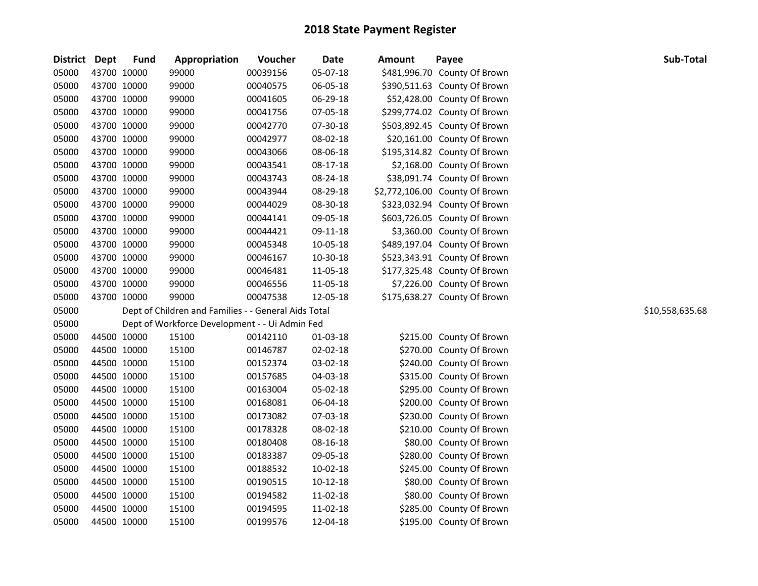# 2018 State Payment Register

| District | Dept | Fund | Appropriation | Voucher | Date | Amount | Payee | Sub-Total |
|---|---|---|---|---|---|---|---|---|
| 05000 | 43700 | 10000 | 99000 | 00039156 | 05-07-18 | $481,996.70 | County Of Brown | |
| 05000 | 43700 | 10000 | 99000 | 00040575 | 06-05-18 | $390,511.63 | County Of Brown | |
| 05000 | 43700 | 10000 | 99000 | 00041605 | 06-29-18 | $52,428.00 | County Of Brown | |
| 05000 | 43700 | 10000 | 99000 | 00041756 | 07-05-18 | $299,774.02 | County Of Brown | |
| 05000 | 43700 | 10000 | 99000 | 00042770 | 07-30-18 | $503,892.45 | County Of Brown | |
| 05000 | 43700 | 10000 | 99000 | 00042977 | 08-02-18 | $20,161.00 | County Of Brown | |
| 05000 | 43700 | 10000 | 99000 | 00043066 | 08-06-18 | $195,314.82 | County Of Brown | |
| 05000 | 43700 | 10000 | 99000 | 00043541 | 08-17-18 | $2,168.00 | County Of Brown | |
| 05000 | 43700 | 10000 | 99000 | 00043743 | 08-24-18 | $38,091.74 | County Of Brown | |
| 05000 | 43700 | 10000 | 99000 | 00043944 | 08-29-18 | $2,772,106.00 | County Of Brown | |
| 05000 | 43700 | 10000 | 99000 | 00044029 | 08-30-18 | $323,032.94 | County Of Brown | |
| 05000 | 43700 | 10000 | 99000 | 00044141 | 09-05-18 | $603,726.05 | County Of Brown | |
| 05000 | 43700 | 10000 | 99000 | 00044421 | 09-11-18 | $3,360.00 | County Of Brown | |
| 05000 | 43700 | 10000 | 99000 | 00045348 | 10-05-18 | $489,197.04 | County Of Brown | |
| 05000 | 43700 | 10000 | 99000 | 00046167 | 10-30-18 | $523,343.91 | County Of Brown | |
| 05000 | 43700 | 10000 | 99000 | 00046481 | 11-05-18 | $177,325.48 | County Of Brown | |
| 05000 | 43700 | 10000 | 99000 | 00046556 | 11-05-18 | $7,226.00 | County Of Brown | |
| 05000 | 43700 | 10000 | 99000 | 00047538 | 12-05-18 | $175,638.27 | County Of Brown | |
| 05000 | | Dept of Children and Families - - General Aids Total | | | | | | $10,558,635.68 |
| 05000 | | Dept of Workforce Development - - Ui Admin Fed | | | | | | |
| 05000 | 44500 | 10000 | 15100 | 00142110 | 01-03-18 | $215.00 | County Of Brown | |
| 05000 | 44500 | 10000 | 15100 | 00146787 | 02-02-18 | $270.00 | County Of Brown | |
| 05000 | 44500 | 10000 | 15100 | 00152374 | 03-02-18 | $240.00 | County Of Brown | |
| 05000 | 44500 | 10000 | 15100 | 00157685 | 04-03-18 | $315.00 | County Of Brown | |
| 05000 | 44500 | 10000 | 15100 | 00163004 | 05-02-18 | $295.00 | County Of Brown | |
| 05000 | 44500 | 10000 | 15100 | 00168081 | 06-04-18 | $200.00 | County Of Brown | |
| 05000 | 44500 | 10000 | 15100 | 00173082 | 07-03-18 | $230.00 | County Of Brown | |
| 05000 | 44500 | 10000 | 15100 | 00178328 | 08-02-18 | $210.00 | County Of Brown | |
| 05000 | 44500 | 10000 | 15100 | 00180408 | 08-16-18 | $80.00 | County Of Brown | |
| 05000 | 44500 | 10000 | 15100 | 00183387 | 09-05-18 | $280.00 | County Of Brown | |
| 05000 | 44500 | 10000 | 15100 | 00188532 | 10-02-18 | $245.00 | County Of Brown | |
| 05000 | 44500 | 10000 | 15100 | 00190515 | 10-12-18 | $80.00 | County Of Brown | |
| 05000 | 44500 | 10000 | 15100 | 00194582 | 11-02-18 | $80.00 | County Of Brown | |
| 05000 | 44500 | 10000 | 15100 | 00194595 | 11-02-18 | $285.00 | County Of Brown | |
| 05000 | 44500 | 10000 | 15100 | 00199576 | 12-04-18 | $195.00 | County Of Brown | |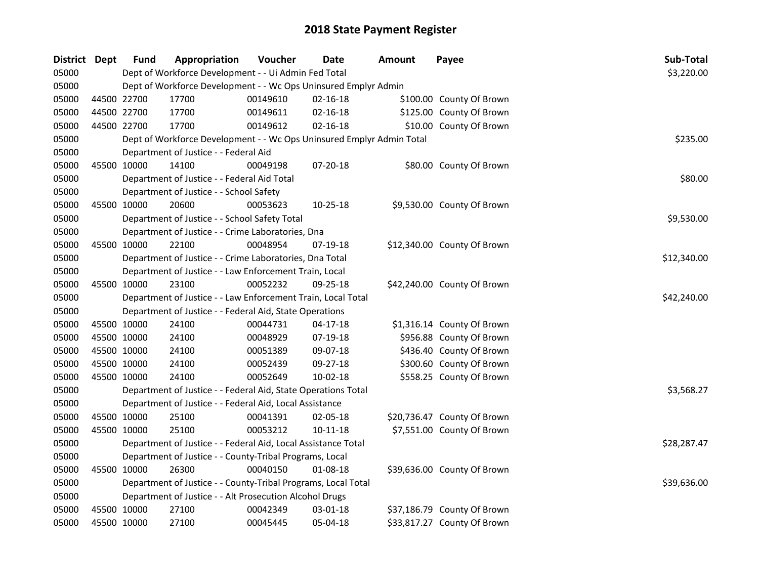# 2018 State Payment Register

| District | Dept | Fund | Appropriation | Voucher | Date | Amount | Payee | Sub-Total |
|---|---|---|---|---|---|---|---|---|
| 05000 | | | Dept of Workforce Development - - Ui Admin Fed Total | | | | | $3,220.00 |
| 05000 | | | Dept of Workforce Development - - Wc Ops Uninsured Emplyr Admin | | | | | |
| 05000 | 44500 | 22700 | 17700 | 00149610 | 02-16-18 | $100.00 | County Of Brown | |
| 05000 | 44500 | 22700 | 17700 | 00149611 | 02-16-18 | $125.00 | County Of Brown | |
| 05000 | 44500 | 22700 | 17700 | 00149612 | 02-16-18 | $10.00 | County Of Brown | |
| 05000 | | | Dept of Workforce Development - - Wc Ops Uninsured Emplyr Admin Total | | | | | $235.00 |
| 05000 | | | Department of Justice - - Federal Aid | | | | | |
| 05000 | 45500 | 10000 | 14100 | 00049198 | 07-20-18 | $80.00 | County Of Brown | |
| 05000 | | | Department of Justice - - Federal Aid Total | | | | | $80.00 |
| 05000 | | | Department of Justice - - School Safety | | | | | |
| 05000 | 45500 | 10000 | 20600 | 00053623 | 10-25-18 | $9,530.00 | County Of Brown | |
| 05000 | | | Department of Justice - - School Safety Total | | | | | $9,530.00 |
| 05000 | | | Department of Justice - - Crime Laboratories, Dna | | | | | |
| 05000 | 45500 | 10000 | 22100 | 00048954 | 07-19-18 | $12,340.00 | County Of Brown | |
| 05000 | | | Department of Justice - - Crime Laboratories, Dna Total | | | | | $12,340.00 |
| 05000 | | | Department of Justice - - Law Enforcement Train, Local | | | | | |
| 05000 | 45500 | 10000 | 23100 | 00052232 | 09-25-18 | $42,240.00 | County Of Brown | |
| 05000 | | | Department of Justice - - Law Enforcement Train, Local Total | | | | | $42,240.00 |
| 05000 | | | Department of Justice - - Federal Aid, State Operations | | | | | |
| 05000 | 45500 | 10000 | 24100 | 00044731 | 04-17-18 | $1,316.14 | County Of Brown | |
| 05000 | 45500 | 10000 | 24100 | 00048929 | 07-19-18 | $956.88 | County Of Brown | |
| 05000 | 45500 | 10000 | 24100 | 00051389 | 09-07-18 | $436.40 | County Of Brown | |
| 05000 | 45500 | 10000 | 24100 | 00052439 | 09-27-18 | $300.60 | County Of Brown | |
| 05000 | 45500 | 10000 | 24100 | 00052649 | 10-02-18 | $558.25 | County Of Brown | |
| 05000 | | | Department of Justice - - Federal Aid, State Operations Total | | | | | $3,568.27 |
| 05000 | | | Department of Justice - - Federal Aid, Local Assistance | | | | | |
| 05000 | 45500 | 10000 | 25100 | 00041391 | 02-05-18 | $20,736.47 | County Of Brown | |
| 05000 | 45500 | 10000 | 25100 | 00053212 | 10-11-18 | $7,551.00 | County Of Brown | |
| 05000 | | | Department of Justice - - Federal Aid, Local Assistance Total | | | | | $28,287.47 |
| 05000 | | | Department of Justice - - County-Tribal Programs, Local | | | | | |
| 05000 | 45500 | 10000 | 26300 | 00040150 | 01-08-18 | $39,636.00 | County Of Brown | |
| 05000 | | | Department of Justice - - County-Tribal Programs, Local Total | | | | | $39,636.00 |
| 05000 | | | Department of Justice - - Alt Prosecution Alcohol Drugs | | | | | |
| 05000 | 45500 | 10000 | 27100 | 00042349 | 03-01-18 | $37,186.79 | County Of Brown | |
| 05000 | 45500 | 10000 | 27100 | 00045445 | 05-04-18 | $33,817.27 | County Of Brown | |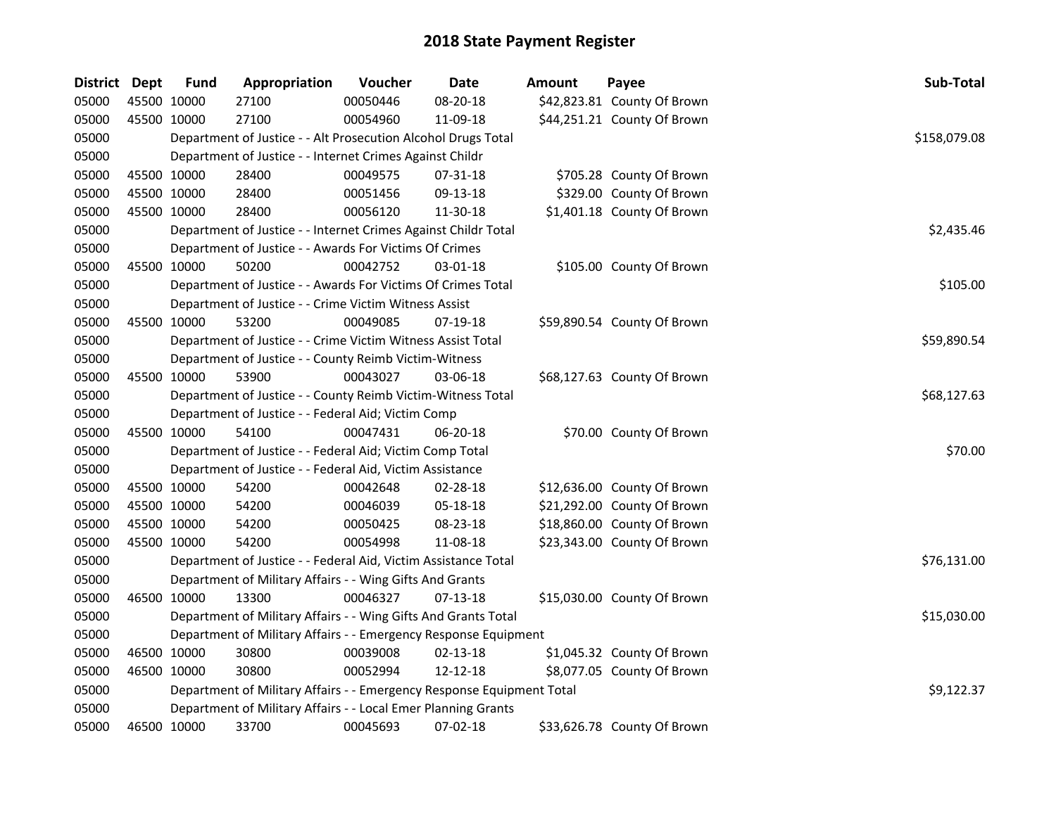# 2018 State Payment Register

| District | Dept | Fund | Appropriation | Voucher | Date | Amount | Payee | Sub-Total |
|---|---|---|---|---|---|---|---|---|
| 05000 | 45500 | 10000 | 27100 | 00050446 | 08-20-18 | $42,823.81 | County Of Brown | |
| 05000 | 45500 | 10000 | 27100 | 00054960 | 11-09-18 | $44,251.21 | County Of Brown | |
| 05000 | | | Department of Justice - - Alt Prosecution Alcohol Drugs Total | | | | | $158,079.08 |
| 05000 | | | Department of Justice - - Internet Crimes Against Childr | | | | | |
| 05000 | 45500 | 10000 | 28400 | 00049575 | 07-31-18 | $705.28 | County Of Brown | |
| 05000 | 45500 | 10000 | 28400 | 00051456 | 09-13-18 | $329.00 | County Of Brown | |
| 05000 | 45500 | 10000 | 28400 | 00056120 | 11-30-18 | $1,401.18 | County Of Brown | |
| 05000 | | | Department of Justice - - Internet Crimes Against Childr Total | | | | | $2,435.46 |
| 05000 | | | Department of Justice - - Awards For Victims Of Crimes | | | | | |
| 05000 | 45500 | 10000 | 50200 | 00042752 | 03-01-18 | $105.00 | County Of Brown | |
| 05000 | | | Department of Justice - - Awards For Victims Of Crimes Total | | | | | $105.00 |
| 05000 | | | Department of Justice - - Crime Victim Witness Assist | | | | | |
| 05000 | 45500 | 10000 | 53200 | 00049085 | 07-19-18 | $59,890.54 | County Of Brown | |
| 05000 | | | Department of Justice - - Crime Victim Witness Assist Total | | | | | $59,890.54 |
| 05000 | | | Department of Justice - - County Reimb Victim-Witness | | | | | |
| 05000 | 45500 | 10000 | 53900 | 00043027 | 03-06-18 | $68,127.63 | County Of Brown | |
| 05000 | | | Department of Justice - - County Reimb Victim-Witness Total | | | | | $68,127.63 |
| 05000 | | | Department of Justice - - Federal Aid; Victim Comp | | | | | |
| 05000 | 45500 | 10000 | 54100 | 00047431 | 06-20-18 | $70.00 | County Of Brown | |
| 05000 | | | Department of Justice - - Federal Aid; Victim Comp Total | | | | | $70.00 |
| 05000 | | | Department of Justice - - Federal Aid, Victim Assistance | | | | | |
| 05000 | 45500 | 10000 | 54200 | 00042648 | 02-28-18 | $12,636.00 | County Of Brown | |
| 05000 | 45500 | 10000 | 54200 | 00046039 | 05-18-18 | $21,292.00 | County Of Brown | |
| 05000 | 45500 | 10000 | 54200 | 00050425 | 08-23-18 | $18,860.00 | County Of Brown | |
| 05000 | 45500 | 10000 | 54200 | 00054998 | 11-08-18 | $23,343.00 | County Of Brown | |
| 05000 | | | Department of Justice - - Federal Aid, Victim Assistance Total | | | | | $76,131.00 |
| 05000 | | | Department of Military Affairs - - Wing Gifts And Grants | | | | | |
| 05000 | 46500 | 10000 | 13300 | 00046327 | 07-13-18 | $15,030.00 | County Of Brown | |
| 05000 | | | Department of Military Affairs - - Wing Gifts And Grants Total | | | | | $15,030.00 |
| 05000 | | | Department of Military Affairs - - Emergency Response Equipment | | | | | |
| 05000 | 46500 | 10000 | 30800 | 00039008 | 02-13-18 | $1,045.32 | County Of Brown | |
| 05000 | 46500 | 10000 | 30800 | 00052994 | 12-12-18 | $8,077.05 | County Of Brown | |
| 05000 | | | Department of Military Affairs - - Emergency Response Equipment Total | | | | | $9,122.37 |
| 05000 | | | Department of Military Affairs - - Local Emer Planning Grants | | | | | |
| 05000 | 46500 | 10000 | 33700 | 00045693 | 07-02-18 | $33,626.78 | County Of Brown | |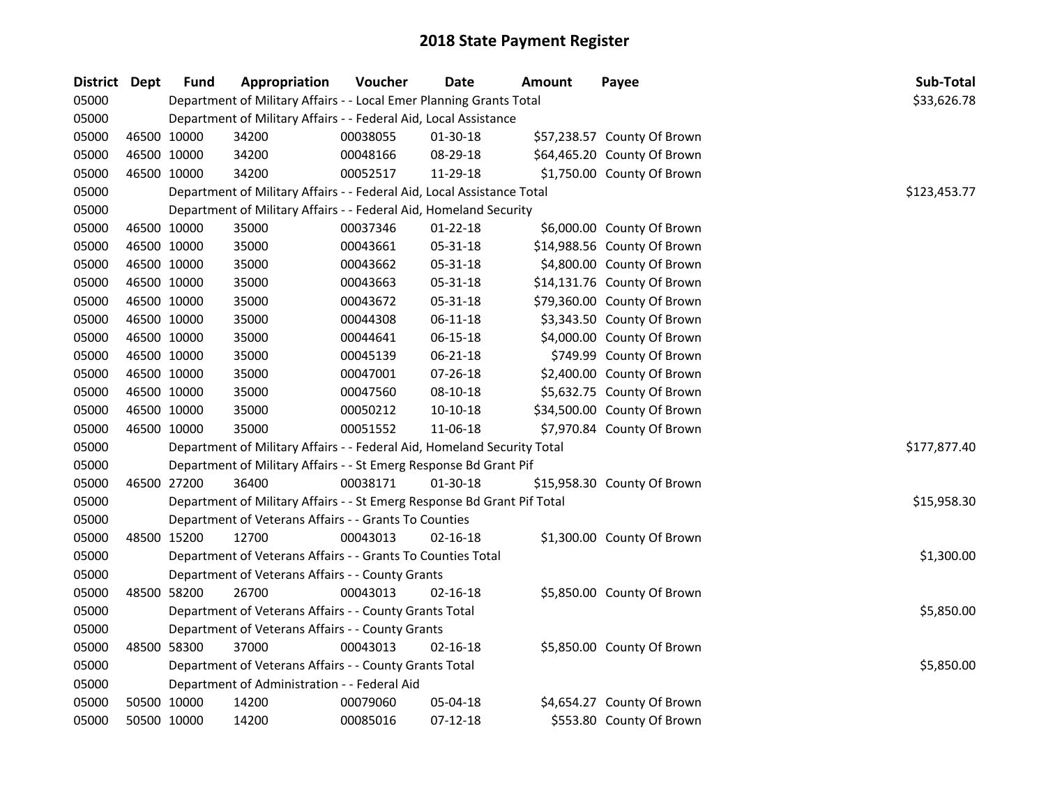# 2018 State Payment Register

| District | Dept | Fund | Appropriation | Voucher | Date | Amount | Payee | Sub-Total |
|---|---|---|---|---|---|---|---|---|
| 05000 | | Department of Military Affairs - - Local Emer Planning Grants Total | | | | | | $33,626.78 |
| 05000 | | Department of Military Affairs - - Federal Aid, Local Assistance | | | | | | |
| 05000 | 46500 | 10000 | 34200 | 00038055 | 01-30-18 | $57,238.57 | County Of Brown | |
| 05000 | 46500 | 10000 | 34200 | 00048166 | 08-29-18 | $64,465.20 | County Of Brown | |
| 05000 | 46500 | 10000 | 34200 | 00052517 | 11-29-18 | $1,750.00 | County Of Brown | |
| 05000 | | Department of Military Affairs - - Federal Aid, Local Assistance Total | | | | | | $123,453.77 |
| 05000 | | Department of Military Affairs - - Federal Aid, Homeland Security | | | | | | |
| 05000 | 46500 | 10000 | 35000 | 00037346 | 01-22-18 | $6,000.00 | County Of Brown | |
| 05000 | 46500 | 10000 | 35000 | 00043661 | 05-31-18 | $14,988.56 | County Of Brown | |
| 05000 | 46500 | 10000 | 35000 | 00043662 | 05-31-18 | $4,800.00 | County Of Brown | |
| 05000 | 46500 | 10000 | 35000 | 00043663 | 05-31-18 | $14,131.76 | County Of Brown | |
| 05000 | 46500 | 10000 | 35000 | 00043672 | 05-31-18 | $79,360.00 | County Of Brown | |
| 05000 | 46500 | 10000 | 35000 | 00044308 | 06-11-18 | $3,343.50 | County Of Brown | |
| 05000 | 46500 | 10000 | 35000 | 00044641 | 06-15-18 | $4,000.00 | County Of Brown | |
| 05000 | 46500 | 10000 | 35000 | 00045139 | 06-21-18 | $749.99 | County Of Brown | |
| 05000 | 46500 | 10000 | 35000 | 00047001 | 07-26-18 | $2,400.00 | County Of Brown | |
| 05000 | 46500 | 10000 | 35000 | 00047560 | 08-10-18 | $5,632.75 | County Of Brown | |
| 05000 | 46500 | 10000 | 35000 | 00050212 | 10-10-18 | $34,500.00 | County Of Brown | |
| 05000 | 46500 | 10000 | 35000 | 00051552 | 11-06-18 | $7,970.84 | County Of Brown | |
| 05000 | | Department of Military Affairs - - Federal Aid, Homeland Security Total | | | | | | $177,877.40 |
| 05000 | | Department of Military Affairs - - St Emerg Response Bd Grant Pif | | | | | | |
| 05000 | 46500 | 27200 | 36400 | 00038171 | 01-30-18 | $15,958.30 | County Of Brown | |
| 05000 | | Department of Military Affairs - - St Emerg Response Bd Grant Pif Total | | | | | | $15,958.30 |
| 05000 | | Department of Veterans Affairs - - Grants To Counties | | | | | | |
| 05000 | 48500 | 15200 | 12700 | 00043013 | 02-16-18 | $1,300.00 | County Of Brown | |
| 05000 | | Department of Veterans Affairs - - Grants To Counties Total | | | | | | $1,300.00 |
| 05000 | | Department of Veterans Affairs - - County Grants | | | | | | |
| 05000 | 48500 | 58200 | 26700 | 00043013 | 02-16-18 | $5,850.00 | County Of Brown | |
| 05000 | | Department of Veterans Affairs - - County Grants Total | | | | | | $5,850.00 |
| 05000 | | Department of Veterans Affairs - - County Grants | | | | | | |
| 05000 | 48500 | 58300 | 37000 | 00043013 | 02-16-18 | $5,850.00 | County Of Brown | |
| 05000 | | Department of Veterans Affairs - - County Grants Total | | | | | | $5,850.00 |
| 05000 | | Department of Administration - - Federal Aid | | | | | | |
| 05000 | 50500 | 10000 | 14200 | 00079060 | 05-04-18 | $4,654.27 | County Of Brown | |
| 05000 | 50500 | 10000 | 14200 | 00085016 | 07-12-18 | $553.80 | County Of Brown | |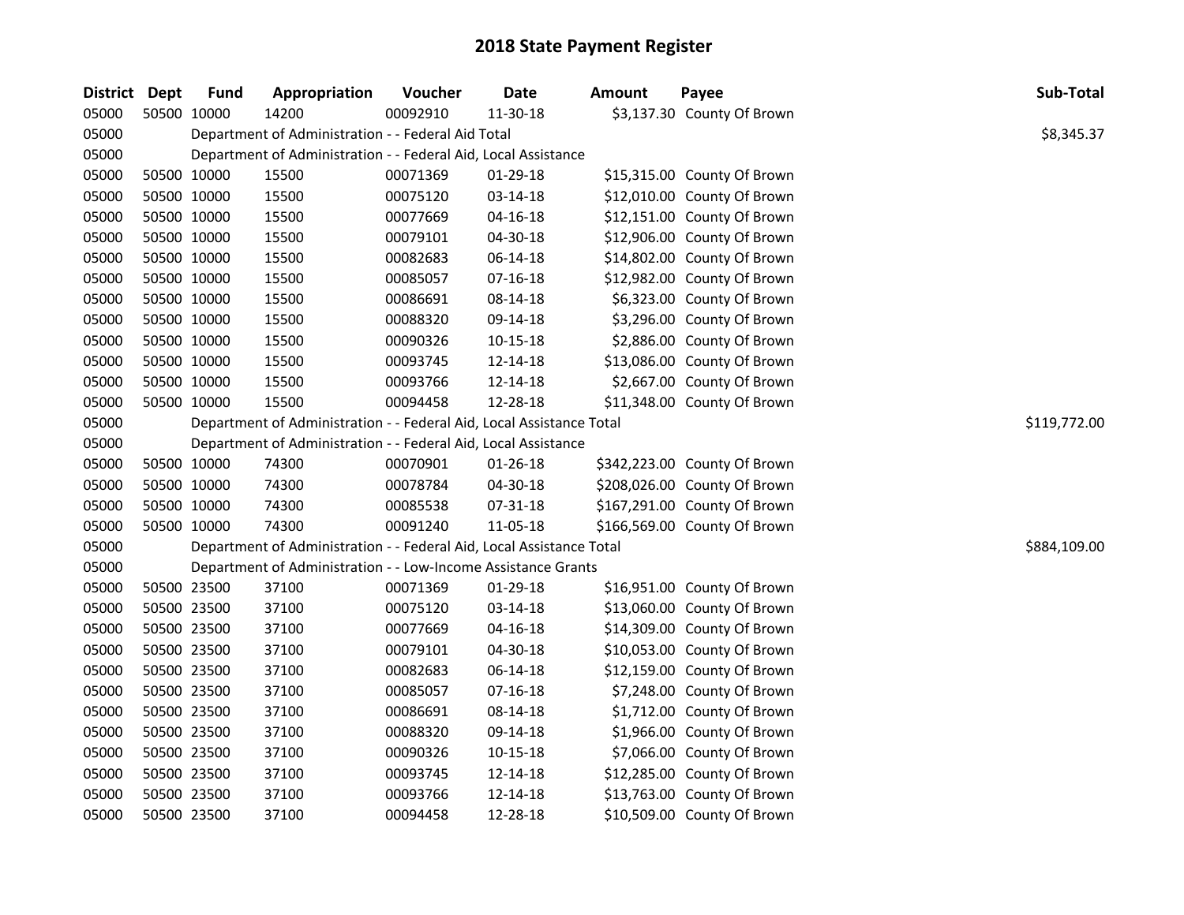# 2018 State Payment Register

| District | Dept | Fund | Appropriation | Voucher | Date | Amount | Payee | Sub-Total |
|---|---|---|---|---|---|---|---|---|
| 05000 | 50500 | 10000 | 14200 | 00092910 | 11-30-18 | $3,137.30 | County Of Brown | |
| 05000 | | Department of Administration - - Federal Aid Total | | | | | | $8,345.37 |
| 05000 | | Department of Administration - - Federal Aid, Local Assistance | | | | | | |
| 05000 | 50500 | 10000 | 15500 | 00071369 | 01-29-18 | $15,315.00 | County Of Brown | |
| 05000 | 50500 | 10000 | 15500 | 00075120 | 03-14-18 | $12,010.00 | County Of Brown | |
| 05000 | 50500 | 10000 | 15500 | 00077669 | 04-16-18 | $12,151.00 | County Of Brown | |
| 05000 | 50500 | 10000 | 15500 | 00079101 | 04-30-18 | $12,906.00 | County Of Brown | |
| 05000 | 50500 | 10000 | 15500 | 00082683 | 06-14-18 | $14,802.00 | County Of Brown | |
| 05000 | 50500 | 10000 | 15500 | 00085057 | 07-16-18 | $12,982.00 | County Of Brown | |
| 05000 | 50500 | 10000 | 15500 | 00086691 | 08-14-18 | $6,323.00 | County Of Brown | |
| 05000 | 50500 | 10000 | 15500 | 00088320 | 09-14-18 | $3,296.00 | County Of Brown | |
| 05000 | 50500 | 10000 | 15500 | 00090326 | 10-15-18 | $2,886.00 | County Of Brown | |
| 05000 | 50500 | 10000 | 15500 | 00093745 | 12-14-18 | $13,086.00 | County Of Brown | |
| 05000 | 50500 | 10000 | 15500 | 00093766 | 12-14-18 | $2,667.00 | County Of Brown | |
| 05000 | 50500 | 10000 | 15500 | 00094458 | 12-28-18 | $11,348.00 | County Of Brown | |
| 05000 | | Department of Administration - - Federal Aid, Local Assistance Total | | | | | | $119,772.00 |
| 05000 | | Department of Administration - - Federal Aid, Local Assistance | | | | | | |
| 05000 | 50500 | 10000 | 74300 | 00070901 | 01-26-18 | $342,223.00 | County Of Brown | |
| 05000 | 50500 | 10000 | 74300 | 00078784 | 04-30-18 | $208,026.00 | County Of Brown | |
| 05000 | 50500 | 10000 | 74300 | 00085538 | 07-31-18 | $167,291.00 | County Of Brown | |
| 05000 | 50500 | 10000 | 74300 | 00091240 | 11-05-18 | $166,569.00 | County Of Brown | |
| 05000 | | Department of Administration - - Federal Aid, Local Assistance Total | | | | | | $884,109.00 |
| 05000 | | Department of Administration - - Low-Income Assistance Grants | | | | | | |
| 05000 | 50500 | 23500 | 37100 | 00071369 | 01-29-18 | $16,951.00 | County Of Brown | |
| 05000 | 50500 | 23500 | 37100 | 00075120 | 03-14-18 | $13,060.00 | County Of Brown | |
| 05000 | 50500 | 23500 | 37100 | 00077669 | 04-16-18 | $14,309.00 | County Of Brown | |
| 05000 | 50500 | 23500 | 37100 | 00079101 | 04-30-18 | $10,053.00 | County Of Brown | |
| 05000 | 50500 | 23500 | 37100 | 00082683 | 06-14-18 | $12,159.00 | County Of Brown | |
| 05000 | 50500 | 23500 | 37100 | 00085057 | 07-16-18 | $7,248.00 | County Of Brown | |
| 05000 | 50500 | 23500 | 37100 | 00086691 | 08-14-18 | $1,712.00 | County Of Brown | |
| 05000 | 50500 | 23500 | 37100 | 00088320 | 09-14-18 | $1,966.00 | County Of Brown | |
| 05000 | 50500 | 23500 | 37100 | 00090326 | 10-15-18 | $7,066.00 | County Of Brown | |
| 05000 | 50500 | 23500 | 37100 | 00093745 | 12-14-18 | $12,285.00 | County Of Brown | |
| 05000 | 50500 | 23500 | 37100 | 00093766 | 12-14-18 | $13,763.00 | County Of Brown | |
| 05000 | 50500 | 23500 | 37100 | 00094458 | 12-28-18 | $10,509.00 | County Of Brown | |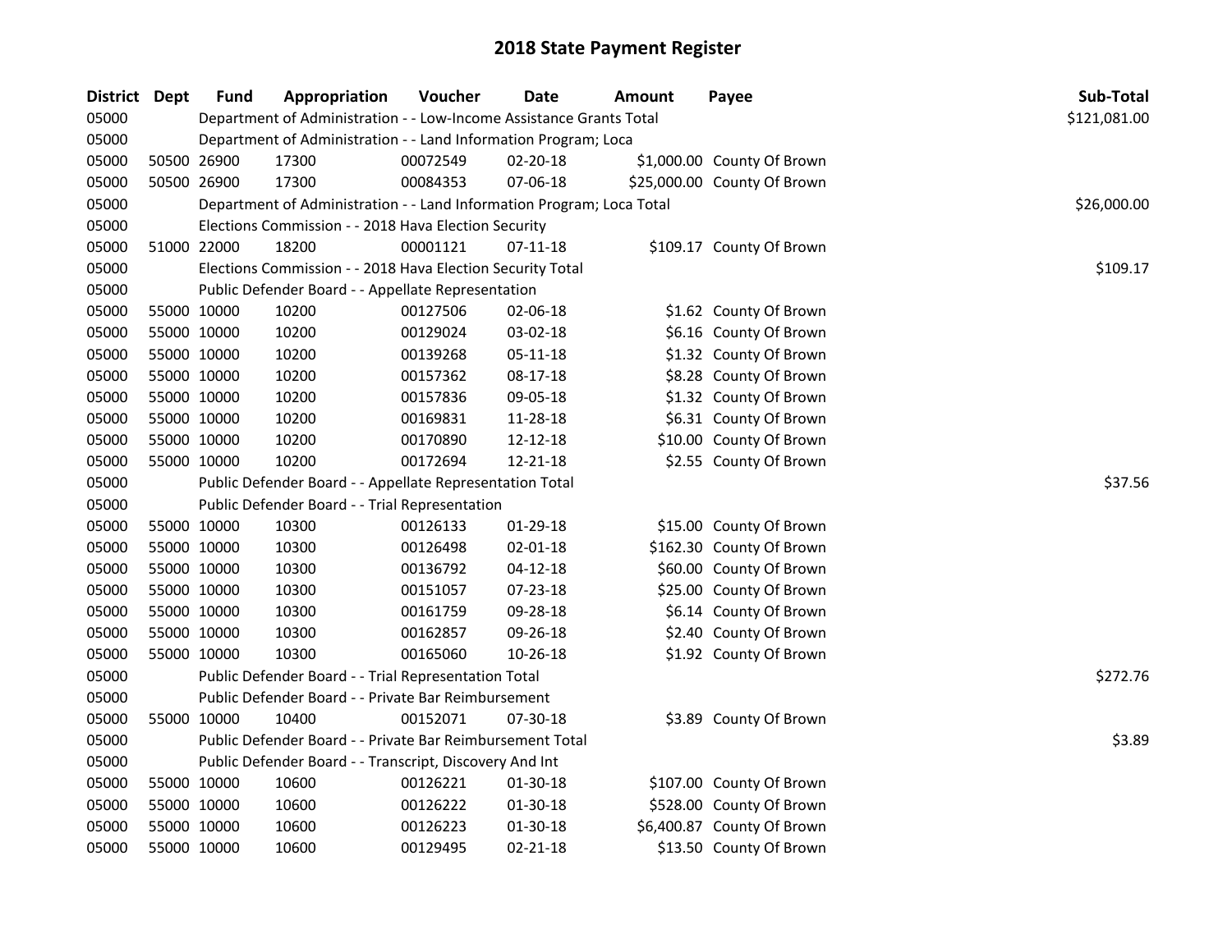## 2018 State Payment Register

| District | Dept | Fund | Appropriation | Voucher | Date | Amount | Payee | Sub-Total |
|---|---|---|---|---|---|---|---|---|
| 05000 | | Department of Administration - - Low-Income Assistance Grants Total | | | | | | $121,081.00 |
| 05000 | | Department of Administration - - Land Information Program; Loca | | | | | | |
| 05000 | 50500 | 26900 | 17300 | 00072549 | 02-20-18 | $1,000.00 | County Of Brown | |
| 05000 | 50500 | 26900 | 17300 | 00084353 | 07-06-18 | $25,000.00 | County Of Brown | |
| 05000 | | Department of Administration - - Land Information Program; Loca Total | | | | | | $26,000.00 |
| 05000 | | Elections Commission - - 2018 Hava Election Security | | | | | | |
| 05000 | 51000 | 22000 | 18200 | 00001121 | 07-11-18 | $109.17 | County Of Brown | |
| 05000 | | Elections Commission - - 2018 Hava Election Security Total | | | | | | $109.17 |
| 05000 | | Public Defender Board - - Appellate Representation | | | | | | |
| 05000 | 55000 | 10000 | 10200 | 00127506 | 02-06-18 | $1.62 | County Of Brown | |
| 05000 | 55000 | 10000 | 10200 | 00129024 | 03-02-18 | $6.16 | County Of Brown | |
| 05000 | 55000 | 10000 | 10200 | 00139268 | 05-11-18 | $1.32 | County Of Brown | |
| 05000 | 55000 | 10000 | 10200 | 00157362 | 08-17-18 | $8.28 | County Of Brown | |
| 05000 | 55000 | 10000 | 10200 | 00157836 | 09-05-18 | $1.32 | County Of Brown | |
| 05000 | 55000 | 10000 | 10200 | 00169831 | 11-28-18 | $6.31 | County Of Brown | |
| 05000 | 55000 | 10000 | 10200 | 00170890 | 12-12-18 | $10.00 | County Of Brown | |
| 05000 | 55000 | 10000 | 10200 | 00172694 | 12-21-18 | $2.55 | County Of Brown | |
| 05000 | | Public Defender Board - - Appellate Representation Total | | | | | | $37.56 |
| 05000 | | Public Defender Board - - Trial Representation | | | | | | |
| 05000 | 55000 | 10000 | 10300 | 00126133 | 01-29-18 | $15.00 | County Of Brown | |
| 05000 | 55000 | 10000 | 10300 | 00126498 | 02-01-18 | $162.30 | County Of Brown | |
| 05000 | 55000 | 10000 | 10300 | 00136792 | 04-12-18 | $60.00 | County Of Brown | |
| 05000 | 55000 | 10000 | 10300 | 00151057 | 07-23-18 | $25.00 | County Of Brown | |
| 05000 | 55000 | 10000 | 10300 | 00161759 | 09-28-18 | $6.14 | County Of Brown | |
| 05000 | 55000 | 10000 | 10300 | 00162857 | 09-26-18 | $2.40 | County Of Brown | |
| 05000 | 55000 | 10000 | 10300 | 00165060 | 10-26-18 | $1.92 | County Of Brown | |
| 05000 | | Public Defender Board - - Trial Representation Total | | | | | | $272.76 |
| 05000 | | Public Defender Board - - Private Bar Reimbursement | | | | | | |
| 05000 | 55000 | 10000 | 10400 | 00152071 | 07-30-18 | $3.89 | County Of Brown | |
| 05000 | | Public Defender Board - - Private Bar Reimbursement Total | | | | | | $3.89 |
| 05000 | | Public Defender Board - - Transcript, Discovery And Int | | | | | | |
| 05000 | 55000 | 10000 | 10600 | 00126221 | 01-30-18 | $107.00 | County Of Brown | |
| 05000 | 55000 | 10000 | 10600 | 00126222 | 01-30-18 | $528.00 | County Of Brown | |
| 05000 | 55000 | 10000 | 10600 | 00126223 | 01-30-18 | $6,400.87 | County Of Brown | |
| 05000 | 55000 | 10000 | 10600 | 00129495 | 02-21-18 | $13.50 | County Of Brown | |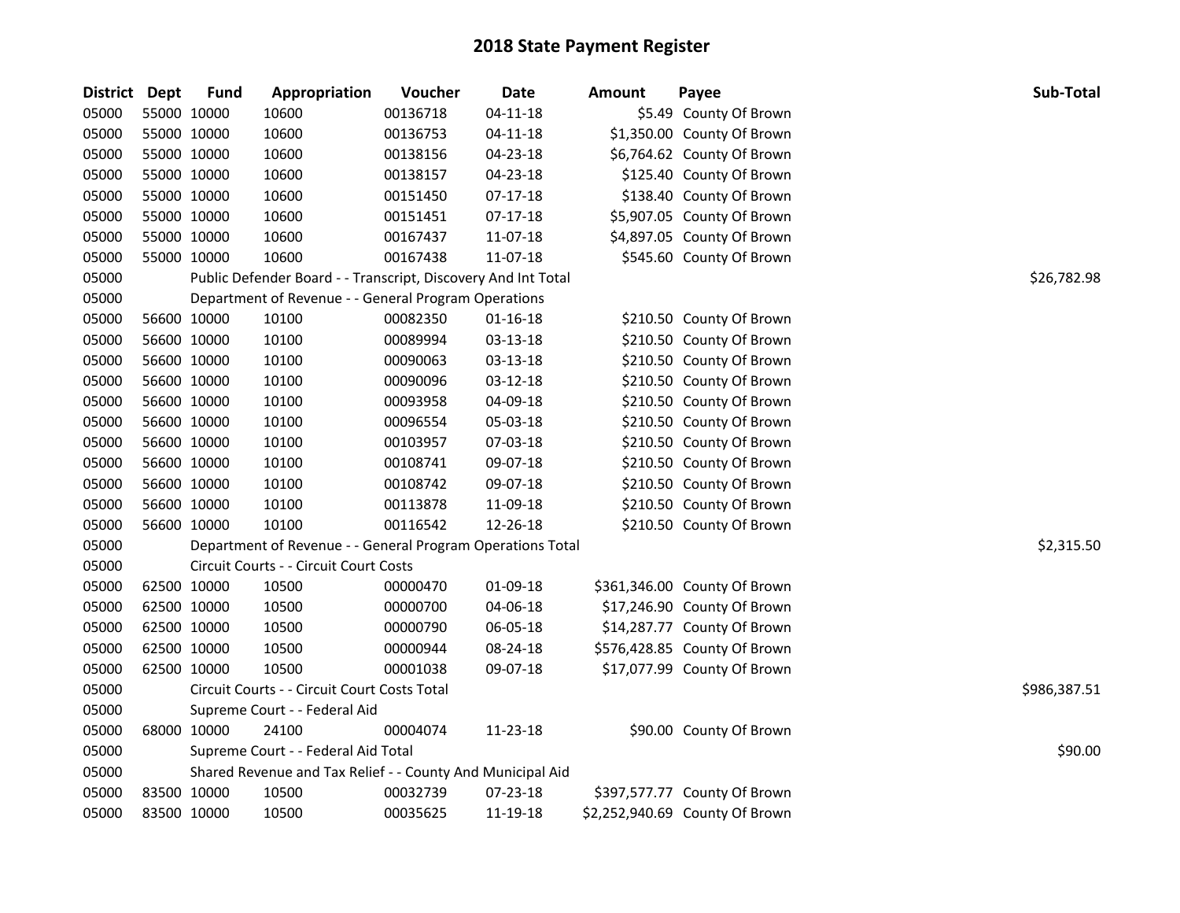# 2018 State Payment Register

| District | Dept | Fund | Appropriation | Voucher | Date | Amount | Payee | Sub-Total |
|---|---|---|---|---|---|---|---|---|
| 05000 | 55000 | 10000 | 10600 | 00136718 | 04-11-18 | $5.49 | County Of Brown | |
| 05000 | 55000 | 10000 | 10600 | 00136753 | 04-11-18 | $1,350.00 | County Of Brown | |
| 05000 | 55000 | 10000 | 10600 | 00138156 | 04-23-18 | $6,764.62 | County Of Brown | |
| 05000 | 55000 | 10000 | 10600 | 00138157 | 04-23-18 | $125.40 | County Of Brown | |
| 05000 | 55000 | 10000 | 10600 | 00151450 | 07-17-18 | $138.40 | County Of Brown | |
| 05000 | 55000 | 10000 | 10600 | 00151451 | 07-17-18 | $5,907.05 | County Of Brown | |
| 05000 | 55000 | 10000 | 10600 | 00167437 | 11-07-18 | $4,897.05 | County Of Brown | |
| 05000 | 55000 | 10000 | 10600 | 00167438 | 11-07-18 | $545.60 | County Of Brown | |
| 05000 | | Public Defender Board - - Transcript, Discovery And Int Total | | | | | | $26,782.98 |
| 05000 | | Department of Revenue - - General Program Operations | | | | | | |
| 05000 | 56600 | 10000 | 10100 | 00082350 | 01-16-18 | $210.50 | County Of Brown | |
| 05000 | 56600 | 10000 | 10100 | 00089994 | 03-13-18 | $210.50 | County Of Brown | |
| 05000 | 56600 | 10000 | 10100 | 00090063 | 03-13-18 | $210.50 | County Of Brown | |
| 05000 | 56600 | 10000 | 10100 | 00090096 | 03-12-18 | $210.50 | County Of Brown | |
| 05000 | 56600 | 10000 | 10100 | 00093958 | 04-09-18 | $210.50 | County Of Brown | |
| 05000 | 56600 | 10000 | 10100 | 00096554 | 05-03-18 | $210.50 | County Of Brown | |
| 05000 | 56600 | 10000 | 10100 | 00103957 | 07-03-18 | $210.50 | County Of Brown | |
| 05000 | 56600 | 10000 | 10100 | 00108741 | 09-07-18 | $210.50 | County Of Brown | |
| 05000 | 56600 | 10000 | 10100 | 00108742 | 09-07-18 | $210.50 | County Of Brown | |
| 05000 | 56600 | 10000 | 10100 | 00113878 | 11-09-18 | $210.50 | County Of Brown | |
| 05000 | 56600 | 10000 | 10100 | 00116542 | 12-26-18 | $210.50 | County Of Brown | |
| 05000 | | Department of Revenue - - General Program Operations Total | | | | | | $2,315.50 |
| 05000 | | Circuit Courts - - Circuit Court Costs | | | | | | |
| 05000 | 62500 | 10000 | 10500 | 00000470 | 01-09-18 | $361,346.00 | County Of Brown | |
| 05000 | 62500 | 10000 | 10500 | 00000700 | 04-06-18 | $17,246.90 | County Of Brown | |
| 05000 | 62500 | 10000 | 10500 | 00000790 | 06-05-18 | $14,287.77 | County Of Brown | |
| 05000 | 62500 | 10000 | 10500 | 00000944 | 08-24-18 | $576,428.85 | County Of Brown | |
| 05000 | 62500 | 10000 | 10500 | 00001038 | 09-07-18 | $17,077.99 | County Of Brown | |
| 05000 | | Circuit Courts - - Circuit Court Costs Total | | | | | | $986,387.51 |
| 05000 | | Supreme Court - - Federal Aid | | | | | | |
| 05000 | 68000 | 10000 | 24100 | 00004074 | 11-23-18 | $90.00 | County Of Brown | |
| 05000 | | Supreme Court - - Federal Aid Total | | | | | | $90.00 |
| 05000 | | Shared Revenue and Tax Relief - - County And Municipal Aid | | | | | | |
| 05000 | 83500 | 10000 | 10500 | 00032739 | 07-23-18 | $397,577.77 | County Of Brown | |
| 05000 | 83500 | 10000 | 10500 | 00035625 | 11-19-18 | $2,252,940.69 | County Of Brown | |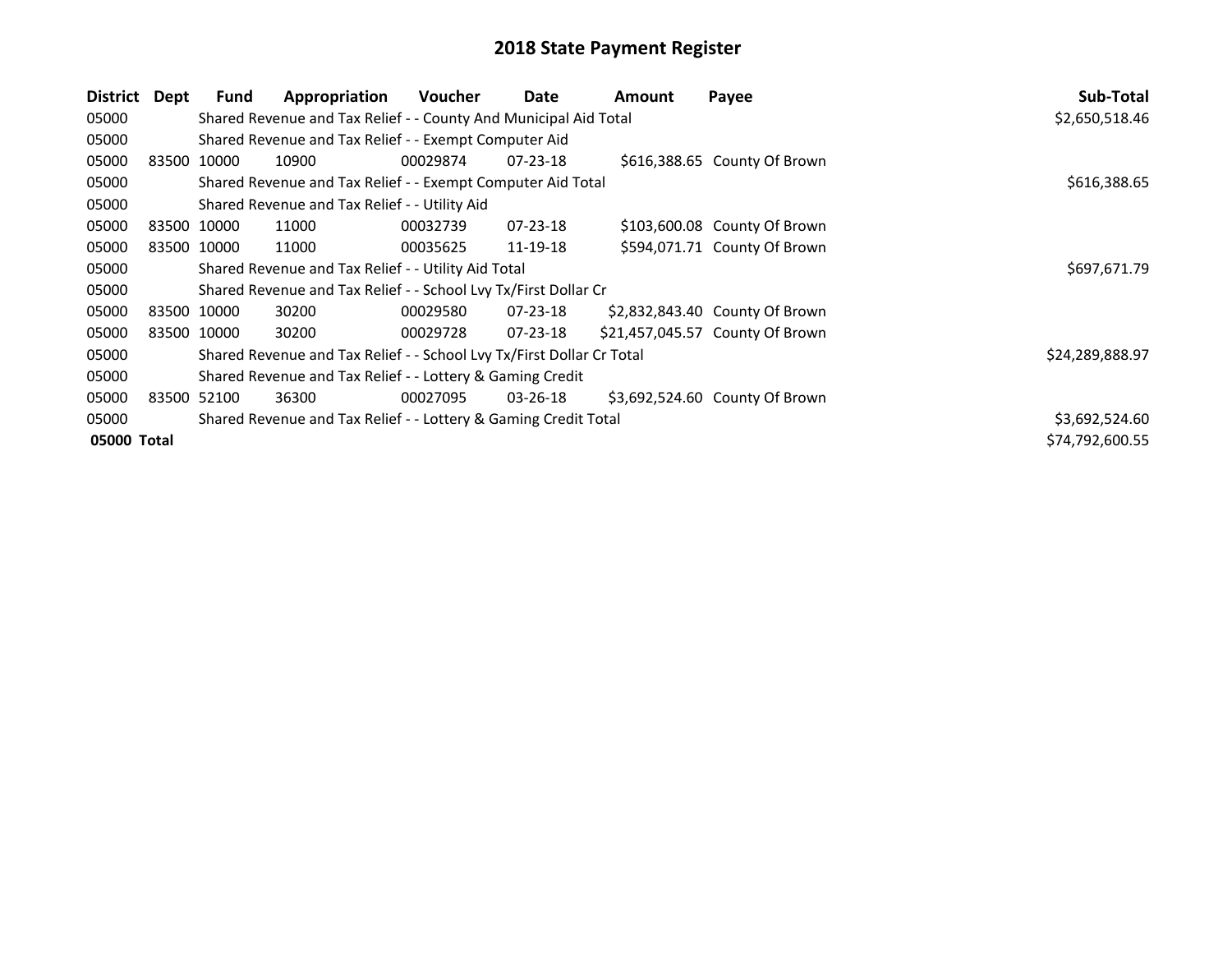# 2018 State Payment Register

| District | Dept | Fund | Appropriation | Voucher | Date | Amount | Payee | Sub-Total |
|---|---|---|---|---|---|---|---|---|
| 05000 | | Shared Revenue and Tax Relief - - County And Municipal Aid Total | | | | | | $2,650,518.46 |
| 05000 | | Shared Revenue and Tax Relief - - Exempt Computer Aid | | | | | | |
| 05000 | 83500 | 10000 | 10900 | 00029874 | 07-23-18 | $616,388.65 | County Of Brown | |
| 05000 | | Shared Revenue and Tax Relief - - Exempt Computer Aid Total | | | | | | $616,388.65 |
| 05000 | | Shared Revenue and Tax Relief - - Utility Aid | | | | | | |
| 05000 | 83500 | 10000 | 11000 | 00032739 | 07-23-18 | $103,600.08 | County Of Brown | |
| 05000 | 83500 | 10000 | 11000 | 00035625 | 11-19-18 | $594,071.71 | County Of Brown | |
| 05000 | | Shared Revenue and Tax Relief - - Utility Aid Total | | | | | | $697,671.79 |
| 05000 | | Shared Revenue and Tax Relief - - School Lvy Tx/First Dollar Cr | | | | | | |
| 05000 | 83500 | 10000 | 30200 | 00029580 | 07-23-18 | $2,832,843.40 | County Of Brown | |
| 05000 | 83500 | 10000 | 30200 | 00029728 | 07-23-18 | $21,457,045.57 | County Of Brown | |
| 05000 | | Shared Revenue and Tax Relief - - School Lvy Tx/First Dollar Cr Total | | | | | | $24,289,888.97 |
| 05000 | | Shared Revenue and Tax Relief - - Lottery & Gaming Credit | | | | | | |
| 05000 | 83500 | 52100 | 36300 | 00027095 | 03-26-18 | $3,692,524.60 | County Of Brown | |
| 05000 | | Shared Revenue and Tax Relief - - Lottery & Gaming Credit Total | | | | | | $3,692,524.60 |
| **05000** | **Total** | | | | | | | $74,792,600.55 |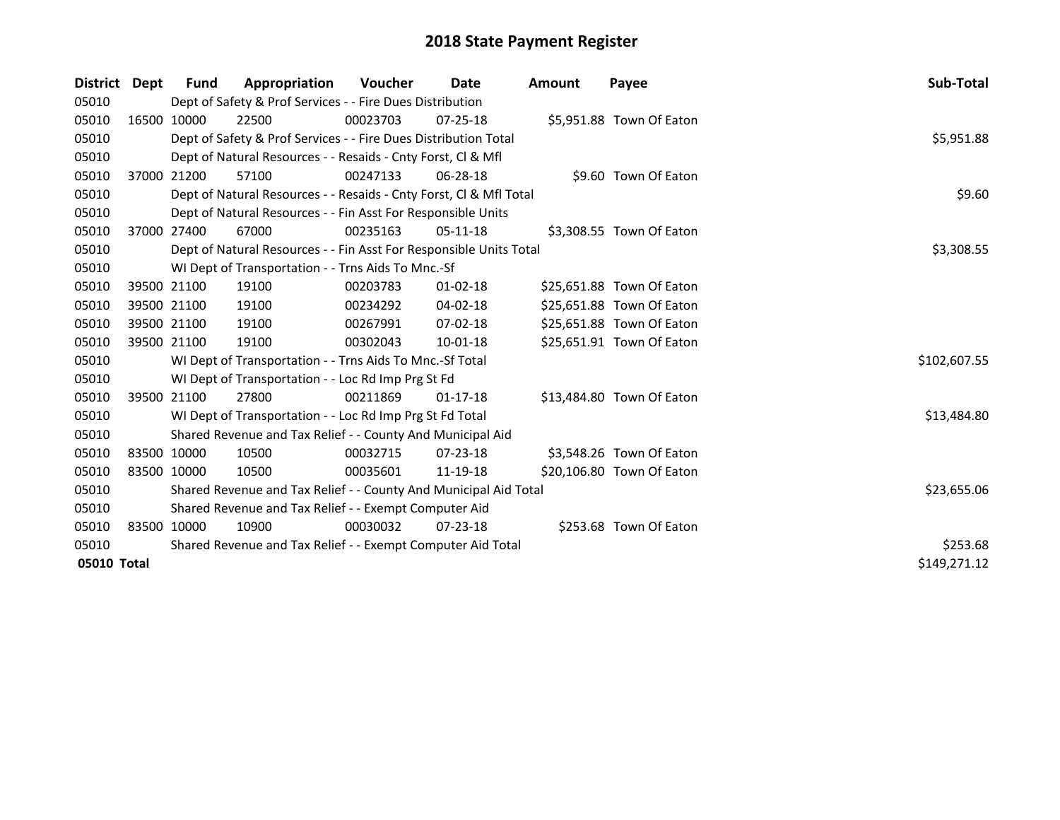# 2018 State Payment Register

| District | Dept | Fund | Appropriation | Voucher | Date | Amount | Payee | Sub-Total |
|---|---|---|---|---|---|---|---|---|
| 05010 | Dept of Safety & Prof Services - - Fire Dues Distribution | | | | | | | |
| 05010 | 16500 | 10000 | 22500 | 00023703 | 07-25-18 | $5,951.88 | Town Of Eaton | |
| 05010 | Dept of Safety & Prof Services - - Fire Dues Distribution Total | | | | | | | $5,951.88 |
| 05010 | Dept of Natural Resources - - Resaids - Cnty Forst, Cl & Mfl | | | | | | | |
| 05010 | 37000 | 21200 | 57100 | 00247133 | 06-28-18 | $9.60 | Town Of Eaton | |
| 05010 | Dept of Natural Resources - - Resaids - Cnty Forst, Cl & Mfl Total | | | | | | | $9.60 |
| 05010 | Dept of Natural Resources - - Fin Asst For Responsible Units | | | | | | | |
| 05010 | 37000 | 27400 | 67000 | 00235163 | 05-11-18 | $3,308.55 | Town Of Eaton | |
| 05010 | Dept of Natural Resources - - Fin Asst For Responsible Units Total | | | | | | | $3,308.55 |
| 05010 | WI Dept of Transportation - - Trns Aids To Mnc.-Sf | | | | | | | |
| 05010 | 39500 | 21100 | 19100 | 00203783 | 01-02-18 | $25,651.88 | Town Of Eaton | |
| 05010 | 39500 | 21100 | 19100 | 00234292 | 04-02-18 | $25,651.88 | Town Of Eaton | |
| 05010 | 39500 | 21100 | 19100 | 00267991 | 07-02-18 | $25,651.88 | Town Of Eaton | |
| 05010 | 39500 | 21100 | 19100 | 00302043 | 10-01-18 | $25,651.91 | Town Of Eaton | |
| 05010 | WI Dept of Transportation - - Trns Aids To Mnc.-Sf Total | | | | | | | $102,607.55 |
| 05010 | WI Dept of Transportation - - Loc Rd Imp Prg St Fd | | | | | | | |
| 05010 | 39500 | 21100 | 27800 | 00211869 | 01-17-18 | $13,484.80 | Town Of Eaton | |
| 05010 | WI Dept of Transportation - - Loc Rd Imp Prg St Fd Total | | | | | | | $13,484.80 |
| 05010 | Shared Revenue and Tax Relief - - County And Municipal Aid | | | | | | | |
| 05010 | 83500 | 10000 | 10500 | 00032715 | 07-23-18 | $3,548.26 | Town Of Eaton | |
| 05010 | 83500 | 10000 | 10500 | 00035601 | 11-19-18 | $20,106.80 | Town Of Eaton | |
| 05010 | Shared Revenue and Tax Relief - - County And Municipal Aid Total | | | | | | | $23,655.06 |
| 05010 | Shared Revenue and Tax Relief - - Exempt Computer Aid | | | | | | | |
| 05010 | 83500 | 10000 | 10900 | 00030032 | 07-23-18 | $253.68 | Town Of Eaton | |
| 05010 | Shared Revenue and Tax Relief - - Exempt Computer Aid Total | | | | | | | $253.68 |
| **05010 Total** | | | | | | | | $149,271.12 |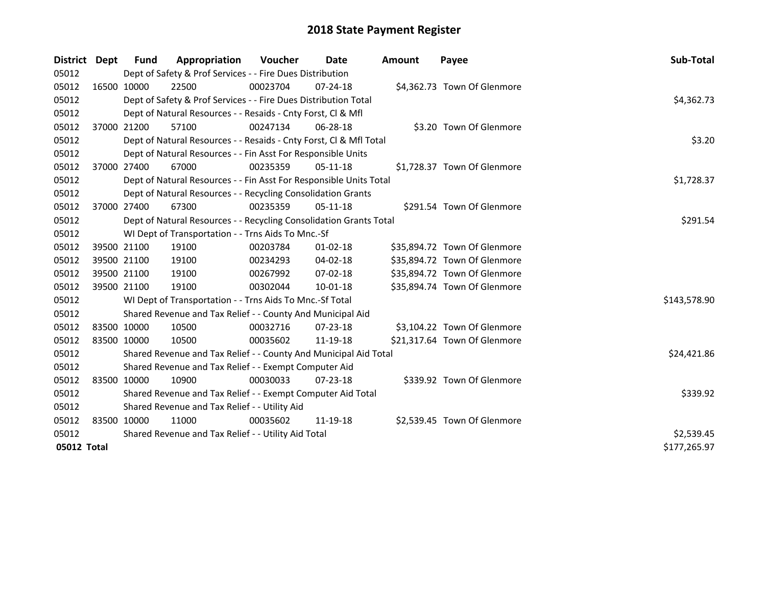# 2018 State Payment Register

| District | Dept | Fund | Appropriation | Voucher | Date | Amount | Payee | Sub-Total |
|---|---|---|---|---|---|---|---|---|
| 05012 | | Dept of Safety & Prof Services - - Fire Dues Distribution | | | | | | |
| 05012 | 16500 | 10000 | 22500 | 00023704 | 07-24-18 | $4,362.73 | Town Of Glenmore | |
| 05012 | | Dept of Safety & Prof Services - - Fire Dues Distribution Total | | | | | | $4,362.73 |
| 05012 | | Dept of Natural Resources - - Resaids - Cnty Forst, Cl & Mfl | | | | | | |
| 05012 | 37000 | 21200 | 57100 | 00247134 | 06-28-18 | $3.20 | Town Of Glenmore | |
| 05012 | | Dept of Natural Resources - - Resaids - Cnty Forst, Cl & Mfl Total | | | | | | $3.20 |
| 05012 | | Dept of Natural Resources - - Fin Asst For Responsible Units | | | | | | |
| 05012 | 37000 | 27400 | 67000 | 00235359 | 05-11-18 | $1,728.37 | Town Of Glenmore | |
| 05012 | | Dept of Natural Resources - - Fin Asst For Responsible Units Total | | | | | | $1,728.37 |
| 05012 | | Dept of Natural Resources - - Recycling Consolidation Grants | | | | | | |
| 05012 | 37000 | 27400 | 67300 | 00235359 | 05-11-18 | $291.54 | Town Of Glenmore | |
| 05012 | | Dept of Natural Resources - - Recycling Consolidation Grants Total | | | | | | $291.54 |
| 05012 | | WI Dept of Transportation - - Trns Aids To Mnc.-Sf | | | | | | |
| 05012 | 39500 | 21100 | 19100 | 00203784 | 01-02-18 | $35,894.72 | Town Of Glenmore | |
| 05012 | 39500 | 21100 | 19100 | 00234293 | 04-02-18 | $35,894.72 | Town Of Glenmore | |
| 05012 | 39500 | 21100 | 19100 | 00267992 | 07-02-18 | $35,894.72 | Town Of Glenmore | |
| 05012 | 39500 | 21100 | 19100 | 00302044 | 10-01-18 | $35,894.74 | Town Of Glenmore | |
| 05012 | | WI Dept of Transportation - - Trns Aids To Mnc.-Sf Total | | | | | | $143,578.90 |
| 05012 | | Shared Revenue and Tax Relief - - County And Municipal Aid | | | | | | |
| 05012 | 83500 | 10000 | 10500 | 00032716 | 07-23-18 | $3,104.22 | Town Of Glenmore | |
| 05012 | 83500 | 10000 | 10500 | 00035602 | 11-19-18 | $21,317.64 | Town Of Glenmore | |
| 05012 | | Shared Revenue and Tax Relief - - County And Municipal Aid Total | | | | | | $24,421.86 |
| 05012 | | Shared Revenue and Tax Relief - - Exempt Computer Aid | | | | | | |
| 05012 | 83500 | 10000 | 10900 | 00030033 | 07-23-18 | $339.92 | Town Of Glenmore | |
| 05012 | | Shared Revenue and Tax Relief - - Exempt Computer Aid Total | | | | | | $339.92 |
| 05012 | | Shared Revenue and Tax Relief - - Utility Aid | | | | | | |
| 05012 | 83500 | 10000 | 11000 | 00035602 | 11-19-18 | $2,539.45 | Town Of Glenmore | |
| 05012 | | Shared Revenue and Tax Relief - - Utility Aid Total | | | | | | $2,539.45 |
| **05012 Total** | | | | | | | | $177,265.97 |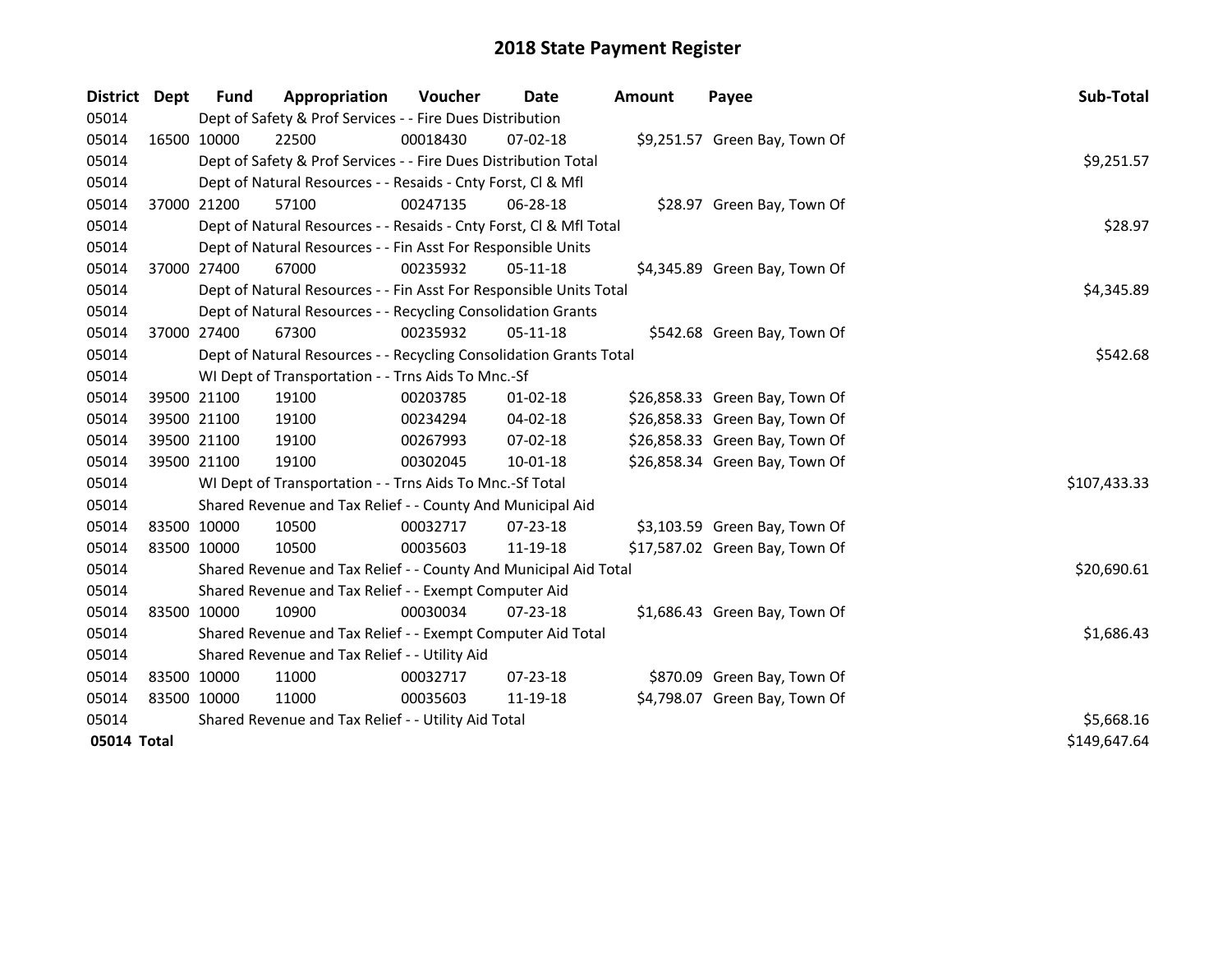# 2018 State Payment Register

| District | Dept | Fund | Appropriation | Voucher | Date | Amount | Payee | Sub-Total |
|---|---|---|---|---|---|---|---|---|
| 05014 | | Dept of Safety & Prof Services - - Fire Dues Distribution | | | | | | |
| 05014 | 16500 | 10000 | 22500 | 00018430 | 07-02-18 | $9,251.57 | Green Bay, Town Of | |
| 05014 | | Dept of Safety & Prof Services - - Fire Dues Distribution Total | | | | | | $9,251.57 |
| 05014 | | Dept of Natural Resources - - Resaids - Cnty Forst, Cl & Mfl | | | | | | |
| 05014 | 37000 | 21200 | 57100 | 00247135 | 06-28-18 | $28.97 | Green Bay, Town Of | |
| 05014 | | Dept of Natural Resources - - Resaids - Cnty Forst, Cl & Mfl Total | | | | | | $28.97 |
| 05014 | | Dept of Natural Resources - - Fin Asst For Responsible Units | | | | | | |
| 05014 | 37000 | 27400 | 67000 | 00235932 | 05-11-18 | $4,345.89 | Green Bay, Town Of | |
| 05014 | | Dept of Natural Resources - - Fin Asst For Responsible Units Total | | | | | | $4,345.89 |
| 05014 | | Dept of Natural Resources - - Recycling Consolidation Grants | | | | | | |
| 05014 | 37000 | 27400 | 67300 | 00235932 | 05-11-18 | $542.68 | Green Bay, Town Of | |
| 05014 | | Dept of Natural Resources - - Recycling Consolidation Grants Total | | | | | | $542.68 |
| 05014 | | WI Dept of Transportation - - Trns Aids To Mnc.-Sf | | | | | | |
| 05014 | 39500 | 21100 | 19100 | 00203785 | 01-02-18 | $26,858.33 | Green Bay, Town Of | |
| 05014 | 39500 | 21100 | 19100 | 00234294 | 04-02-18 | $26,858.33 | Green Bay, Town Of | |
| 05014 | 39500 | 21100 | 19100 | 00267993 | 07-02-18 | $26,858.33 | Green Bay, Town Of | |
| 05014 | 39500 | 21100 | 19100 | 00302045 | 10-01-18 | $26,858.34 | Green Bay, Town Of | |
| 05014 | | WI Dept of Transportation - - Trns Aids To Mnc.-Sf Total | | | | | | $107,433.33 |
| 05014 | | Shared Revenue and Tax Relief - - County And Municipal Aid | | | | | | |
| 05014 | 83500 | 10000 | 10500 | 00032717 | 07-23-18 | $3,103.59 | Green Bay, Town Of | |
| 05014 | 83500 | 10000 | 10500 | 00035603 | 11-19-18 | $17,587.02 | Green Bay, Town Of | |
| 05014 | | Shared Revenue and Tax Relief - - County And Municipal Aid Total | | | | | | $20,690.61 |
| 05014 | | Shared Revenue and Tax Relief - - Exempt Computer Aid | | | | | | |
| 05014 | 83500 | 10000 | 10900 | 00030034 | 07-23-18 | $1,686.43 | Green Bay, Town Of | |
| 05014 | | Shared Revenue and Tax Relief - - Exempt Computer Aid Total | | | | | | $1,686.43 |
| 05014 | | Shared Revenue and Tax Relief - - Utility Aid | | | | | | |
| 05014 | 83500 | 10000 | 11000 | 00032717 | 07-23-18 | $870.09 | Green Bay, Town Of | |
| 05014 | 83500 | 10000 | 11000 | 00035603 | 11-19-18 | $4,798.07 | Green Bay, Town Of | |
| 05014 | | Shared Revenue and Tax Relief - - Utility Aid Total | | | | | | $5,668.16 |
| **05014 Total** | | | | | | | | $149,647.64 |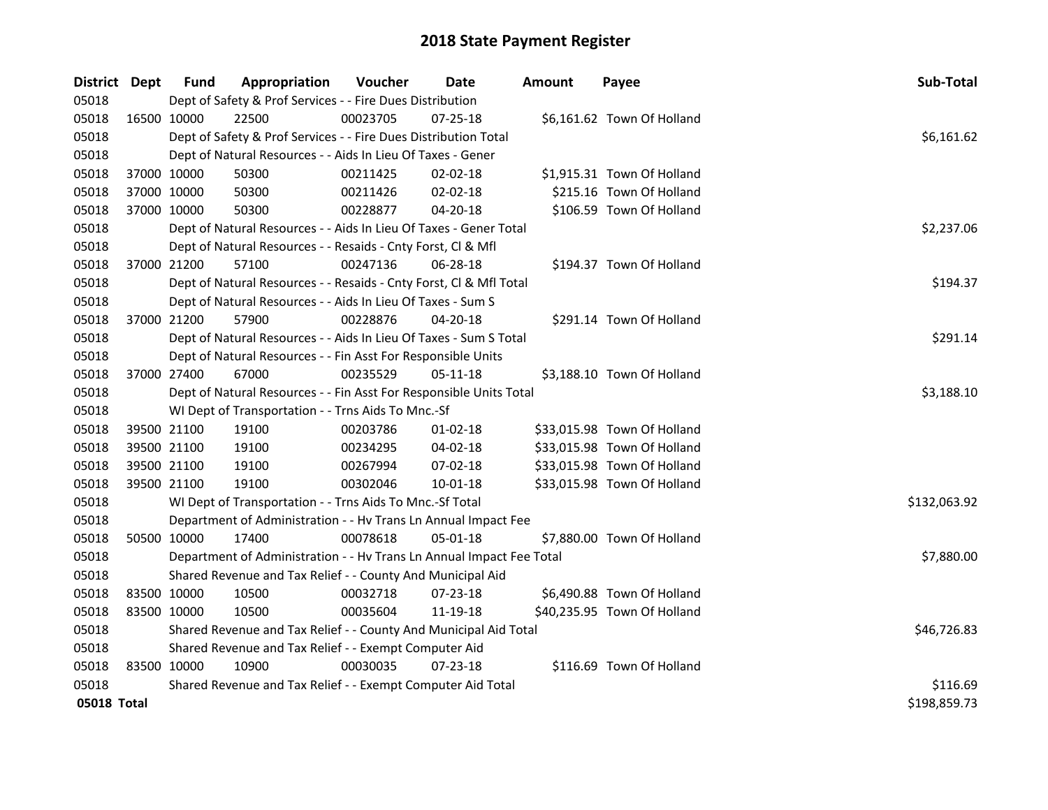# 2018 State Payment Register

| District | Dept | Fund | Appropriation | Voucher | Date | Amount | Payee | Sub-Total |
|---|---|---|---|---|---|---|---|---|
| 05018 | | Dept of Safety & Prof Services - - Fire Dues Distribution | | | | | | |
| 05018 | 16500 | 10000 | 22500 | 00023705 | 07-25-18 | $6,161.62 | Town Of Holland | |
| 05018 | | Dept of Safety & Prof Services - - Fire Dues Distribution Total | | | | | | $6,161.62 |
| 05018 | | Dept of Natural Resources - - Aids In Lieu Of Taxes - Gener | | | | | | |
| 05018 | 37000 | 10000 | 50300 | 00211425 | 02-02-18 | $1,915.31 | Town Of Holland | |
| 05018 | 37000 | 10000 | 50300 | 00211426 | 02-02-18 | $215.16 | Town Of Holland | |
| 05018 | 37000 | 10000 | 50300 | 00228877 | 04-20-18 | $106.59 | Town Of Holland | |
| 05018 | | Dept of Natural Resources - - Aids In Lieu Of Taxes - Gener Total | | | | | | $2,237.06 |
| 05018 | | Dept of Natural Resources - - Resaids - Cnty Forst, Cl & Mfl | | | | | | |
| 05018 | 37000 | 21200 | 57100 | 00247136 | 06-28-18 | $194.37 | Town Of Holland | |
| 05018 | | Dept of Natural Resources - - Resaids - Cnty Forst, Cl & Mfl Total | | | | | | $194.37 |
| 05018 | | Dept of Natural Resources - - Aids In Lieu Of Taxes - Sum S | | | | | | |
| 05018 | 37000 | 21200 | 57900 | 00228876 | 04-20-18 | $291.14 | Town Of Holland | |
| 05018 | | Dept of Natural Resources - - Aids In Lieu Of Taxes - Sum S Total | | | | | | $291.14 |
| 05018 | | Dept of Natural Resources - - Fin Asst For Responsible Units | | | | | | |
| 05018 | 37000 | 27400 | 67000 | 00235529 | 05-11-18 | $3,188.10 | Town Of Holland | |
| 05018 | | Dept of Natural Resources - - Fin Asst For Responsible Units Total | | | | | | $3,188.10 |
| 05018 | | WI Dept of Transportation - - Trns Aids To Mnc.-Sf | | | | | | |
| 05018 | 39500 | 21100 | 19100 | 00203786 | 01-02-18 | $33,015.98 | Town Of Holland | |
| 05018 | 39500 | 21100 | 19100 | 00234295 | 04-02-18 | $33,015.98 | Town Of Holland | |
| 05018 | 39500 | 21100 | 19100 | 00267994 | 07-02-18 | $33,015.98 | Town Of Holland | |
| 05018 | 39500 | 21100 | 19100 | 00302046 | 10-01-18 | $33,015.98 | Town Of Holland | |
| 05018 | | WI Dept of Transportation - - Trns Aids To Mnc.-Sf Total | | | | | | $132,063.92 |
| 05018 | | Department of Administration - - Hv Trans Ln Annual Impact Fee | | | | | | |
| 05018 | 50500 | 10000 | 17400 | 00078618 | 05-01-18 | $7,880.00 | Town Of Holland | |
| 05018 | | Department of Administration - - Hv Trans Ln Annual Impact Fee Total | | | | | | $7,880.00 |
| 05018 | | Shared Revenue and Tax Relief - - County And Municipal Aid | | | | | | |
| 05018 | 83500 | 10000 | 10500 | 00032718 | 07-23-18 | $6,490.88 | Town Of Holland | |
| 05018 | 83500 | 10000 | 10500 | 00035604 | 11-19-18 | $40,235.95 | Town Of Holland | |
| 05018 | | Shared Revenue and Tax Relief - - County And Municipal Aid Total | | | | | | $46,726.83 |
| 05018 | | Shared Revenue and Tax Relief - - Exempt Computer Aid | | | | | | |
| 05018 | 83500 | 10000 | 10900 | 00030035 | 07-23-18 | $116.69 | Town Of Holland | |
| 05018 | | Shared Revenue and Tax Relief - - Exempt Computer Aid Total | | | | | | $116.69 |
| **05018 Total** | | | | | | | | $198,859.73 |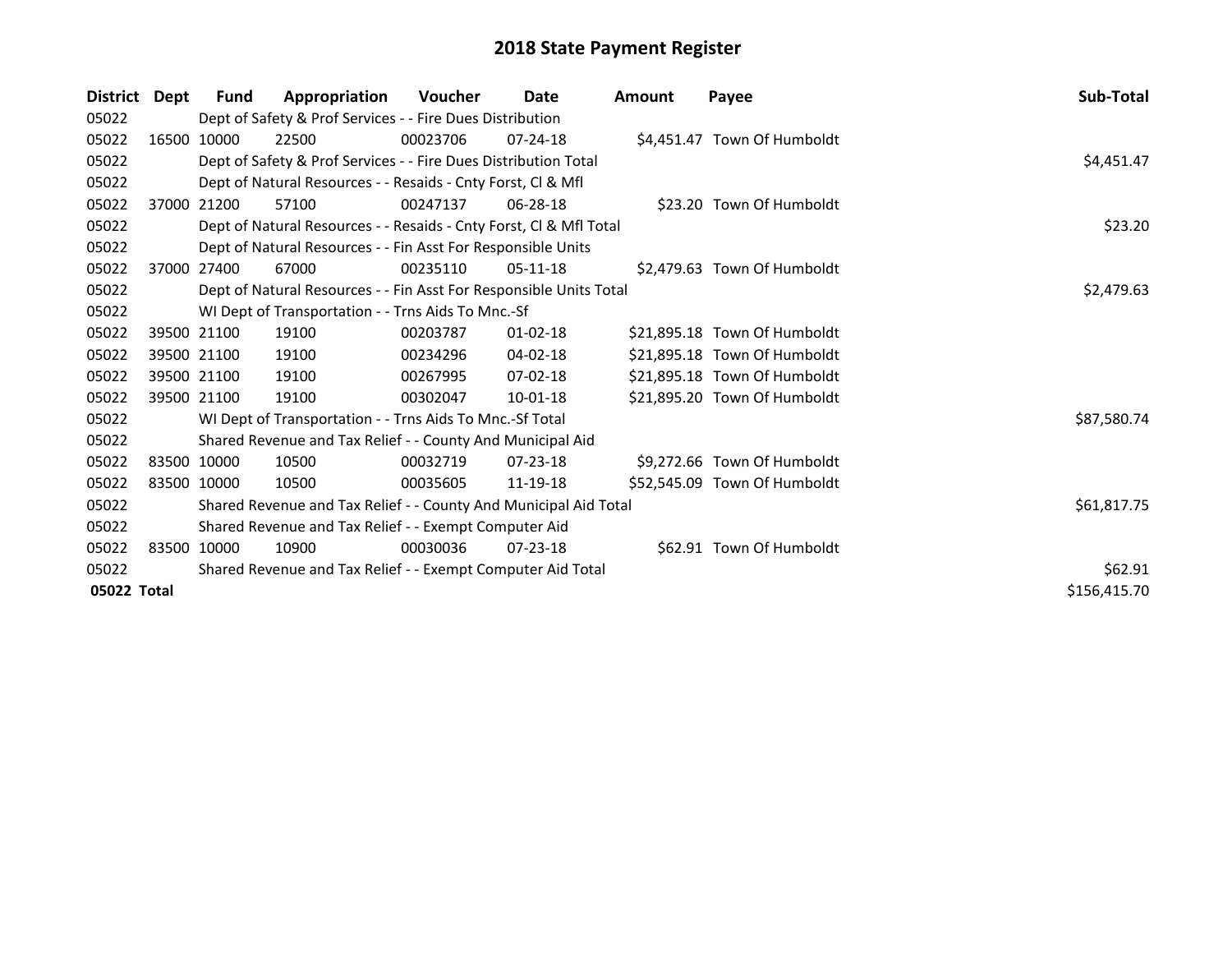# 2018 State Payment Register

| District | Dept | Fund | Appropriation | Voucher | Date | Amount | Payee | Sub-Total |
|---|---|---|---|---|---|---|---|---|
| 05022 | Dept of Safety & Prof Services - - Fire Dues Distribution | | | | | | | |
| 05022 | 16500 | 10000 | 22500 | 00023706 | 07-24-18 | $4,451.47 | Town Of Humboldt | |
| 05022 | Dept of Safety & Prof Services - - Fire Dues Distribution Total | | | | | | | $4,451.47 |
| 05022 | Dept of Natural Resources - - Resaids - Cnty Forst, Cl & Mfl | | | | | | | |
| 05022 | 37000 | 21200 | 57100 | 00247137 | 06-28-18 | $23.20 | Town Of Humboldt | |
| 05022 | Dept of Natural Resources - - Resaids - Cnty Forst, Cl & Mfl Total | | | | | | | $23.20 |
| 05022 | Dept of Natural Resources - - Fin Asst For Responsible Units | | | | | | | |
| 05022 | 37000 | 27400 | 67000 | 00235110 | 05-11-18 | $2,479.63 | Town Of Humboldt | |
| 05022 | Dept of Natural Resources - - Fin Asst For Responsible Units Total | | | | | | | $2,479.63 |
| 05022 | WI Dept of Transportation - - Trns Aids To Mnc.-Sf | | | | | | | |
| 05022 | 39500 | 21100 | 19100 | 00203787 | 01-02-18 | $21,895.18 | Town Of Humboldt | |
| 05022 | 39500 | 21100 | 19100 | 00234296 | 04-02-18 | $21,895.18 | Town Of Humboldt | |
| 05022 | 39500 | 21100 | 19100 | 00267995 | 07-02-18 | $21,895.18 | Town Of Humboldt | |
| 05022 | 39500 | 21100 | 19100 | 00302047 | 10-01-18 | $21,895.20 | Town Of Humboldt | |
| 05022 | WI Dept of Transportation - - Trns Aids To Mnc.-Sf Total | | | | | | | $87,580.74 |
| 05022 | Shared Revenue and Tax Relief - - County And Municipal Aid | | | | | | | |
| 05022 | 83500 | 10000 | 10500 | 00032719 | 07-23-18 | $9,272.66 | Town Of Humboldt | |
| 05022 | 83500 | 10000 | 10500 | 00035605 | 11-19-18 | $52,545.09 | Town Of Humboldt | |
| 05022 | Shared Revenue and Tax Relief - - County And Municipal Aid Total | | | | | | | $61,817.75 |
| 05022 | Shared Revenue and Tax Relief - - Exempt Computer Aid | | | | | | | |
| 05022 | 83500 | 10000 | 10900 | 00030036 | 07-23-18 | $62.91 | Town Of Humboldt | |
| 05022 | Shared Revenue and Tax Relief - - Exempt Computer Aid Total | | | | | | | $62.91 |
| **05022 Total** | | | | | | | | $156,415.70 |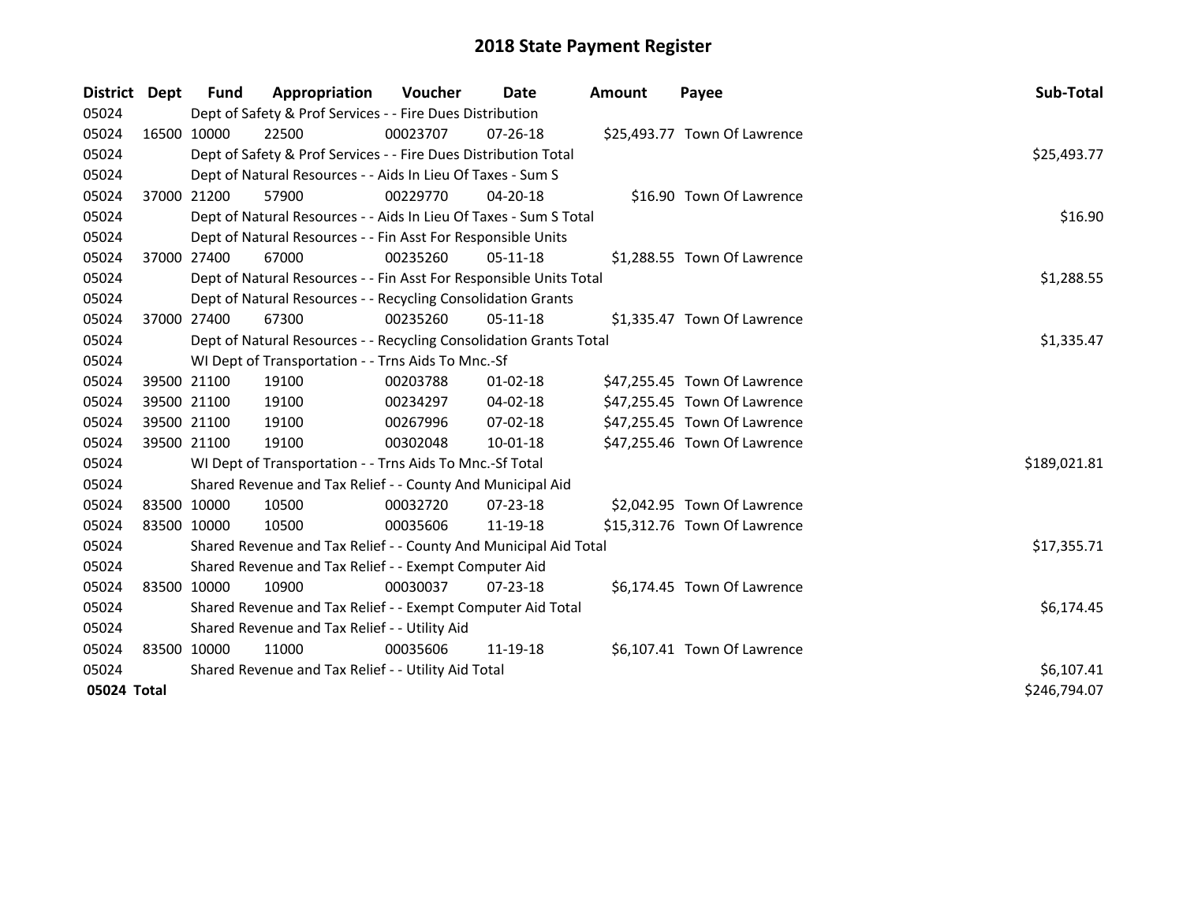# 2018 State Payment Register

| District | Dept | Fund | Appropriation | Voucher | Date | Amount | Payee | Sub-Total |
|---|---|---|---|---|---|---|---|---|
| 05024 | | Dept of Safety & Prof Services - - Fire Dues Distribution | | | | | | |
| 05024 | 16500 | 10000 | 22500 | 00023707 | 07-26-18 | $25,493.77 | Town Of Lawrence | |
| 05024 | | Dept of Safety & Prof Services - - Fire Dues Distribution Total | | | | | | $25,493.77 |
| 05024 | | Dept of Natural Resources - - Aids In Lieu Of Taxes - Sum S | | | | | | |
| 05024 | 37000 | 21200 | 57900 | 00229770 | 04-20-18 | $16.90 | Town Of Lawrence | |
| 05024 | | Dept of Natural Resources - - Aids In Lieu Of Taxes - Sum S Total | | | | | | $16.90 |
| 05024 | | Dept of Natural Resources - - Fin Asst For Responsible Units | | | | | | |
| 05024 | 37000 | 27400 | 67000 | 00235260 | 05-11-18 | $1,288.55 | Town Of Lawrence | |
| 05024 | | Dept of Natural Resources - - Fin Asst For Responsible Units Total | | | | | | $1,288.55 |
| 05024 | | Dept of Natural Resources - - Recycling Consolidation Grants | | | | | | |
| 05024 | 37000 | 27400 | 67300 | 00235260 | 05-11-18 | $1,335.47 | Town Of Lawrence | |
| 05024 | | Dept of Natural Resources - - Recycling Consolidation Grants Total | | | | | | $1,335.47 |
| 05024 | | WI Dept of Transportation - - Trns Aids To Mnc.-Sf | | | | | | |
| 05024 | 39500 | 21100 | 19100 | 00203788 | 01-02-18 | $47,255.45 | Town Of Lawrence | |
| 05024 | 39500 | 21100 | 19100 | 00234297 | 04-02-18 | $47,255.45 | Town Of Lawrence | |
| 05024 | 39500 | 21100 | 19100 | 00267996 | 07-02-18 | $47,255.45 | Town Of Lawrence | |
| 05024 | 39500 | 21100 | 19100 | 00302048 | 10-01-18 | $47,255.46 | Town Of Lawrence | |
| 05024 | | WI Dept of Transportation - - Trns Aids To Mnc.-Sf Total | | | | | | $189,021.81 |
| 05024 | | Shared Revenue and Tax Relief - - County And Municipal Aid | | | | | | |
| 05024 | 83500 | 10000 | 10500 | 00032720 | 07-23-18 | $2,042.95 | Town Of Lawrence | |
| 05024 | 83500 | 10000 | 10500 | 00035606 | 11-19-18 | $15,312.76 | Town Of Lawrence | |
| 05024 | | Shared Revenue and Tax Relief - - County And Municipal Aid Total | | | | | | $17,355.71 |
| 05024 | | Shared Revenue and Tax Relief - - Exempt Computer Aid | | | | | | |
| 05024 | 83500 | 10000 | 10900 | 00030037 | 07-23-18 | $6,174.45 | Town Of Lawrence | |
| 05024 | | Shared Revenue and Tax Relief - - Exempt Computer Aid Total | | | | | | $6,174.45 |
| 05024 | | Shared Revenue and Tax Relief - - Utility Aid | | | | | | |
| 05024 | 83500 | 10000 | 11000 | 00035606 | 11-19-18 | $6,107.41 | Town Of Lawrence | |
| 05024 | | Shared Revenue and Tax Relief - - Utility Aid Total | | | | | | $6,107.41 |
| **05024 Total** | | | | | | | | $246,794.07 |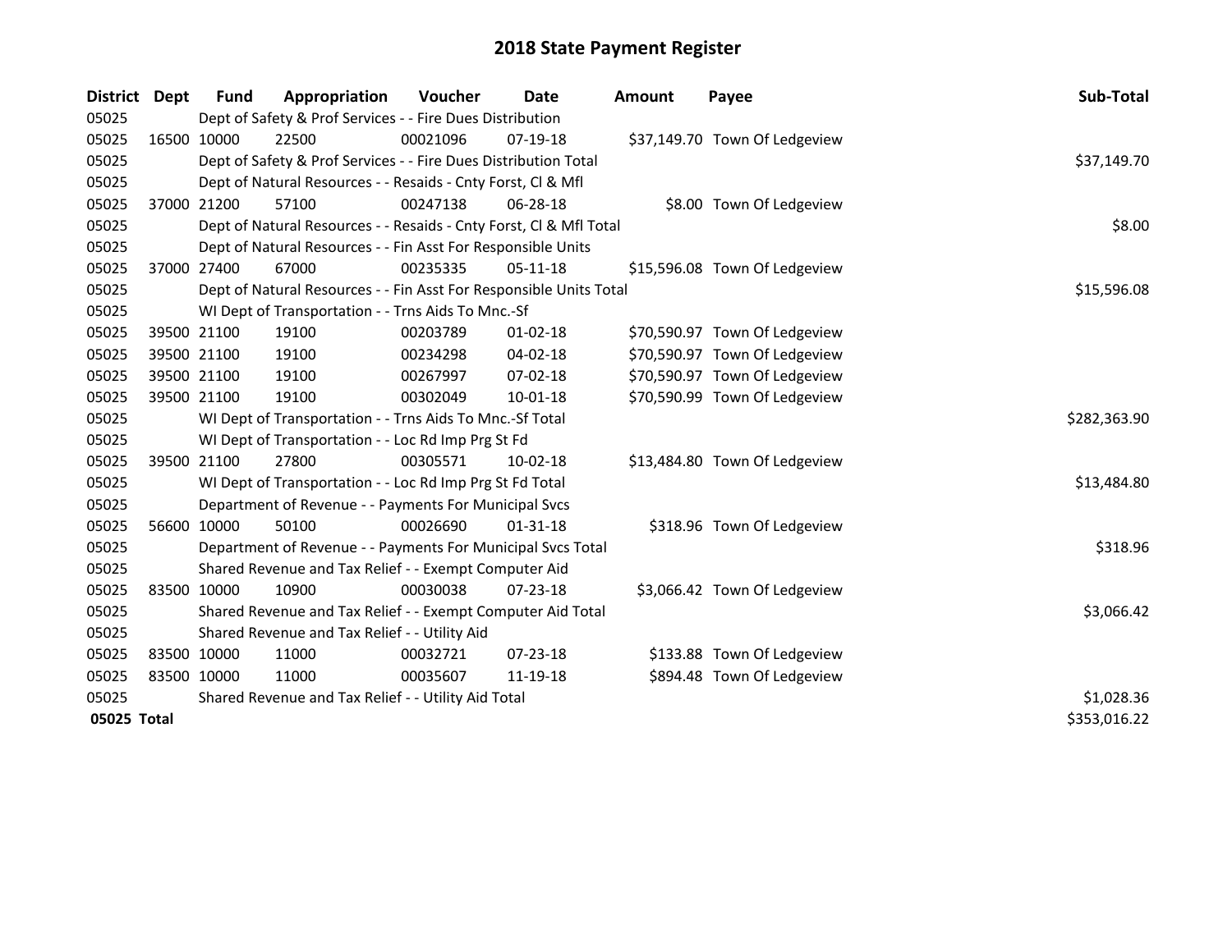# 2018 State Payment Register

| District | Dept | Fund | Appropriation | Voucher | Date | Amount | Payee | Sub-Total |
|---|---|---|---|---|---|---|---|---|
| 05025 | | Dept of Safety & Prof Services - - Fire Dues Distribution | | | | | | |
| 05025 | 16500 | 10000 | 22500 | 00021096 | 07-19-18 | $37,149.70 | Town Of Ledgeview | |
| 05025 | | Dept of Safety & Prof Services - - Fire Dues Distribution Total | | | | | | $37,149.70 |
| 05025 | | Dept of Natural Resources - - Resaids - Cnty Forst, Cl & Mfl | | | | | | |
| 05025 | 37000 | 21200 | 57100 | 00247138 | 06-28-18 | $8.00 | Town Of Ledgeview | |
| 05025 | | Dept of Natural Resources - - Resaids - Cnty Forst, Cl & Mfl Total | | | | | | $8.00 |
| 05025 | | Dept of Natural Resources - - Fin Asst For Responsible Units | | | | | | |
| 05025 | 37000 | 27400 | 67000 | 00235335 | 05-11-18 | $15,596.08 | Town Of Ledgeview | |
| 05025 | | Dept of Natural Resources - - Fin Asst For Responsible Units Total | | | | | | $15,596.08 |
| 05025 | | WI Dept of Transportation - - Trns Aids To Mnc.-Sf | | | | | | |
| 05025 | 39500 | 21100 | 19100 | 00203789 | 01-02-18 | $70,590.97 | Town Of Ledgeview | |
| 05025 | 39500 | 21100 | 19100 | 00234298 | 04-02-18 | $70,590.97 | Town Of Ledgeview | |
| 05025 | 39500 | 21100 | 19100 | 00267997 | 07-02-18 | $70,590.97 | Town Of Ledgeview | |
| 05025 | 39500 | 21100 | 19100 | 00302049 | 10-01-18 | $70,590.99 | Town Of Ledgeview | |
| 05025 | | WI Dept of Transportation - - Trns Aids To Mnc.-Sf Total | | | | | | $282,363.90 |
| 05025 | | WI Dept of Transportation - - Loc Rd Imp Prg St Fd | | | | | | |
| 05025 | 39500 | 21100 | 27800 | 00305571 | 10-02-18 | $13,484.80 | Town Of Ledgeview | |
| 05025 | | WI Dept of Transportation - - Loc Rd Imp Prg St Fd Total | | | | | | $13,484.80 |
| 05025 | | Department of Revenue - - Payments For Municipal Svcs | | | | | | |
| 05025 | 56600 | 10000 | 50100 | 00026690 | 01-31-18 | $318.96 | Town Of Ledgeview | |
| 05025 | | Department of Revenue - - Payments For Municipal Svcs Total | | | | | | $318.96 |
| 05025 | | Shared Revenue and Tax Relief - - Exempt Computer Aid | | | | | | |
| 05025 | 83500 | 10000 | 10900 | 00030038 | 07-23-18 | $3,066.42 | Town Of Ledgeview | |
| 05025 | | Shared Revenue and Tax Relief - - Exempt Computer Aid Total | | | | | | $3,066.42 |
| 05025 | | Shared Revenue and Tax Relief - - Utility Aid | | | | | | |
| 05025 | 83500 | 10000 | 11000 | 00032721 | 07-23-18 | $133.88 | Town Of Ledgeview | |
| 05025 | 83500 | 10000 | 11000 | 00035607 | 11-19-18 | $894.48 | Town Of Ledgeview | |
| 05025 | | Shared Revenue and Tax Relief - - Utility Aid Total | | | | | | $1,028.36 |
| **05025 Total** | | | | | | | | $353,016.22 |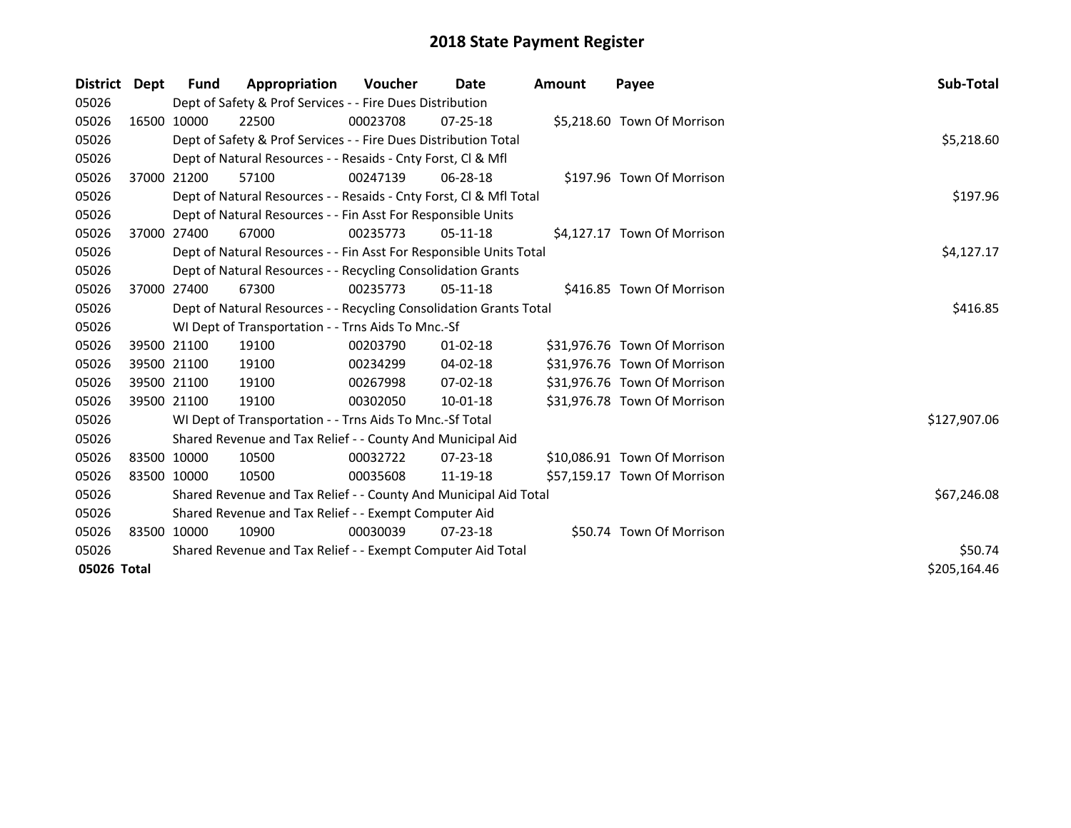# 2018 State Payment Register

| District | Dept | Fund | Appropriation | Voucher | Date | Amount | Payee | Sub-Total |
|---|---|---|---|---|---|---|---|---|
| 05026 | Dept of Safety & Prof Services - - Fire Dues Distribution | | | | | | | |
| 05026 | 16500 | 10000 | 22500 | 00023708 | 07-25-18 | $5,218.60 | Town Of Morrison | |
| 05026 | Dept of Safety & Prof Services - - Fire Dues Distribution Total | | | | | | | $5,218.60 |
| 05026 | Dept of Natural Resources - - Resaids - Cnty Forst, Cl & Mfl | | | | | | | |
| 05026 | 37000 | 21200 | 57100 | 00247139 | 06-28-18 | $197.96 | Town Of Morrison | |
| 05026 | Dept of Natural Resources - - Resaids - Cnty Forst, Cl & Mfl Total | | | | | | | $197.96 |
| 05026 | Dept of Natural Resources - - Fin Asst For Responsible Units | | | | | | | |
| 05026 | 37000 | 27400 | 67000 | 00235773 | 05-11-18 | $4,127.17 | Town Of Morrison | |
| 05026 | Dept of Natural Resources - - Fin Asst For Responsible Units Total | | | | | | | $4,127.17 |
| 05026 | Dept of Natural Resources - - Recycling Consolidation Grants | | | | | | | |
| 05026 | 37000 | 27400 | 67300 | 00235773 | 05-11-18 | $416.85 | Town Of Morrison | |
| 05026 | Dept of Natural Resources - - Recycling Consolidation Grants Total | | | | | | | $416.85 |
| 05026 | WI Dept of Transportation - - Trns Aids To Mnc.-Sf | | | | | | | |
| 05026 | 39500 | 21100 | 19100 | 00203790 | 01-02-18 | $31,976.76 | Town Of Morrison | |
| 05026 | 39500 | 21100 | 19100 | 00234299 | 04-02-18 | $31,976.76 | Town Of Morrison | |
| 05026 | 39500 | 21100 | 19100 | 00267998 | 07-02-18 | $31,976.76 | Town Of Morrison | |
| 05026 | 39500 | 21100 | 19100 | 00302050 | 10-01-18 | $31,976.78 | Town Of Morrison | |
| 05026 | WI Dept of Transportation - - Trns Aids To Mnc.-Sf Total | | | | | | | $127,907.06 |
| 05026 | Shared Revenue and Tax Relief - - County And Municipal Aid | | | | | | | |
| 05026 | 83500 | 10000 | 10500 | 00032722 | 07-23-18 | $10,086.91 | Town Of Morrison | |
| 05026 | 83500 | 10000 | 10500 | 00035608 | 11-19-18 | $57,159.17 | Town Of Morrison | |
| 05026 | Shared Revenue and Tax Relief - - County And Municipal Aid Total | | | | | | | $67,246.08 |
| 05026 | Shared Revenue and Tax Relief - - Exempt Computer Aid | | | | | | | |
| 05026 | 83500 | 10000 | 10900 | 00030039 | 07-23-18 | $50.74 | Town Of Morrison | |
| 05026 | Shared Revenue and Tax Relief - - Exempt Computer Aid Total | | | | | | | $50.74 |
| **05026 Total** | | | | | | | | $205,164.46 |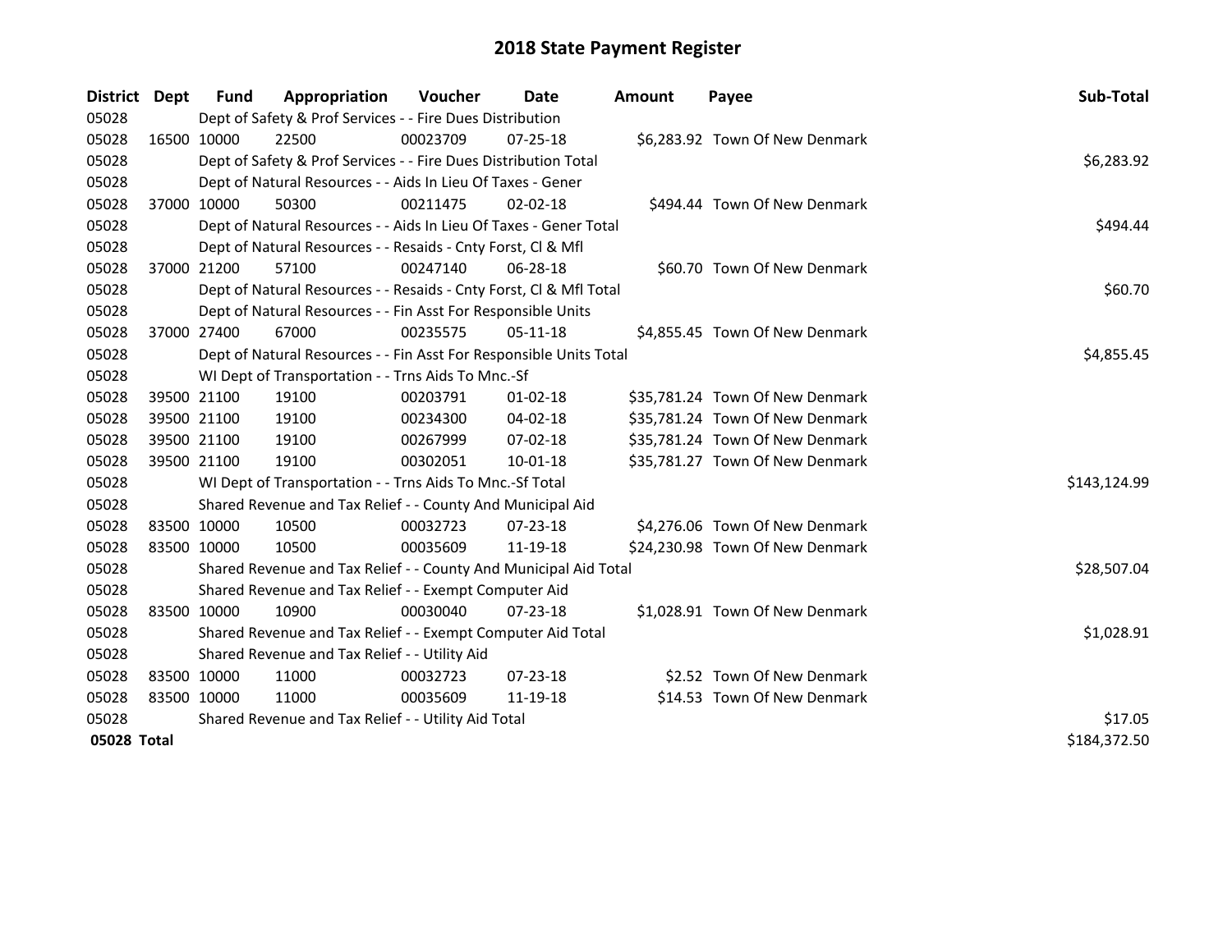# 2018 State Payment Register

| District | Dept | Fund | Appropriation | Voucher | Date | Amount | Payee | Sub-Total |
|---|---|---|---|---|---|---|---|---|
| 05028 | | Dept of Safety & Prof Services - - Fire Dues Distribution | | | | | | |
| 05028 | 16500 | 10000 | 22500 | 00023709 | 07-25-18 | $6,283.92 | Town Of New Denmark | |
| 05028 | | Dept of Safety & Prof Services - - Fire Dues Distribution Total | | | | | | $6,283.92 |
| 05028 | | Dept of Natural Resources - - Aids In Lieu Of Taxes - Gener | | | | | | |
| 05028 | 37000 | 10000 | 50300 | 00211475 | 02-02-18 | $494.44 | Town Of New Denmark | |
| 05028 | | Dept of Natural Resources - - Aids In Lieu Of Taxes - Gener Total | | | | | | $494.44 |
| 05028 | | Dept of Natural Resources - - Resaids - Cnty Forst, Cl & Mfl | | | | | | |
| 05028 | 37000 | 21200 | 57100 | 00247140 | 06-28-18 | $60.70 | Town Of New Denmark | |
| 05028 | | Dept of Natural Resources - - Resaids - Cnty Forst, Cl & Mfl Total | | | | | | $60.70 |
| 05028 | | Dept of Natural Resources - - Fin Asst For Responsible Units | | | | | | |
| 05028 | 37000 | 27400 | 67000 | 00235575 | 05-11-18 | $4,855.45 | Town Of New Denmark | |
| 05028 | | Dept of Natural Resources - - Fin Asst For Responsible Units Total | | | | | | $4,855.45 |
| 05028 | | WI Dept of Transportation - - Trns Aids To Mnc.-Sf | | | | | | |
| 05028 | 39500 | 21100 | 19100 | 00203791 | 01-02-18 | $35,781.24 | Town Of New Denmark | |
| 05028 | 39500 | 21100 | 19100 | 00234300 | 04-02-18 | $35,781.24 | Town Of New Denmark | |
| 05028 | 39500 | 21100 | 19100 | 00267999 | 07-02-18 | $35,781.24 | Town Of New Denmark | |
| 05028 | 39500 | 21100 | 19100 | 00302051 | 10-01-18 | $35,781.27 | Town Of New Denmark | |
| 05028 | | WI Dept of Transportation - - Trns Aids To Mnc.-Sf Total | | | | | | $143,124.99 |
| 05028 | | Shared Revenue and Tax Relief - - County And Municipal Aid | | | | | | |
| 05028 | 83500 | 10000 | 10500 | 00032723 | 07-23-18 | $4,276.06 | Town Of New Denmark | |
| 05028 | 83500 | 10000 | 10500 | 00035609 | 11-19-18 | $24,230.98 | Town Of New Denmark | |
| 05028 | | Shared Revenue and Tax Relief - - County And Municipal Aid Total | | | | | | $28,507.04 |
| 05028 | | Shared Revenue and Tax Relief - - Exempt Computer Aid | | | | | | |
| 05028 | 83500 | 10000 | 10900 | 00030040 | 07-23-18 | $1,028.91 | Town Of New Denmark | |
| 05028 | | Shared Revenue and Tax Relief - - Exempt Computer Aid Total | | | | | | $1,028.91 |
| 05028 | | Shared Revenue and Tax Relief - - Utility Aid | | | | | | |
| 05028 | 83500 | 10000 | 11000 | 00032723 | 07-23-18 | $2.52 | Town Of New Denmark | |
| 05028 | 83500 | 10000 | 11000 | 00035609 | 11-19-18 | $14.53 | Town Of New Denmark | |
| 05028 | | Shared Revenue and Tax Relief - - Utility Aid Total | | | | | | $17.05 |
| **05028 Total** | | | | | | | | $184,372.50 |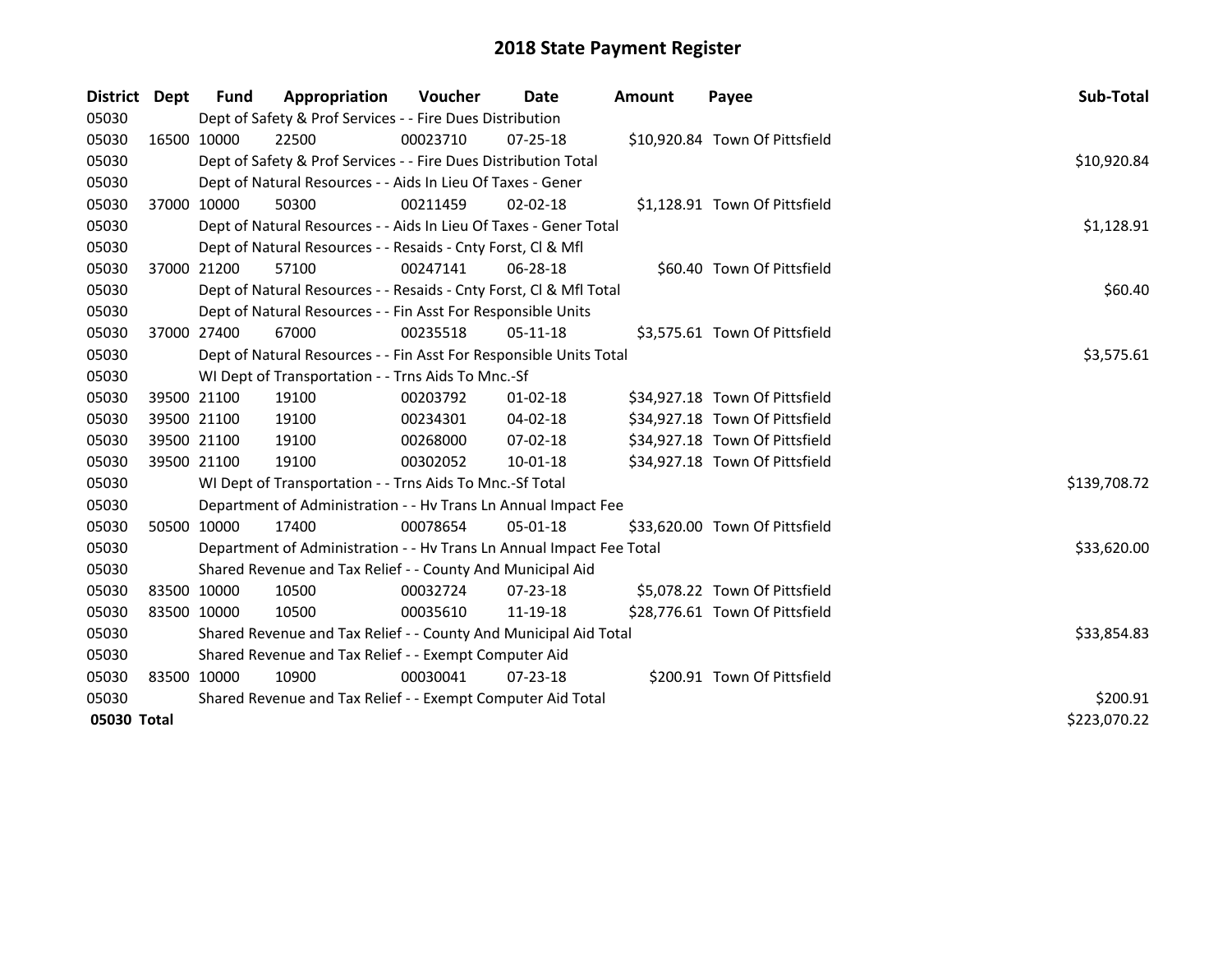# 2018 State Payment Register

| District | Dept | Fund | Appropriation | Voucher | Date | Amount | Payee | Sub-Total |
|---|---|---|---|---|---|---|---|---|
| 05030 | Dept of Safety & Prof Services - - Fire Dues Distribution | | | | | | | |
| 05030 | 16500 | 10000 | 22500 | 00023710 | 07-25-18 | $10,920.84 | Town Of Pittsfield | |
| 05030 | Dept of Safety & Prof Services - - Fire Dues Distribution Total | | | | | | | $10,920.84 |
| 05030 | Dept of Natural Resources - - Aids In Lieu Of Taxes - Gener | | | | | | | |
| 05030 | 37000 | 10000 | 50300 | 00211459 | 02-02-18 | $1,128.91 | Town Of Pittsfield | |
| 05030 | Dept of Natural Resources - - Aids In Lieu Of Taxes - Gener Total | | | | | | | $1,128.91 |
| 05030 | Dept of Natural Resources - - Resaids - Cnty Forst, Cl & Mfl | | | | | | | |
| 05030 | 37000 | 21200 | 57100 | 00247141 | 06-28-18 | $60.40 | Town Of Pittsfield | |
| 05030 | Dept of Natural Resources - - Resaids - Cnty Forst, Cl & Mfl Total | | | | | | | $60.40 |
| 05030 | Dept of Natural Resources - - Fin Asst For Responsible Units | | | | | | | |
| 05030 | 37000 | 27400 | 67000 | 00235518 | 05-11-18 | $3,575.61 | Town Of Pittsfield | |
| 05030 | Dept of Natural Resources - - Fin Asst For Responsible Units Total | | | | | | | $3,575.61 |
| 05030 | WI Dept of Transportation - - Trns Aids To Mnc.-Sf | | | | | | | |
| 05030 | 39500 | 21100 | 19100 | 00203792 | 01-02-18 | $34,927.18 | Town Of Pittsfield | |
| 05030 | 39500 | 21100 | 19100 | 00234301 | 04-02-18 | $34,927.18 | Town Of Pittsfield | |
| 05030 | 39500 | 21100 | 19100 | 00268000 | 07-02-18 | $34,927.18 | Town Of Pittsfield | |
| 05030 | 39500 | 21100 | 19100 | 00302052 | 10-01-18 | $34,927.18 | Town Of Pittsfield | |
| 05030 | WI Dept of Transportation - - Trns Aids To Mnc.-Sf Total | | | | | | | $139,708.72 |
| 05030 | Department of Administration - - Hv Trans Ln Annual Impact Fee | | | | | | | |
| 05030 | 50500 | 10000 | 17400 | 00078654 | 05-01-18 | $33,620.00 | Town Of Pittsfield | |
| 05030 | Department of Administration - - Hv Trans Ln Annual Impact Fee Total | | | | | | | $33,620.00 |
| 05030 | Shared Revenue and Tax Relief - - County And Municipal Aid | | | | | | | |
| 05030 | 83500 | 10000 | 10500 | 00032724 | 07-23-18 | $5,078.22 | Town Of Pittsfield | |
| 05030 | 83500 | 10000 | 10500 | 00035610 | 11-19-18 | $28,776.61 | Town Of Pittsfield | |
| 05030 | Shared Revenue and Tax Relief - - County And Municipal Aid Total | | | | | | | $33,854.83 |
| 05030 | Shared Revenue and Tax Relief - - Exempt Computer Aid | | | | | | | |
| 05030 | 83500 | 10000 | 10900 | 00030041 | 07-23-18 | $200.91 | Town Of Pittsfield | |
| 05030 | Shared Revenue and Tax Relief - - Exempt Computer Aid Total | | | | | | | $200.91 |
| **05030 Total** | | | | | | | | $223,070.22 |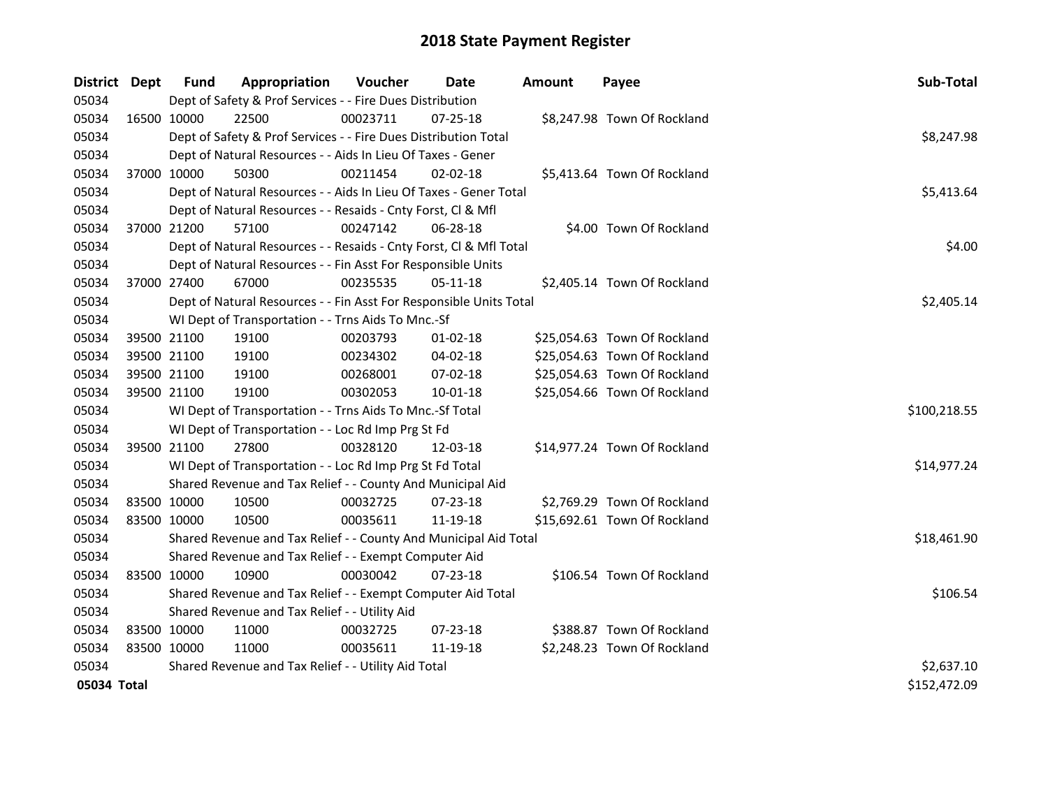# 2018 State Payment Register

| District | Dept | Fund | Appropriation | Voucher | Date | Amount | Payee | Sub-Total |
|---|---|---|---|---|---|---|---|---|
| 05034 | Dept of Safety & Prof Services - - Fire Dues Distribution | | | | | | | |
| 05034 | 16500 | 10000 | 22500 | 00023711 | 07-25-18 | $8,247.98 | Town Of Rockland | |
| 05034 | Dept of Safety & Prof Services - - Fire Dues Distribution Total | | | | | | | $8,247.98 |
| 05034 | Dept of Natural Resources - - Aids In Lieu Of Taxes - Gener | | | | | | | |
| 05034 | 37000 | 10000 | 50300 | 00211454 | 02-02-18 | $5,413.64 | Town Of Rockland | |
| 05034 | Dept of Natural Resources - - Aids In Lieu Of Taxes - Gener Total | | | | | | | $5,413.64 |
| 05034 | Dept of Natural Resources - - Resaids - Cnty Forst, Cl & Mfl | | | | | | | |
| 05034 | 37000 | 21200 | 57100 | 00247142 | 06-28-18 | $4.00 | Town Of Rockland | |
| 05034 | Dept of Natural Resources - - Resaids - Cnty Forst, Cl & Mfl Total | | | | | | | $4.00 |
| 05034 | Dept of Natural Resources - - Fin Asst For Responsible Units | | | | | | | |
| 05034 | 37000 | 27400 | 67000 | 00235535 | 05-11-18 | $2,405.14 | Town Of Rockland | |
| 05034 | Dept of Natural Resources - - Fin Asst For Responsible Units Total | | | | | | | $2,405.14 |
| 05034 | WI Dept of Transportation - - Trns Aids To Mnc.-Sf | | | | | | | |
| 05034 | 39500 | 21100 | 19100 | 00203793 | 01-02-18 | $25,054.63 | Town Of Rockland | |
| 05034 | 39500 | 21100 | 19100 | 00234302 | 04-02-18 | $25,054.63 | Town Of Rockland | |
| 05034 | 39500 | 21100 | 19100 | 00268001 | 07-02-18 | $25,054.63 | Town Of Rockland | |
| 05034 | 39500 | 21100 | 19100 | 00302053 | 10-01-18 | $25,054.66 | Town Of Rockland | |
| 05034 | WI Dept of Transportation - - Trns Aids To Mnc.-Sf Total | | | | | | | $100,218.55 |
| 05034 | WI Dept of Transportation - - Loc Rd Imp Prg St Fd | | | | | | | |
| 05034 | 39500 | 21100 | 27800 | 00328120 | 12-03-18 | $14,977.24 | Town Of Rockland | |
| 05034 | WI Dept of Transportation - - Loc Rd Imp Prg St Fd Total | | | | | | | $14,977.24 |
| 05034 | Shared Revenue and Tax Relief - - County And Municipal Aid | | | | | | | |
| 05034 | 83500 | 10000 | 10500 | 00032725 | 07-23-18 | $2,769.29 | Town Of Rockland | |
| 05034 | 83500 | 10000 | 10500 | 00035611 | 11-19-18 | $15,692.61 | Town Of Rockland | |
| 05034 | Shared Revenue and Tax Relief - - County And Municipal Aid Total | | | | | | | $18,461.90 |
| 05034 | Shared Revenue and Tax Relief - - Exempt Computer Aid | | | | | | | |
| 05034 | 83500 | 10000 | 10900 | 00030042 | 07-23-18 | $106.54 | Town Of Rockland | |
| 05034 | Shared Revenue and Tax Relief - - Exempt Computer Aid Total | | | | | | | $106.54 |
| 05034 | Shared Revenue and Tax Relief - - Utility Aid | | | | | | | |
| 05034 | 83500 | 10000 | 11000 | 00032725 | 07-23-18 | $388.87 | Town Of Rockland | |
| 05034 | 83500 | 10000 | 11000 | 00035611 | 11-19-18 | $2,248.23 | Town Of Rockland | |
| 05034 | Shared Revenue and Tax Relief - - Utility Aid Total | | | | | | | $2,637.10 |
| **05034 Total** | | | | | | | | $152,472.09 |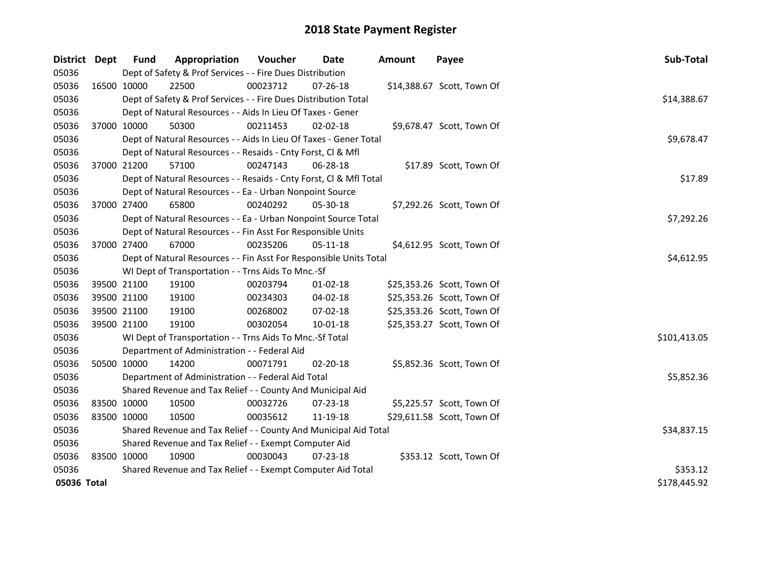# 2018 State Payment Register

| District | Dept | Fund | Appropriation | Voucher | Date | Amount | Payee | Sub-Total |
|---|---|---|---|---|---|---|---|---|
| 05036 | | Dept of Safety & Prof Services - - Fire Dues Distribution | | | | | | |
| 05036 | 16500 | 10000 | 22500 | 00023712 | 07-26-18 | $14,388.67 | Scott, Town Of | |
| 05036 | | Dept of Safety & Prof Services - - Fire Dues Distribution Total | | | | | | $14,388.67 |
| 05036 | | Dept of Natural Resources - - Aids In Lieu Of Taxes - Gener | | | | | | |
| 05036 | 37000 | 10000 | 50300 | 00211453 | 02-02-18 | $9,678.47 | Scott, Town Of | |
| 05036 | | Dept of Natural Resources - - Aids In Lieu Of Taxes - Gener Total | | | | | | $9,678.47 |
| 05036 | | Dept of Natural Resources - - Resaids - Cnty Forst, Cl & Mfl | | | | | | |
| 05036 | 37000 | 21200 | 57100 | 00247143 | 06-28-18 | $17.89 | Scott, Town Of | |
| 05036 | | Dept of Natural Resources - - Resaids - Cnty Forst, Cl & Mfl Total | | | | | | $17.89 |
| 05036 | | Dept of Natural Resources - - Ea - Urban Nonpoint Source | | | | | | |
| 05036 | 37000 | 27400 | 65800 | 00240292 | 05-30-18 | $7,292.26 | Scott, Town Of | |
| 05036 | | Dept of Natural Resources - - Ea - Urban Nonpoint Source Total | | | | | | $7,292.26 |
| 05036 | | Dept of Natural Resources - - Fin Asst For Responsible Units | | | | | | |
| 05036 | 37000 | 27400 | 67000 | 00235206 | 05-11-18 | $4,612.95 | Scott, Town Of | |
| 05036 | | Dept of Natural Resources - - Fin Asst For Responsible Units Total | | | | | | $4,612.95 |
| 05036 | | WI Dept of Transportation - - Trns Aids To Mnc.-Sf | | | | | | |
| 05036 | 39500 | 21100 | 19100 | 00203794 | 01-02-18 | $25,353.26 | Scott, Town Of | |
| 05036 | 39500 | 21100 | 19100 | 00234303 | 04-02-18 | $25,353.26 | Scott, Town Of | |
| 05036 | 39500 | 21100 | 19100 | 00268002 | 07-02-18 | $25,353.26 | Scott, Town Of | |
| 05036 | 39500 | 21100 | 19100 | 00302054 | 10-01-18 | $25,353.27 | Scott, Town Of | |
| 05036 | | WI Dept of Transportation - - Trns Aids To Mnc.-Sf Total | | | | | | $101,413.05 |
| 05036 | | Department of Administration - - Federal Aid | | | | | | |
| 05036 | 50500 | 10000 | 14200 | 00071791 | 02-20-18 | $5,852.36 | Scott, Town Of | |
| 05036 | | Department of Administration - - Federal Aid Total | | | | | | $5,852.36 |
| 05036 | | Shared Revenue and Tax Relief - - County And Municipal Aid | | | | | | |
| 05036 | 83500 | 10000 | 10500 | 00032726 | 07-23-18 | $5,225.57 | Scott, Town Of | |
| 05036 | 83500 | 10000 | 10500 | 00035612 | 11-19-18 | $29,611.58 | Scott, Town Of | |
| 05036 | | Shared Revenue and Tax Relief - - County And Municipal Aid Total | | | | | | $34,837.15 |
| 05036 | | Shared Revenue and Tax Relief - - Exempt Computer Aid | | | | | | |
| 05036 | 83500 | 10000 | 10900 | 00030043 | 07-23-18 | $353.12 | Scott, Town Of | |
| 05036 | | Shared Revenue and Tax Relief - - Exempt Computer Aid Total | | | | | | $353.12 |
| **05036 Total** | | | | | | | | $178,445.92 |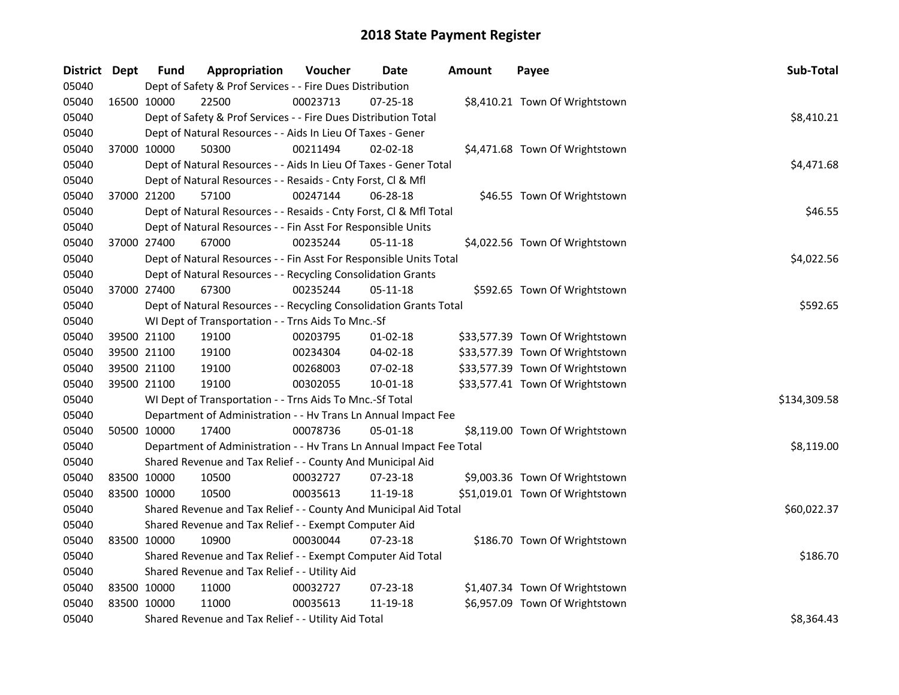# 2018 State Payment Register

| District | Dept | Fund | Appropriation | Voucher | Date | Amount | Payee | Sub-Total |
|---|---|---|---|---|---|---|---|---|
| 05040 | | Dept of Safety & Prof Services - - Fire Dues Distribution | | | | | | |
| 05040 | 16500 | 10000 | 22500 | 00023713 | 07-25-18 | $8,410.21 | Town Of Wrightstown | |
| 05040 | | Dept of Safety & Prof Services - - Fire Dues Distribution Total | | | | | | $8,410.21 |
| 05040 | | Dept of Natural Resources - - Aids In Lieu Of Taxes - Gener | | | | | | |
| 05040 | 37000 | 10000 | 50300 | 00211494 | 02-02-18 | $4,471.68 | Town Of Wrightstown | |
| 05040 | | Dept of Natural Resources - - Aids In Lieu Of Taxes - Gener Total | | | | | | $4,471.68 |
| 05040 | | Dept of Natural Resources - - Resaids - Cnty Forst, Cl & Mfl | | | | | | |
| 05040 | 37000 | 21200 | 57100 | 00247144 | 06-28-18 | $46.55 | Town Of Wrightstown | |
| 05040 | | Dept of Natural Resources - - Resaids - Cnty Forst, Cl & Mfl Total | | | | | | $46.55 |
| 05040 | | Dept of Natural Resources - - Fin Asst For Responsible Units | | | | | | |
| 05040 | 37000 | 27400 | 67000 | 00235244 | 05-11-18 | $4,022.56 | Town Of Wrightstown | |
| 05040 | | Dept of Natural Resources - - Fin Asst For Responsible Units Total | | | | | | $4,022.56 |
| 05040 | | Dept of Natural Resources - - Recycling Consolidation Grants | | | | | | |
| 05040 | 37000 | 27400 | 67300 | 00235244 | 05-11-18 | $592.65 | Town Of Wrightstown | |
| 05040 | | Dept of Natural Resources - - Recycling Consolidation Grants Total | | | | | | $592.65 |
| 05040 | | WI Dept of Transportation - - Trns Aids To Mnc.-Sf | | | | | | |
| 05040 | 39500 | 21100 | 19100 | 00203795 | 01-02-18 | $33,577.39 | Town Of Wrightstown | |
| 05040 | 39500 | 21100 | 19100 | 00234304 | 04-02-18 | $33,577.39 | Town Of Wrightstown | |
| 05040 | 39500 | 21100 | 19100 | 00268003 | 07-02-18 | $33,577.39 | Town Of Wrightstown | |
| 05040 | 39500 | 21100 | 19100 | 00302055 | 10-01-18 | $33,577.41 | Town Of Wrightstown | |
| 05040 | | WI Dept of Transportation - - Trns Aids To Mnc.-Sf Total | | | | | | $134,309.58 |
| 05040 | | Department of Administration - - Hv Trans Ln Annual Impact Fee | | | | | | |
| 05040 | 50500 | 10000 | 17400 | 00078736 | 05-01-18 | $8,119.00 | Town Of Wrightstown | |
| 05040 | | Department of Administration - - Hv Trans Ln Annual Impact Fee Total | | | | | | $8,119.00 |
| 05040 | | Shared Revenue and Tax Relief - - County And Municipal Aid | | | | | | |
| 05040 | 83500 | 10000 | 10500 | 00032727 | 07-23-18 | $9,003.36 | Town Of Wrightstown | |
| 05040 | 83500 | 10000 | 10500 | 00035613 | 11-19-18 | $51,019.01 | Town Of Wrightstown | |
| 05040 | | Shared Revenue and Tax Relief - - County And Municipal Aid Total | | | | | | $60,022.37 |
| 05040 | | Shared Revenue and Tax Relief - - Exempt Computer Aid | | | | | | |
| 05040 | 83500 | 10000 | 10900 | 00030044 | 07-23-18 | $186.70 | Town Of Wrightstown | |
| 05040 | | Shared Revenue and Tax Relief - - Exempt Computer Aid Total | | | | | | $186.70 |
| 05040 | | Shared Revenue and Tax Relief - - Utility Aid | | | | | | |
| 05040 | 83500 | 10000 | 11000 | 00032727 | 07-23-18 | $1,407.34 | Town Of Wrightstown | |
| 05040 | 83500 | 10000 | 11000 | 00035613 | 11-19-18 | $6,957.09 | Town Of Wrightstown | |
| 05040 | | Shared Revenue and Tax Relief - - Utility Aid Total | | | | | | $8,364.43 |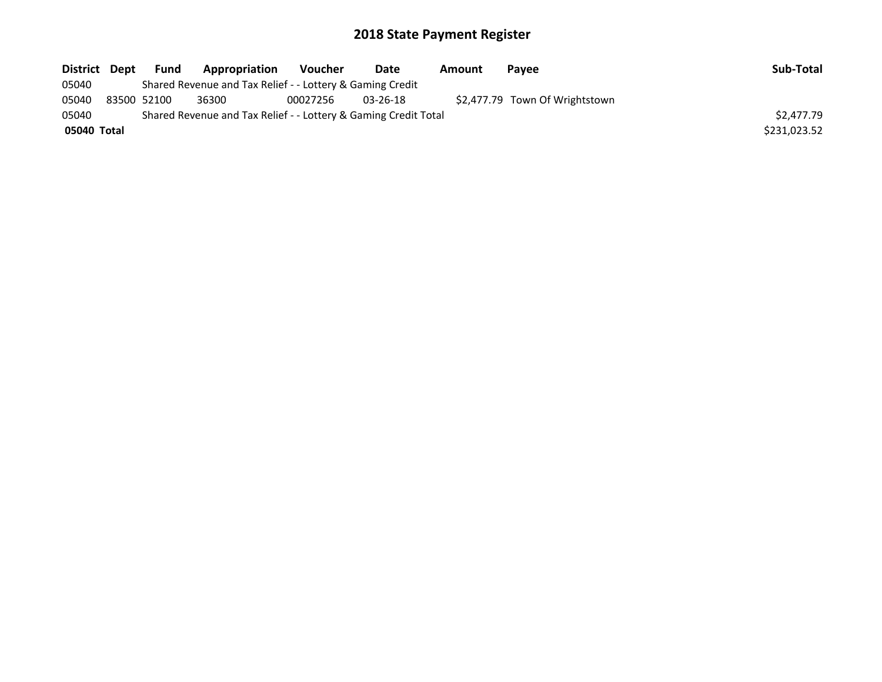# 2018 State Payment Register

| District | Dept | Fund | Appropriation | Voucher | Date | Amount | Payee | Sub-Total |
|---|---|---|---|---|---|---|---|---|
| 05040 | | Shared Revenue and Tax Relief - - Lottery & Gaming Credit | | | | | | |
| 05040 | 83500 | 52100 | 36300 | 00027256 | 03-26-18 | $2,477.79 | Town Of Wrightstown | |
| 05040 | | Shared Revenue and Tax Relief - - Lottery & Gaming Credit Total | | | | | | $2,477.79 |
| **05040** | **Total** | | | | | | | $231,023.52 |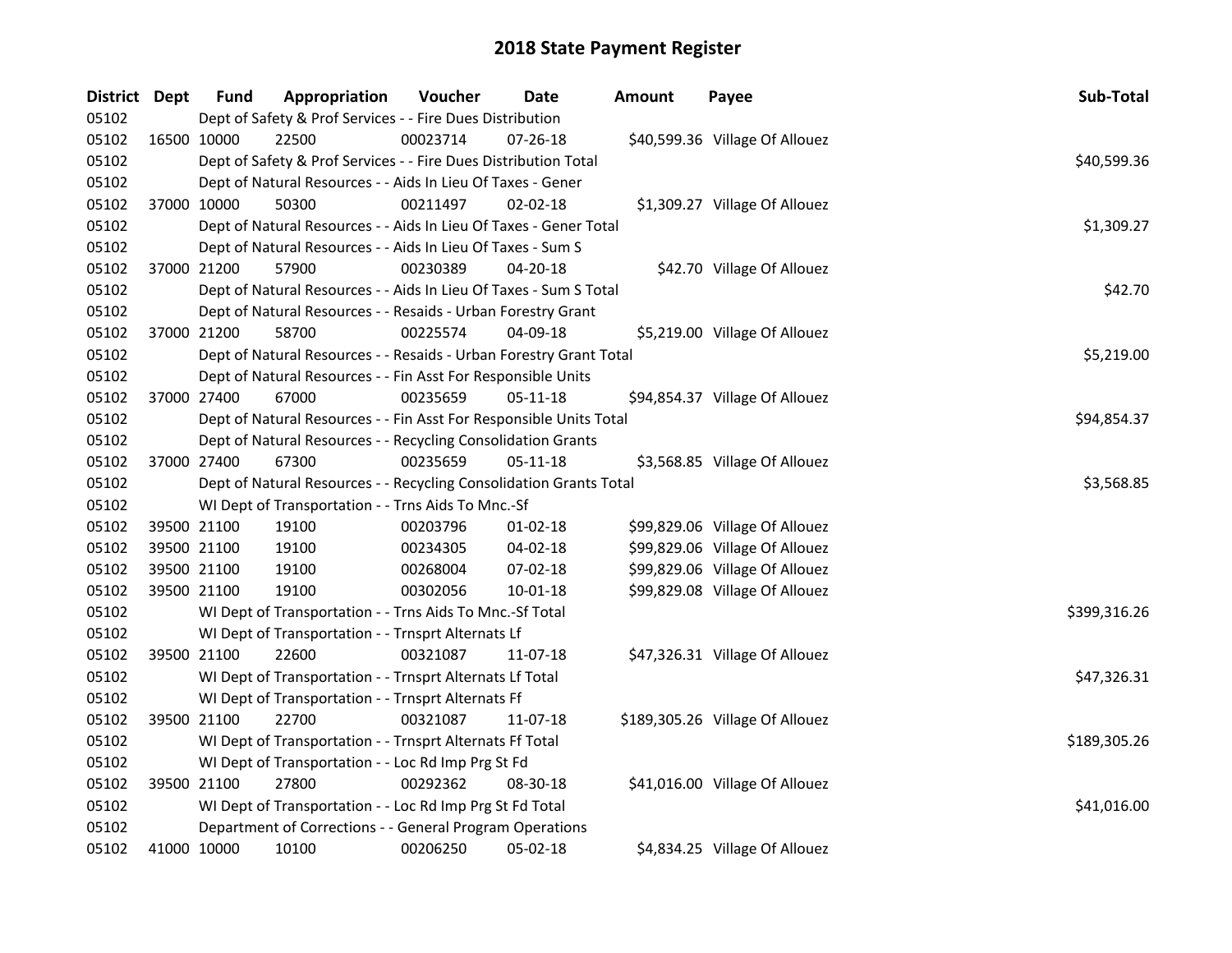# 2018 State Payment Register

| District | Dept | Fund | Appropriation | Voucher | Date | Amount | Payee | Sub-Total |
|---|---|---|---|---|---|---|---|---|
| 05102 | | Dept of Safety & Prof Services - - Fire Dues Distribution | | | | | | |
| 05102 | 16500 | 10000 | 22500 | 00023714 | 07-26-18 | $40,599.36 | Village Of Allouez | |
| 05102 | | Dept of Safety & Prof Services - - Fire Dues Distribution Total | | | | | | $40,599.36 |
| 05102 | | Dept of Natural Resources - - Aids In Lieu Of Taxes - Gener | | | | | | |
| 05102 | 37000 | 10000 | 50300 | 00211497 | 02-02-18 | $1,309.27 | Village Of Allouez | |
| 05102 | | Dept of Natural Resources - - Aids In Lieu Of Taxes - Gener Total | | | | | | $1,309.27 |
| 05102 | | Dept of Natural Resources - - Aids In Lieu Of Taxes - Sum S | | | | | | |
| 05102 | 37000 | 21200 | 57900 | 00230389 | 04-20-18 | $42.70 | Village Of Allouez | |
| 05102 | | Dept of Natural Resources - - Aids In Lieu Of Taxes - Sum S Total | | | | | | $42.70 |
| 05102 | | Dept of Natural Resources - - Resaids - Urban Forestry Grant | | | | | | |
| 05102 | 37000 | 21200 | 58700 | 00225574 | 04-09-18 | $5,219.00 | Village Of Allouez | |
| 05102 | | Dept of Natural Resources - - Resaids - Urban Forestry Grant Total | | | | | | $5,219.00 |
| 05102 | | Dept of Natural Resources - - Fin Asst For Responsible Units | | | | | | |
| 05102 | 37000 | 27400 | 67000 | 00235659 | 05-11-18 | $94,854.37 | Village Of Allouez | |
| 05102 | | Dept of Natural Resources - - Fin Asst For Responsible Units Total | | | | | | $94,854.37 |
| 05102 | | Dept of Natural Resources - - Recycling Consolidation Grants | | | | | | |
| 05102 | 37000 | 27400 | 67300 | 00235659 | 05-11-18 | $3,568.85 | Village Of Allouez | |
| 05102 | | Dept of Natural Resources - - Recycling Consolidation Grants Total | | | | | | $3,568.85 |
| 05102 | | WI Dept of Transportation - - Trns Aids To Mnc.-Sf | | | | | | |
| 05102 | 39500 | 21100 | 19100 | 00203796 | 01-02-18 | $99,829.06 | Village Of Allouez | |
| 05102 | 39500 | 21100 | 19100 | 00234305 | 04-02-18 | $99,829.06 | Village Of Allouez | |
| 05102 | 39500 | 21100 | 19100 | 00268004 | 07-02-18 | $99,829.06 | Village Of Allouez | |
| 05102 | 39500 | 21100 | 19100 | 00302056 | 10-01-18 | $99,829.08 | Village Of Allouez | |
| 05102 | | WI Dept of Transportation - - Trns Aids To Mnc.-Sf Total | | | | | | $399,316.26 |
| 05102 | | WI Dept of Transportation - - Trnsprt Alternats Lf | | | | | | |
| 05102 | 39500 | 21100 | 22600 | 00321087 | 11-07-18 | $47,326.31 | Village Of Allouez | |
| 05102 | | WI Dept of Transportation - - Trnsprt Alternats Lf Total | | | | | | $47,326.31 |
| 05102 | | WI Dept of Transportation - - Trnsprt Alternats Ff | | | | | | |
| 05102 | 39500 | 21100 | 22700 | 00321087 | 11-07-18 | $189,305.26 | Village Of Allouez | |
| 05102 | | WI Dept of Transportation - - Trnsprt Alternats Ff Total | | | | | | $189,305.26 |
| 05102 | | WI Dept of Transportation - - Loc Rd Imp Prg St Fd | | | | | | |
| 05102 | 39500 | 21100 | 27800 | 00292362 | 08-30-18 | $41,016.00 | Village Of Allouez | |
| 05102 | | WI Dept of Transportation - - Loc Rd Imp Prg St Fd Total | | | | | | $41,016.00 |
| 05102 | | Department of Corrections - - General Program Operations | | | | | | |
| 05102 | 41000 | 10000 | 10100 | 00206250 | 05-02-18 | $4,834.25 | Village Of Allouez | |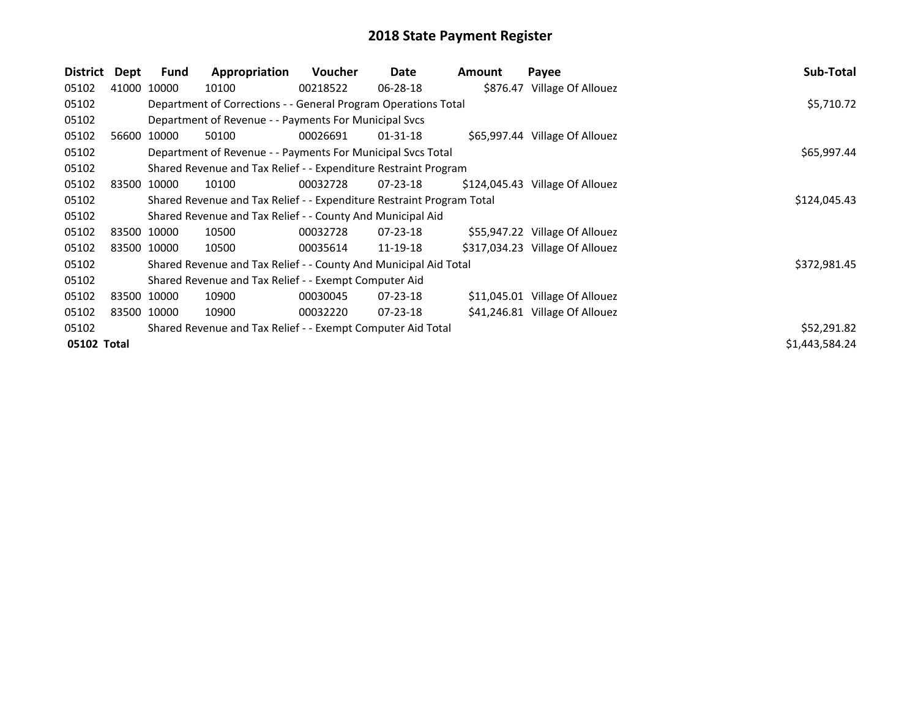# 2018 State Payment Register

| District | Dept | Fund | Appropriation | Voucher | Date | Amount | Payee | Sub-Total |
|---|---|---|---|---|---|---|---|---|
| 05102 | 41000 | 10000 | 10100 | 00218522 | 06-28-18 | $876.47 | Village Of Allouez | |
| 05102 | | Department of Corrections - - General Program Operations Total | | | | | | $5,710.72 |
| 05102 | | Department of Revenue - - Payments For Municipal Svcs | | | | | | |
| 05102 | 56600 | 10000 | 50100 | 00026691 | 01-31-18 | $65,997.44 | Village Of Allouez | |
| 05102 | | Department of Revenue - - Payments For Municipal Svcs Total | | | | | | $65,997.44 |
| 05102 | | Shared Revenue and Tax Relief - - Expenditure Restraint Program | | | | | | |
| 05102 | 83500 | 10000 | 10100 | 00032728 | 07-23-18 | $124,045.43 | Village Of Allouez | |
| 05102 | | Shared Revenue and Tax Relief - - Expenditure Restraint Program Total | | | | | | $124,045.43 |
| 05102 | | Shared Revenue and Tax Relief - - County And Municipal Aid | | | | | | |
| 05102 | 83500 | 10000 | 10500 | 00032728 | 07-23-18 | $55,947.22 | Village Of Allouez | |
| 05102 | 83500 | 10000 | 10500 | 00035614 | 11-19-18 | $317,034.23 | Village Of Allouez | |
| 05102 | | Shared Revenue and Tax Relief - - County And Municipal Aid Total | | | | | | $372,981.45 |
| 05102 | | Shared Revenue and Tax Relief - - Exempt Computer Aid | | | | | | |
| 05102 | 83500 | 10000 | 10900 | 00030045 | 07-23-18 | $11,045.01 | Village Of Allouez | |
| 05102 | 83500 | 10000 | 10900 | 00032220 | 07-23-18 | $41,246.81 | Village Of Allouez | |
| 05102 | | Shared Revenue and Tax Relief - - Exempt Computer Aid Total | | | | | | $52,291.82 |
| **05102 Total** | | | | | | | | $1,443,584.24 |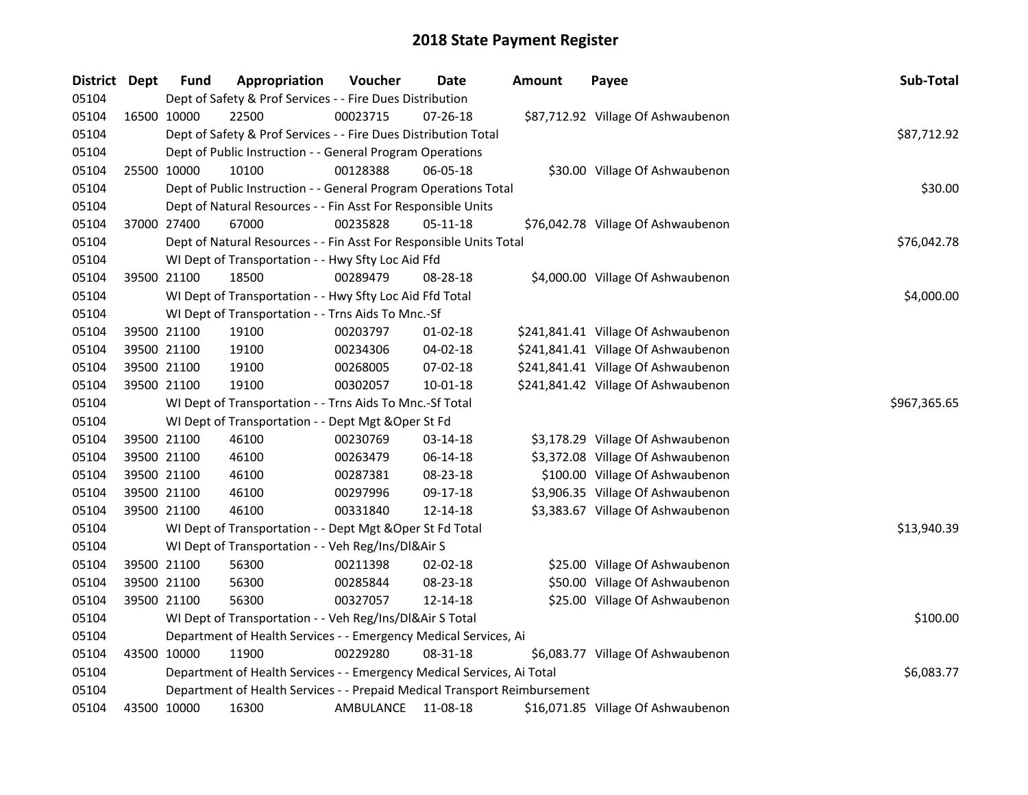# 2018 State Payment Register

| District | Dept | Fund | Appropriation | Voucher | Date | Amount | Payee | Sub-Total |
|---|---|---|---|---|---|---|---|---|
| 05104 | Dept of Safety & Prof Services - - Fire Dues Distribution | | | | | | | |
| 05104 | 16500 | 10000 | 22500 | 00023715 | 07-26-18 | $87,712.92 | Village Of Ashwaubenon | |
| 05104 | Dept of Safety & Prof Services - - Fire Dues Distribution Total | | | | | | | $87,712.92 |
| 05104 | Dept of Public Instruction - - General Program Operations | | | | | | | |
| 05104 | 25500 | 10000 | 10100 | 00128388 | 06-05-18 | $30.00 | Village Of Ashwaubenon | |
| 05104 | Dept of Public Instruction - - General Program Operations Total | | | | | | | $30.00 |
| 05104 | Dept of Natural Resources - - Fin Asst For Responsible Units | | | | | | | |
| 05104 | 37000 | 27400 | 67000 | 00235828 | 05-11-18 | $76,042.78 | Village Of Ashwaubenon | |
| 05104 | Dept of Natural Resources - - Fin Asst For Responsible Units Total | | | | | | | $76,042.78 |
| 05104 | WI Dept of Transportation - - Hwy Sfty Loc Aid Ffd | | | | | | | |
| 05104 | 39500 | 21100 | 18500 | 00289479 | 08-28-18 | $4,000.00 | Village Of Ashwaubenon | |
| 05104 | WI Dept of Transportation - - Hwy Sfty Loc Aid Ffd Total | | | | | | | $4,000.00 |
| 05104 | WI Dept of Transportation - - Trns Aids To Mnc.-Sf | | | | | | | |
| 05104 | 39500 | 21100 | 19100 | 00203797 | 01-02-18 | $241,841.41 | Village Of Ashwaubenon | |
| 05104 | 39500 | 21100 | 19100 | 00234306 | 04-02-18 | $241,841.41 | Village Of Ashwaubenon | |
| 05104 | 39500 | 21100 | 19100 | 00268005 | 07-02-18 | $241,841.41 | Village Of Ashwaubenon | |
| 05104 | 39500 | 21100 | 19100 | 00302057 | 10-01-18 | $241,841.42 | Village Of Ashwaubenon | |
| 05104 | WI Dept of Transportation - - Trns Aids To Mnc.-Sf Total | | | | | | | $967,365.65 |
| 05104 | WI Dept of Transportation - - Dept Mgt &Oper St Fd | | | | | | | |
| 05104 | 39500 | 21100 | 46100 | 00230769 | 03-14-18 | $3,178.29 | Village Of Ashwaubenon | |
| 05104 | 39500 | 21100 | 46100 | 00263479 | 06-14-18 | $3,372.08 | Village Of Ashwaubenon | |
| 05104 | 39500 | 21100 | 46100 | 00287381 | 08-23-18 | $100.00 | Village Of Ashwaubenon | |
| 05104 | 39500 | 21100 | 46100 | 00297996 | 09-17-18 | $3,906.35 | Village Of Ashwaubenon | |
| 05104 | 39500 | 21100 | 46100 | 00331840 | 12-14-18 | $3,383.67 | Village Of Ashwaubenon | |
| 05104 | WI Dept of Transportation - - Dept Mgt &Oper St Fd Total | | | | | | | $13,940.39 |
| 05104 | WI Dept of Transportation - - Veh Reg/Ins/Dl&Air S | | | | | | | |
| 05104 | 39500 | 21100 | 56300 | 00211398 | 02-02-18 | $25.00 | Village Of Ashwaubenon | |
| 05104 | 39500 | 21100 | 56300 | 00285844 | 08-23-18 | $50.00 | Village Of Ashwaubenon | |
| 05104 | 39500 | 21100 | 56300 | 00327057 | 12-14-18 | $25.00 | Village Of Ashwaubenon | |
| 05104 | WI Dept of Transportation - - Veh Reg/Ins/Dl&Air S Total | | | | | | | $100.00 |
| 05104 | Department of Health Services - - Emergency Medical Services, Ai | | | | | | | |
| 05104 | 43500 | 10000 | 11900 | 00229280 | 08-31-18 | $6,083.77 | Village Of Ashwaubenon | |
| 05104 | Department of Health Services - - Emergency Medical Services, Ai Total | | | | | | | $6,083.77 |
| 05104 | Department of Health Services - - Prepaid Medical Transport Reimbursement | | | | | | | |
| 05104 | 43500 | 10000 | 16300 | AMBULANCE | 11-08-18 | $16,071.85 | Village Of Ashwaubenon | |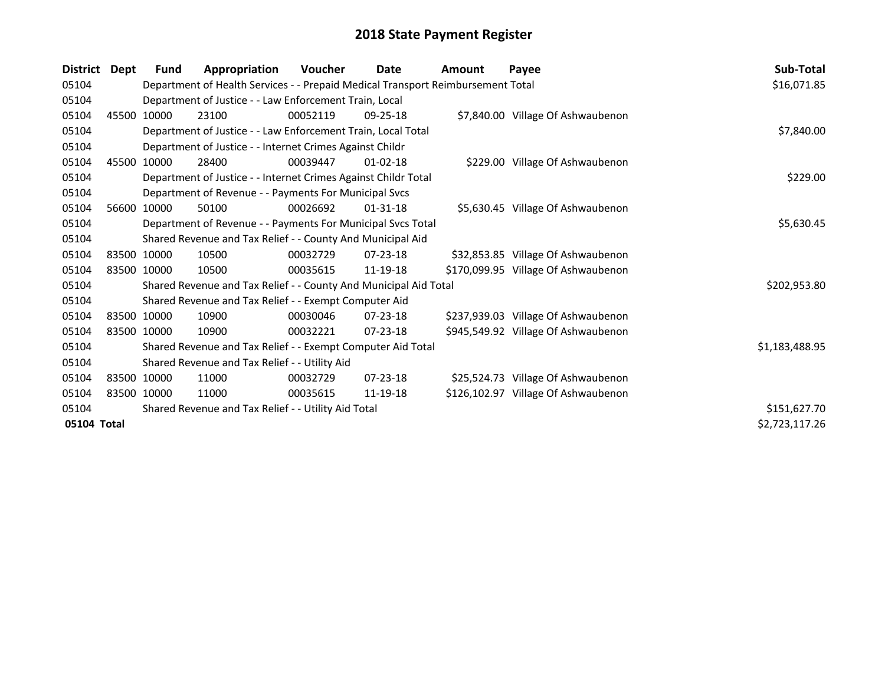# 2018 State Payment Register

| District | Dept | Fund | Appropriation | Voucher | Date | Amount | Payee | Sub-Total |
|---|---|---|---|---|---|---|---|---|
| 05104 | | Department of Health Services - - Prepaid Medical Transport Reimbursement Total | | | | | | $16,071.85 |
| 05104 | | Department of Justice - - Law Enforcement Train, Local | | | | | | |
| 05104 | 45500 | 10000 | 23100 | 00052119 | 09-25-18 | $7,840.00 | Village Of Ashwaubenon | |
| 05104 | | Department of Justice - - Law Enforcement Train, Local Total | | | | | | $7,840.00 |
| 05104 | | Department of Justice - - Internet Crimes Against Childr | | | | | | |
| 05104 | 45500 | 10000 | 28400 | 00039447 | 01-02-18 | $229.00 | Village Of Ashwaubenon | |
| 05104 | | Department of Justice - - Internet Crimes Against Childr Total | | | | | | $229.00 |
| 05104 | | Department of Revenue - - Payments For Municipal Svcs | | | | | | |
| 05104 | 56600 | 10000 | 50100 | 00026692 | 01-31-18 | $5,630.45 | Village Of Ashwaubenon | |
| 05104 | | Department of Revenue - - Payments For Municipal Svcs Total | | | | | | $5,630.45 |
| 05104 | | Shared Revenue and Tax Relief - - County And Municipal Aid | | | | | | |
| 05104 | 83500 | 10000 | 10500 | 00032729 | 07-23-18 | $32,853.85 | Village Of Ashwaubenon | |
| 05104 | 83500 | 10000 | 10500 | 00035615 | 11-19-18 | $170,099.95 | Village Of Ashwaubenon | |
| 05104 | | Shared Revenue and Tax Relief - - County And Municipal Aid Total | | | | | | $202,953.80 |
| 05104 | | Shared Revenue and Tax Relief - - Exempt Computer Aid | | | | | | |
| 05104 | 83500 | 10000 | 10900 | 00030046 | 07-23-18 | $237,939.03 | Village Of Ashwaubenon | |
| 05104 | 83500 | 10000 | 10900 | 00032221 | 07-23-18 | $945,549.92 | Village Of Ashwaubenon | |
| 05104 | | Shared Revenue and Tax Relief - - Exempt Computer Aid Total | | | | | | $1,183,488.95 |
| 05104 | | Shared Revenue and Tax Relief - - Utility Aid | | | | | | |
| 05104 | 83500 | 10000 | 11000 | 00032729 | 07-23-18 | $25,524.73 | Village Of Ashwaubenon | |
| 05104 | 83500 | 10000 | 11000 | 00035615 | 11-19-18 | $126,102.97 | Village Of Ashwaubenon | |
| 05104 | | Shared Revenue and Tax Relief - - Utility Aid Total | | | | | | $151,627.70 |
| **05104 Total** | | | | | | | | $2,723,117.26 |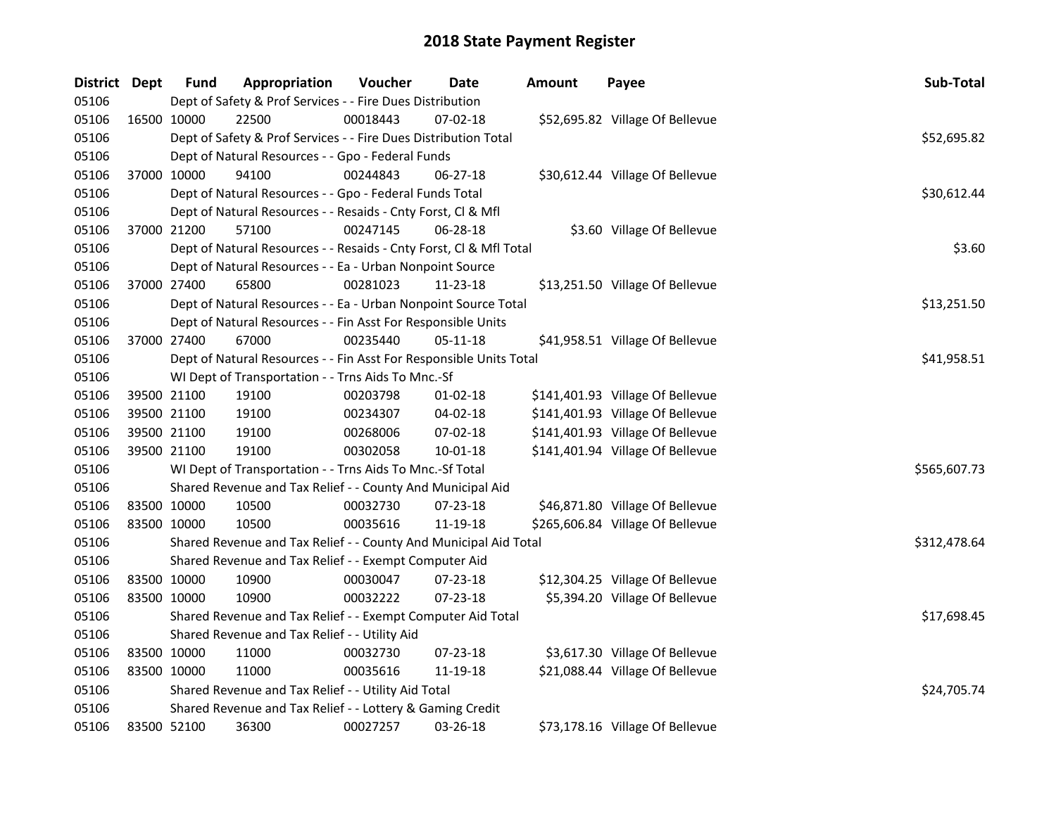# 2018 State Payment Register

| District | Dept | Fund | Appropriation | Voucher | Date | Amount | Payee | Sub-Total |
|---|---|---|---|---|---|---|---|---|
| 05106 | | Dept of Safety & Prof Services - - Fire Dues Distribution | | | | | | |
| 05106 | 16500 | 10000 | 22500 | 00018443 | 07-02-18 | $52,695.82 | Village Of Bellevue | |
| 05106 | | Dept of Safety & Prof Services - - Fire Dues Distribution Total | | | | | | $52,695.82 |
| 05106 | | Dept of Natural Resources - - Gpo - Federal Funds | | | | | | |
| 05106 | 37000 | 10000 | 94100 | 00244843 | 06-27-18 | $30,612.44 | Village Of Bellevue | |
| 05106 | | Dept of Natural Resources - - Gpo - Federal Funds Total | | | | | | $30,612.44 |
| 05106 | | Dept of Natural Resources - - Resaids - Cnty Forst, Cl & Mfl | | | | | | |
| 05106 | 37000 | 21200 | 57100 | 00247145 | 06-28-18 | $3.60 | Village Of Bellevue | |
| 05106 | | Dept of Natural Resources - - Resaids - Cnty Forst, Cl & Mfl Total | | | | | | $3.60 |
| 05106 | | Dept of Natural Resources - - Ea - Urban Nonpoint Source | | | | | | |
| 05106 | 37000 | 27400 | 65800 | 00281023 | 11-23-18 | $13,251.50 | Village Of Bellevue | |
| 05106 | | Dept of Natural Resources - - Ea - Urban Nonpoint Source Total | | | | | | $13,251.50 |
| 05106 | | Dept of Natural Resources - - Fin Asst For Responsible Units | | | | | | |
| 05106 | 37000 | 27400 | 67000 | 00235440 | 05-11-18 | $41,958.51 | Village Of Bellevue | |
| 05106 | | Dept of Natural Resources - - Fin Asst For Responsible Units Total | | | | | | $41,958.51 |
| 05106 | | WI Dept of Transportation - - Trns Aids To Mnc.-Sf | | | | | | |
| 05106 | 39500 | 21100 | 19100 | 00203798 | 01-02-18 | $141,401.93 | Village Of Bellevue | |
| 05106 | 39500 | 21100 | 19100 | 00234307 | 04-02-18 | $141,401.93 | Village Of Bellevue | |
| 05106 | 39500 | 21100 | 19100 | 00268006 | 07-02-18 | $141,401.93 | Village Of Bellevue | |
| 05106 | 39500 | 21100 | 19100 | 00302058 | 10-01-18 | $141,401.94 | Village Of Bellevue | |
| 05106 | | WI Dept of Transportation - - Trns Aids To Mnc.-Sf Total | | | | | | $565,607.73 |
| 05106 | | Shared Revenue and Tax Relief - - County And Municipal Aid | | | | | | |
| 05106 | 83500 | 10000 | 10500 | 00032730 | 07-23-18 | $46,871.80 | Village Of Bellevue | |
| 05106 | 83500 | 10000 | 10500 | 00035616 | 11-19-18 | $265,606.84 | Village Of Bellevue | |
| 05106 | | Shared Revenue and Tax Relief - - County And Municipal Aid Total | | | | | | $312,478.64 |
| 05106 | | Shared Revenue and Tax Relief - - Exempt Computer Aid | | | | | | |
| 05106 | 83500 | 10000 | 10900 | 00030047 | 07-23-18 | $12,304.25 | Village Of Bellevue | |
| 05106 | 83500 | 10000 | 10900 | 00032222 | 07-23-18 | $5,394.20 | Village Of Bellevue | |
| 05106 | | Shared Revenue and Tax Relief - - Exempt Computer Aid Total | | | | | | $17,698.45 |
| 05106 | | Shared Revenue and Tax Relief - - Utility Aid | | | | | | |
| 05106 | 83500 | 10000 | 11000 | 00032730 | 07-23-18 | $3,617.30 | Village Of Bellevue | |
| 05106 | 83500 | 10000 | 11000 | 00035616 | 11-19-18 | $21,088.44 | Village Of Bellevue | |
| 05106 | | Shared Revenue and Tax Relief - - Utility Aid Total | | | | | | $24,705.74 |
| 05106 | | Shared Revenue and Tax Relief - - Lottery & Gaming Credit | | | | | | |
| 05106 | 83500 | 52100 | 36300 | 00027257 | 03-26-18 | $73,178.16 | Village Of Bellevue | |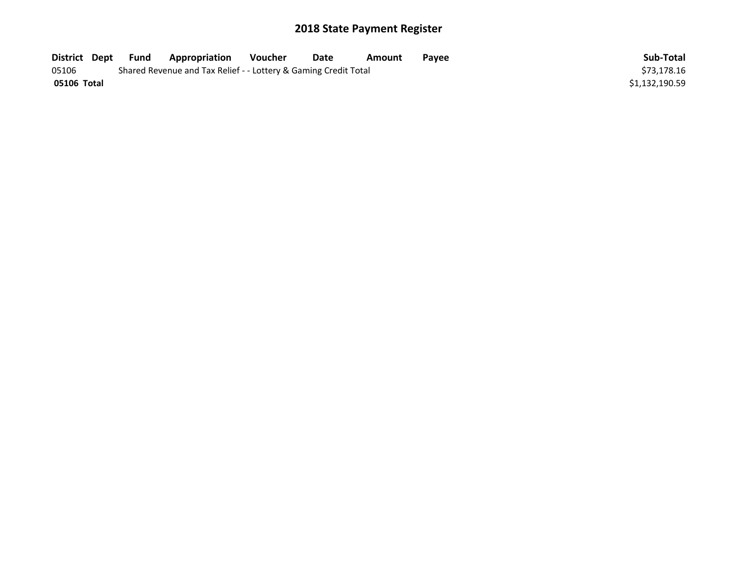# 2018 State Payment Register

| District | Dept | Fund | Appropriation | Voucher | Date | Amount | Payee | Sub-Total |
|---|---|---|---|---|---|---|---|---|
| 05106 | | Shared Revenue and Tax Relief - - Lottery & Gaming Credit Total | | | | | | $73,178.16 |
| **05106 Total** | | | | | | | | $1,132,190.59 |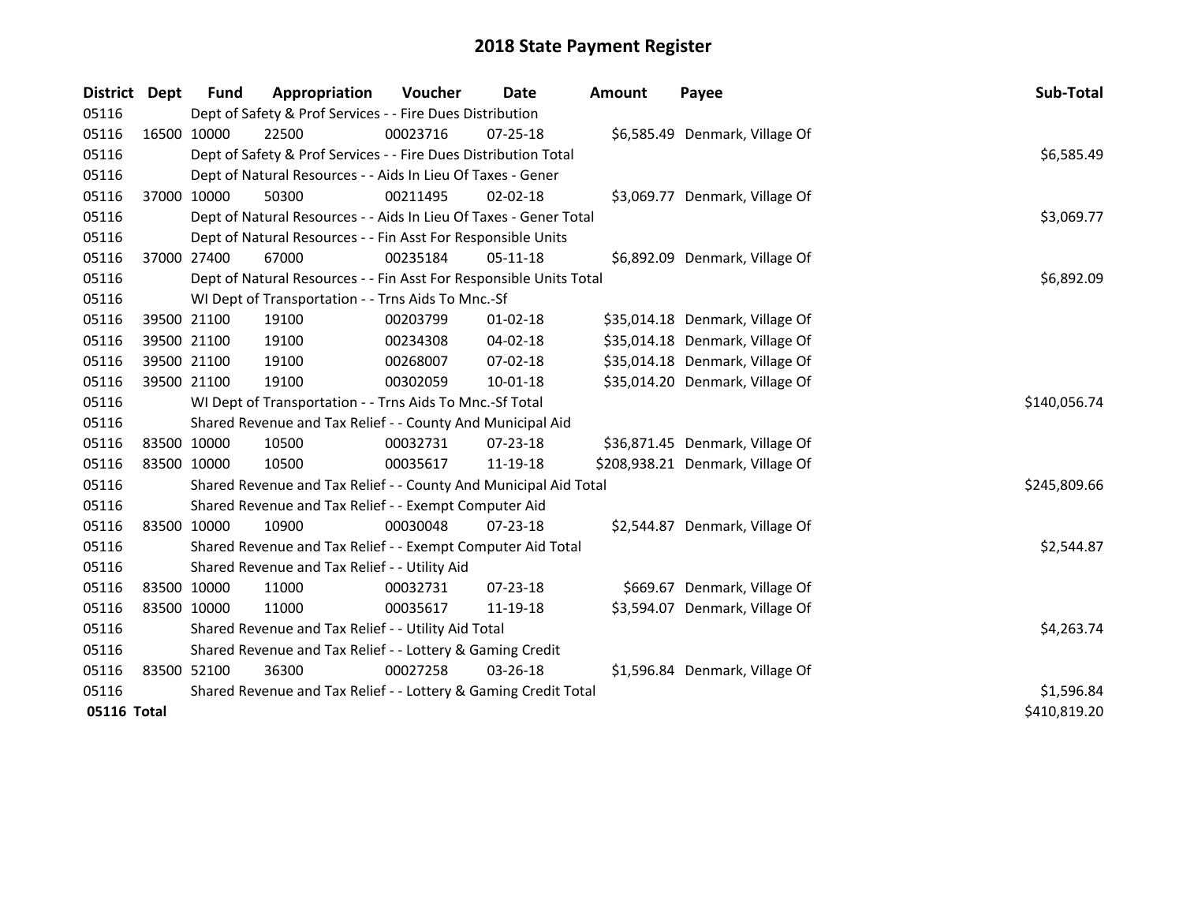# 2018 State Payment Register

| District | Dept | Fund | Appropriation | Voucher | Date | Amount | Payee | Sub-Total |
|---|---|---|---|---|---|---|---|---|
| 05116 | | Dept of Safety & Prof Services - - Fire Dues Distribution | | | | | | |
| 05116 | 16500 | 10000 | 22500 | 00023716 | 07-25-18 | $6,585.49 | Denmark, Village Of | |
| 05116 | | Dept of Safety & Prof Services - - Fire Dues Distribution Total | | | | | | $6,585.49 |
| 05116 | | Dept of Natural Resources - - Aids In Lieu Of Taxes - Gener | | | | | | |
| 05116 | 37000 | 10000 | 50300 | 00211495 | 02-02-18 | $3,069.77 | Denmark, Village Of | |
| 05116 | | Dept of Natural Resources - - Aids In Lieu Of Taxes - Gener Total | | | | | | $3,069.77 |
| 05116 | | Dept of Natural Resources - - Fin Asst For Responsible Units | | | | | | |
| 05116 | 37000 | 27400 | 67000 | 00235184 | 05-11-18 | $6,892.09 | Denmark, Village Of | |
| 05116 | | Dept of Natural Resources - - Fin Asst For Responsible Units Total | | | | | | $6,892.09 |
| 05116 | | WI Dept of Transportation - - Trns Aids To Mnc.-Sf | | | | | | |
| 05116 | 39500 | 21100 | 19100 | 00203799 | 01-02-18 | $35,014.18 | Denmark, Village Of | |
| 05116 | 39500 | 21100 | 19100 | 00234308 | 04-02-18 | $35,014.18 | Denmark, Village Of | |
| 05116 | 39500 | 21100 | 19100 | 00268007 | 07-02-18 | $35,014.18 | Denmark, Village Of | |
| 05116 | 39500 | 21100 | 19100 | 00302059 | 10-01-18 | $35,014.20 | Denmark, Village Of | |
| 05116 | | WI Dept of Transportation - - Trns Aids To Mnc.-Sf Total | | | | | | $140,056.74 |
| 05116 | | Shared Revenue and Tax Relief - - County And Municipal Aid | | | | | | |
| 05116 | 83500 | 10000 | 10500 | 00032731 | 07-23-18 | $36,871.45 | Denmark, Village Of | |
| 05116 | 83500 | 10000 | 10500 | 00035617 | 11-19-18 | $208,938.21 | Denmark, Village Of | |
| 05116 | | Shared Revenue and Tax Relief - - County And Municipal Aid Total | | | | | | $245,809.66 |
| 05116 | | Shared Revenue and Tax Relief - - Exempt Computer Aid | | | | | | |
| 05116 | 83500 | 10000 | 10900 | 00030048 | 07-23-18 | $2,544.87 | Denmark, Village Of | |
| 05116 | | Shared Revenue and Tax Relief - - Exempt Computer Aid Total | | | | | | $2,544.87 |
| 05116 | | Shared Revenue and Tax Relief - - Utility Aid | | | | | | |
| 05116 | 83500 | 10000 | 11000 | 00032731 | 07-23-18 | $669.67 | Denmark, Village Of | |
| 05116 | 83500 | 10000 | 11000 | 00035617 | 11-19-18 | $3,594.07 | Denmark, Village Of | |
| 05116 | | Shared Revenue and Tax Relief - - Utility Aid Total | | | | | | $4,263.74 |
| 05116 | | Shared Revenue and Tax Relief - - Lottery & Gaming Credit | | | | | | |
| 05116 | 83500 | 52100 | 36300 | 00027258 | 03-26-18 | $1,596.84 | Denmark, Village Of | |
| 05116 | | Shared Revenue and Tax Relief - - Lottery & Gaming Credit Total | | | | | | $1,596.84 |
| **05116 Total** | | | | | | | | $410,819.20 |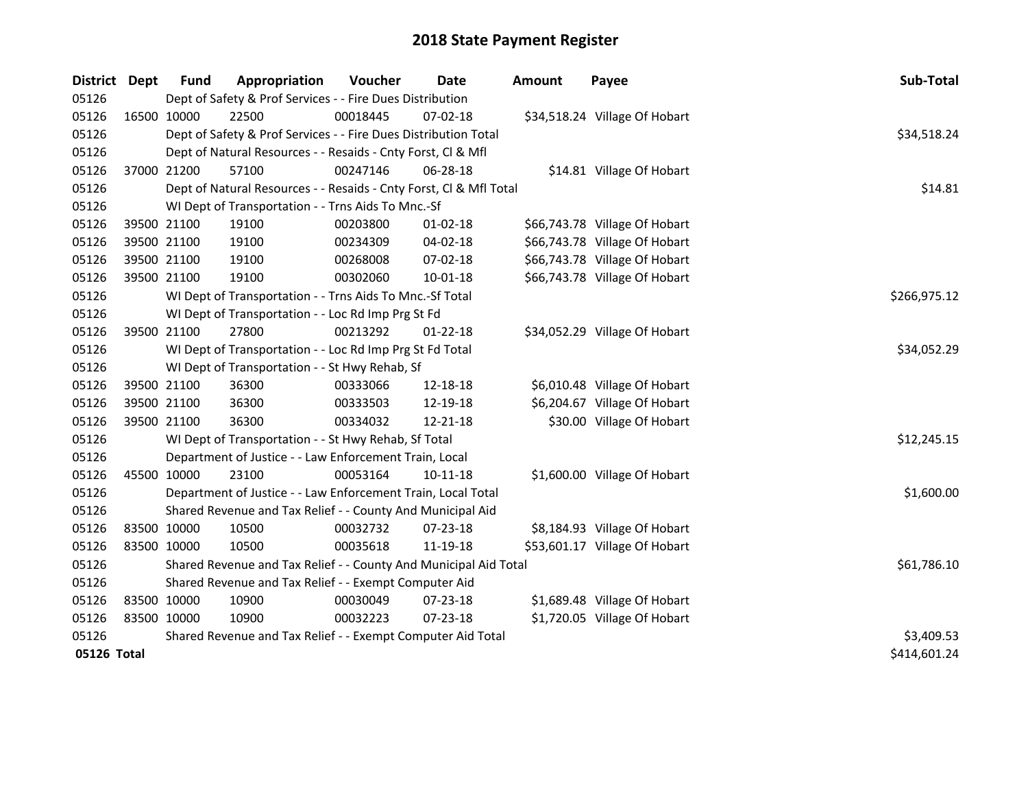# 2018 State Payment Register

| District | Dept | Fund | Appropriation | Voucher | Date | Amount | Payee | Sub-Total |
|---|---|---|---|---|---|---|---|---|
| 05126 | | Dept of Safety & Prof Services - - Fire Dues Distribution | | | | | | |
| 05126 | 16500 | 10000 | 22500 | 00018445 | 07-02-18 | $34,518.24 | Village Of Hobart | |
| 05126 | | Dept of Safety & Prof Services - - Fire Dues Distribution Total | | | | | | $34,518.24 |
| 05126 | | Dept of Natural Resources - - Resaids - Cnty Forst, Cl & Mfl | | | | | | |
| 05126 | 37000 | 21200 | 57100 | 00247146 | 06-28-18 | $14.81 | Village Of Hobart | |
| 05126 | | Dept of Natural Resources - - Resaids - Cnty Forst, Cl & Mfl Total | | | | | | $14.81 |
| 05126 | | WI Dept of Transportation - - Trns Aids To Mnc.-Sf | | | | | | |
| 05126 | 39500 | 21100 | 19100 | 00203800 | 01-02-18 | $66,743.78 | Village Of Hobart | |
| 05126 | 39500 | 21100 | 19100 | 00234309 | 04-02-18 | $66,743.78 | Village Of Hobart | |
| 05126 | 39500 | 21100 | 19100 | 00268008 | 07-02-18 | $66,743.78 | Village Of Hobart | |
| 05126 | 39500 | 21100 | 19100 | 00302060 | 10-01-18 | $66,743.78 | Village Of Hobart | |
| 05126 | | WI Dept of Transportation - - Trns Aids To Mnc.-Sf Total | | | | | | $266,975.12 |
| 05126 | | WI Dept of Transportation - - Loc Rd Imp Prg St Fd | | | | | | |
| 05126 | 39500 | 21100 | 27800 | 00213292 | 01-22-18 | $34,052.29 | Village Of Hobart | |
| 05126 | | WI Dept of Transportation - - Loc Rd Imp Prg St Fd Total | | | | | | $34,052.29 |
| 05126 | | WI Dept of Transportation - - St Hwy Rehab, Sf | | | | | | |
| 05126 | 39500 | 21100 | 36300 | 00333066 | 12-18-18 | $6,010.48 | Village Of Hobart | |
| 05126 | 39500 | 21100 | 36300 | 00333503 | 12-19-18 | $6,204.67 | Village Of Hobart | |
| 05126 | 39500 | 21100 | 36300 | 00334032 | 12-21-18 | $30.00 | Village Of Hobart | |
| 05126 | | WI Dept of Transportation - - St Hwy Rehab, Sf Total | | | | | | $12,245.15 |
| 05126 | | Department of Justice - - Law Enforcement Train, Local | | | | | | |
| 05126 | 45500 | 10000 | 23100 | 00053164 | 10-11-18 | $1,600.00 | Village Of Hobart | |
| 05126 | | Department of Justice - - Law Enforcement Train, Local Total | | | | | | $1,600.00 |
| 05126 | | Shared Revenue and Tax Relief - - County And Municipal Aid | | | | | | |
| 05126 | 83500 | 10000 | 10500 | 00032732 | 07-23-18 | $8,184.93 | Village Of Hobart | |
| 05126 | 83500 | 10000 | 10500 | 00035618 | 11-19-18 | $53,601.17 | Village Of Hobart | |
| 05126 | | Shared Revenue and Tax Relief - - County And Municipal Aid Total | | | | | | $61,786.10 |
| 05126 | | Shared Revenue and Tax Relief - - Exempt Computer Aid | | | | | | |
| 05126 | 83500 | 10000 | 10900 | 00030049 | 07-23-18 | $1,689.48 | Village Of Hobart | |
| 05126 | 83500 | 10000 | 10900 | 00032223 | 07-23-18 | $1,720.05 | Village Of Hobart | |
| 05126 | | Shared Revenue and Tax Relief - - Exempt Computer Aid Total | | | | | | $3,409.53 |
| **05126 Total** | | | | | | | | $414,601.24 |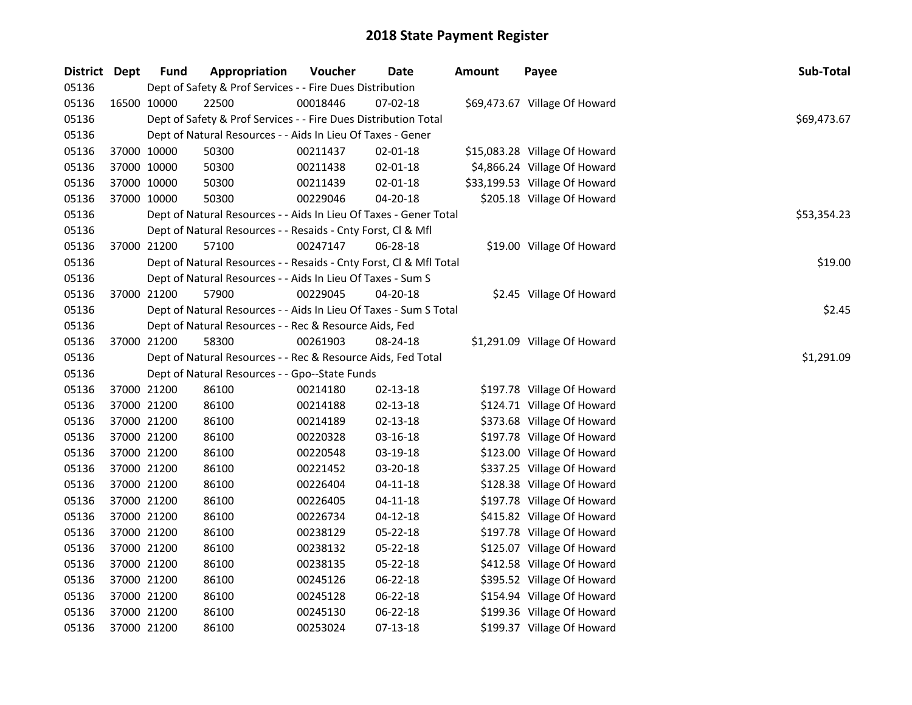# 2018 State Payment Register

| District | Dept | Fund | Appropriation | Voucher | Date | Amount | Payee | Sub-Total |
|---|---|---|---|---|---|---|---|---|
| 05136 | | Dept of Safety & Prof Services - - Fire Dues Distribution | | | | | | |
| 05136 | 16500 | 10000 | 22500 | 00018446 | 07-02-18 | $69,473.67 | Village Of Howard | |
| 05136 | | Dept of Safety & Prof Services - - Fire Dues Distribution Total | | | | | | $69,473.67 |
| 05136 | | Dept of Natural Resources - - Aids In Lieu Of Taxes - Gener | | | | | | |
| 05136 | 37000 | 10000 | 50300 | 00211437 | 02-01-18 | $15,083.28 | Village Of Howard | |
| 05136 | 37000 | 10000 | 50300 | 00211438 | 02-01-18 | $4,866.24 | Village Of Howard | |
| 05136 | 37000 | 10000 | 50300 | 00211439 | 02-01-18 | $33,199.53 | Village Of Howard | |
| 05136 | 37000 | 10000 | 50300 | 00229046 | 04-20-18 | $205.18 | Village Of Howard | |
| 05136 | | Dept of Natural Resources - - Aids In Lieu Of Taxes - Gener Total | | | | | | $53,354.23 |
| 05136 | | Dept of Natural Resources - - Resaids - Cnty Forst, Cl & Mfl | | | | | | |
| 05136 | 37000 | 21200 | 57100 | 00247147 | 06-28-18 | $19.00 | Village Of Howard | |
| 05136 | | Dept of Natural Resources - - Resaids - Cnty Forst, Cl & Mfl Total | | | | | | $19.00 |
| 05136 | | Dept of Natural Resources - - Aids In Lieu Of Taxes - Sum S | | | | | | |
| 05136 | 37000 | 21200 | 57900 | 00229045 | 04-20-18 | $2.45 | Village Of Howard | |
| 05136 | | Dept of Natural Resources - - Aids In Lieu Of Taxes - Sum S Total | | | | | | $2.45 |
| 05136 | | Dept of Natural Resources - - Rec & Resource Aids, Fed | | | | | | |
| 05136 | 37000 | 21200 | 58300 | 00261903 | 08-24-18 | $1,291.09 | Village Of Howard | |
| 05136 | | Dept of Natural Resources - - Rec & Resource Aids, Fed Total | | | | | | $1,291.09 |
| 05136 | | Dept of Natural Resources - - Gpo--State Funds | | | | | | |
| 05136 | 37000 | 21200 | 86100 | 00214180 | 02-13-18 | $197.78 | Village Of Howard | |
| 05136 | 37000 | 21200 | 86100 | 00214188 | 02-13-18 | $124.71 | Village Of Howard | |
| 05136 | 37000 | 21200 | 86100 | 00214189 | 02-13-18 | $373.68 | Village Of Howard | |
| 05136 | 37000 | 21200 | 86100 | 00220328 | 03-16-18 | $197.78 | Village Of Howard | |
| 05136 | 37000 | 21200 | 86100 | 00220548 | 03-19-18 | $123.00 | Village Of Howard | |
| 05136 | 37000 | 21200 | 86100 | 00221452 | 03-20-18 | $337.25 | Village Of Howard | |
| 05136 | 37000 | 21200 | 86100 | 00226404 | 04-11-18 | $128.38 | Village Of Howard | |
| 05136 | 37000 | 21200 | 86100 | 00226405 | 04-11-18 | $197.78 | Village Of Howard | |
| 05136 | 37000 | 21200 | 86100 | 00226734 | 04-12-18 | $415.82 | Village Of Howard | |
| 05136 | 37000 | 21200 | 86100 | 00238129 | 05-22-18 | $197.78 | Village Of Howard | |
| 05136 | 37000 | 21200 | 86100 | 00238132 | 05-22-18 | $125.07 | Village Of Howard | |
| 05136 | 37000 | 21200 | 86100 | 00238135 | 05-22-18 | $412.58 | Village Of Howard | |
| 05136 | 37000 | 21200 | 86100 | 00245126 | 06-22-18 | $395.52 | Village Of Howard | |
| 05136 | 37000 | 21200 | 86100 | 00245128 | 06-22-18 | $154.94 | Village Of Howard | |
| 05136 | 37000 | 21200 | 86100 | 00245130 | 06-22-18 | $199.36 | Village Of Howard | |
| 05136 | 37000 | 21200 | 86100 | 00253024 | 07-13-18 | $199.37 | Village Of Howard | |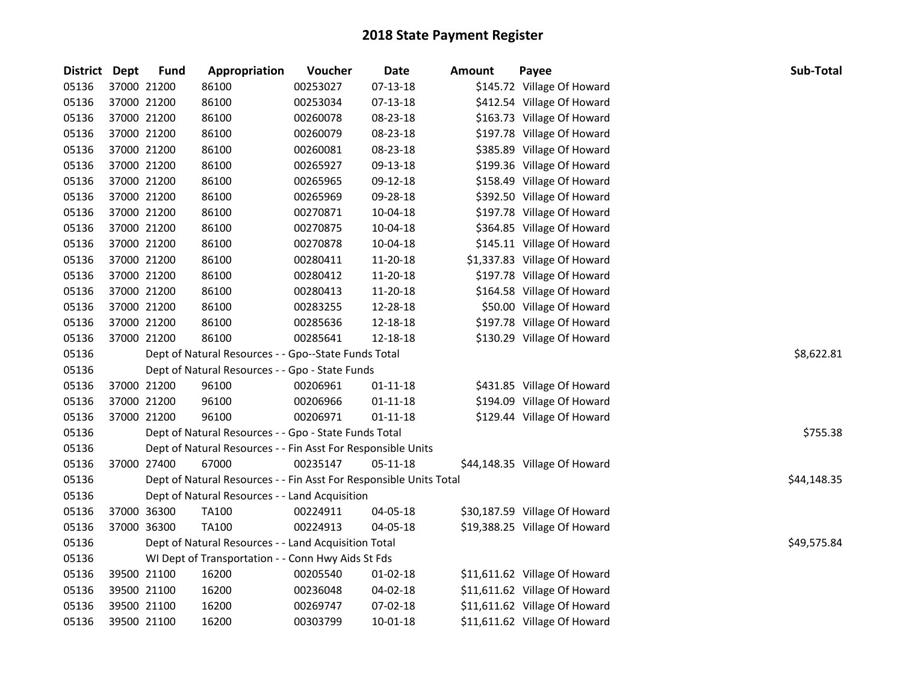# 2018 State Payment Register

| District | Dept | Fund | Appropriation | Voucher | Date | Amount | Payee | Sub-Total |
|---|---|---|---|---|---|---|---|---|
| 05136 | 37000 | 21200 | 86100 | 00253027 | 07-13-18 | $145.72 | Village Of Howard | |
| 05136 | 37000 | 21200 | 86100 | 00253034 | 07-13-18 | $412.54 | Village Of Howard | |
| 05136 | 37000 | 21200 | 86100 | 00260078 | 08-23-18 | $163.73 | Village Of Howard | |
| 05136 | 37000 | 21200 | 86100 | 00260079 | 08-23-18 | $197.78 | Village Of Howard | |
| 05136 | 37000 | 21200 | 86100 | 00260081 | 08-23-18 | $385.89 | Village Of Howard | |
| 05136 | 37000 | 21200 | 86100 | 00265927 | 09-13-18 | $199.36 | Village Of Howard | |
| 05136 | 37000 | 21200 | 86100 | 00265965 | 09-12-18 | $158.49 | Village Of Howard | |
| 05136 | 37000 | 21200 | 86100 | 00265969 | 09-28-18 | $392.50 | Village Of Howard | |
| 05136 | 37000 | 21200 | 86100 | 00270871 | 10-04-18 | $197.78 | Village Of Howard | |
| 05136 | 37000 | 21200 | 86100 | 00270875 | 10-04-18 | $364.85 | Village Of Howard | |
| 05136 | 37000 | 21200 | 86100 | 00270878 | 10-04-18 | $145.11 | Village Of Howard | |
| 05136 | 37000 | 21200 | 86100 | 00280411 | 11-20-18 | $1,337.83 | Village Of Howard | |
| 05136 | 37000 | 21200 | 86100 | 00280412 | 11-20-18 | $197.78 | Village Of Howard | |
| 05136 | 37000 | 21200 | 86100 | 00280413 | 11-20-18 | $164.58 | Village Of Howard | |
| 05136 | 37000 | 21200 | 86100 | 00283255 | 12-28-18 | $50.00 | Village Of Howard | |
| 05136 | 37000 | 21200 | 86100 | 00285636 | 12-18-18 | $197.78 | Village Of Howard | |
| 05136 | 37000 | 21200 | 86100 | 00285641 | 12-18-18 | $130.29 | Village Of Howard | |
| 05136 | | | Dept of Natural Resources - - Gpo--State Funds Total | | | | | $8,622.81 |
| 05136 | | | Dept of Natural Resources - - Gpo - State Funds | | | | | |
| 05136 | 37000 | 21200 | 96100 | 00206961 | 01-11-18 | $431.85 | Village Of Howard | |
| 05136 | 37000 | 21200 | 96100 | 00206966 | 01-11-18 | $194.09 | Village Of Howard | |
| 05136 | 37000 | 21200 | 96100 | 00206971 | 01-11-18 | $129.44 | Village Of Howard | |
| 05136 | | | Dept of Natural Resources - - Gpo - State Funds Total | | | | | $755.38 |
| 05136 | | | Dept of Natural Resources - - Fin Asst For Responsible Units | | | | | |
| 05136 | 37000 | 27400 | 67000 | 00235147 | 05-11-18 | $44,148.35 | Village Of Howard | |
| 05136 | | | Dept of Natural Resources - - Fin Asst For Responsible Units Total | | | | | $44,148.35 |
| 05136 | | | Dept of Natural Resources - - Land Acquisition | | | | | |
| 05136 | 37000 | 36300 | TA100 | 00224911 | 04-05-18 | $30,187.59 | Village Of Howard | |
| 05136 | 37000 | 36300 | TA100 | 00224913 | 04-05-18 | $19,388.25 | Village Of Howard | |
| 05136 | | | Dept of Natural Resources - - Land Acquisition Total | | | | | $49,575.84 |
| 05136 | | | WI Dept of Transportation - - Conn Hwy Aids St Fds | | | | | |
| 05136 | 39500 | 21100 | 16200 | 00205540 | 01-02-18 | $11,611.62 | Village Of Howard | |
| 05136 | 39500 | 21100 | 16200 | 00236048 | 04-02-18 | $11,611.62 | Village Of Howard | |
| 05136 | 39500 | 21100 | 16200 | 00269747 | 07-02-18 | $11,611.62 | Village Of Howard | |
| 05136 | 39500 | 21100 | 16200 | 00303799 | 10-01-18 | $11,611.62 | Village Of Howard | |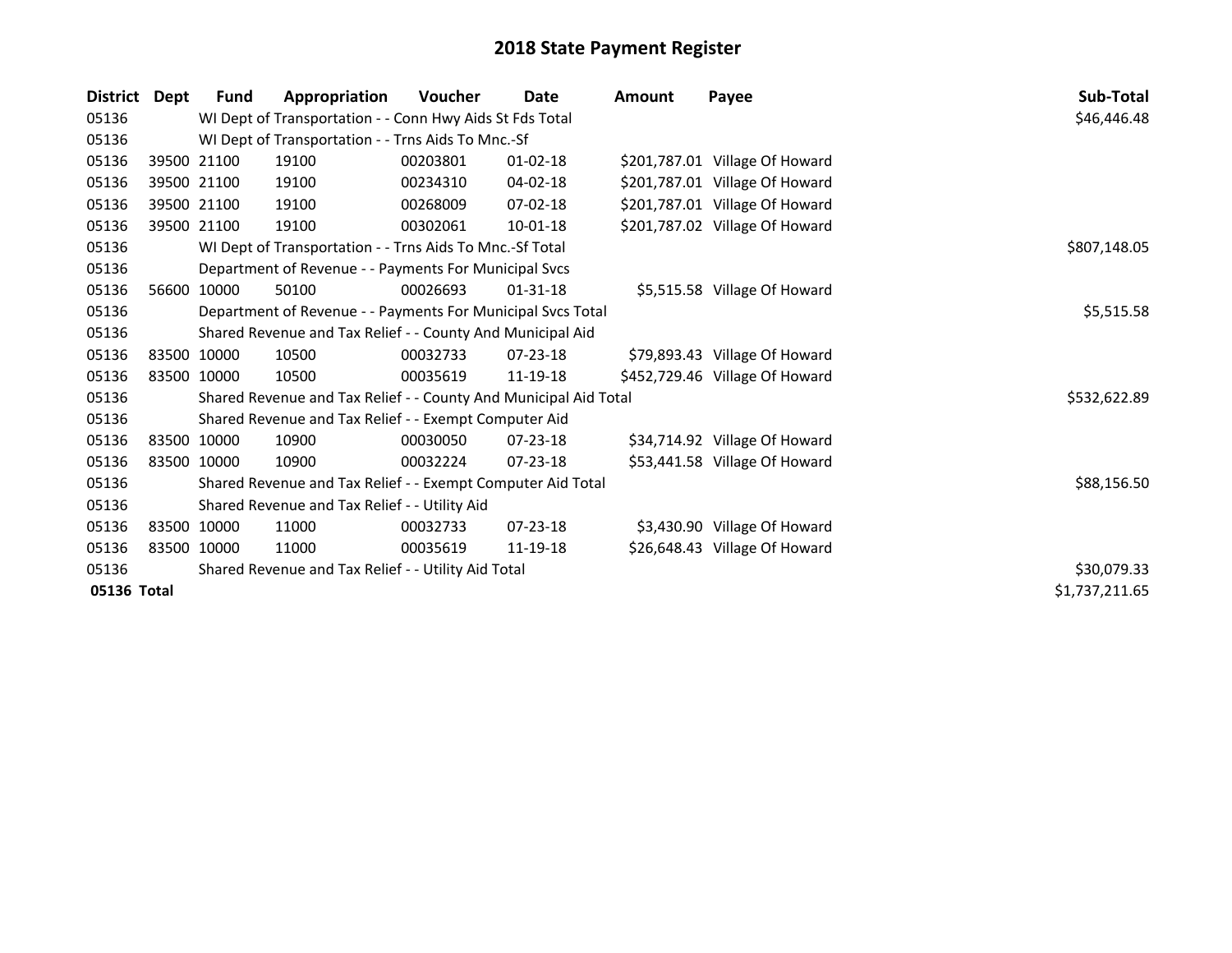# 2018 State Payment Register

| District | Dept | Fund | Appropriation | Voucher | Date | Amount | Payee | Sub-Total |
|---|---|---|---|---|---|---|---|---|
| 05136 | | WI Dept of Transportation - - Conn Hwy Aids St Fds Total | | | | | | $46,446.48 |
| 05136 | | WI Dept of Transportation - - Trns Aids To Mnc.-Sf | | | | | | |
| 05136 | 39500 | 21100 | 19100 | 00203801 | 01-02-18 | $201,787.01 | Village Of Howard | |
| 05136 | 39500 | 21100 | 19100 | 00234310 | 04-02-18 | $201,787.01 | Village Of Howard | |
| 05136 | 39500 | 21100 | 19100 | 00268009 | 07-02-18 | $201,787.01 | Village Of Howard | |
| 05136 | 39500 | 21100 | 19100 | 00302061 | 10-01-18 | $201,787.02 | Village Of Howard | |
| 05136 | | WI Dept of Transportation - - Trns Aids To Mnc.-Sf Total | | | | | | $807,148.05 |
| 05136 | | Department of Revenue - - Payments For Municipal Svcs | | | | | | |
| 05136 | 56600 | 10000 | 50100 | 00026693 | 01-31-18 | $5,515.58 | Village Of Howard | |
| 05136 | | Department of Revenue - - Payments For Municipal Svcs Total | | | | | | $5,515.58 |
| 05136 | | Shared Revenue and Tax Relief - - County And Municipal Aid | | | | | | |
| 05136 | 83500 | 10000 | 10500 | 00032733 | 07-23-18 | $79,893.43 | Village Of Howard | |
| 05136 | 83500 | 10000 | 10500 | 00035619 | 11-19-18 | $452,729.46 | Village Of Howard | |
| 05136 | | Shared Revenue and Tax Relief - - County And Municipal Aid Total | | | | | | $532,622.89 |
| 05136 | | Shared Revenue and Tax Relief - - Exempt Computer Aid | | | | | | |
| 05136 | 83500 | 10000 | 10900 | 00030050 | 07-23-18 | $34,714.92 | Village Of Howard | |
| 05136 | 83500 | 10000 | 10900 | 00032224 | 07-23-18 | $53,441.58 | Village Of Howard | |
| 05136 | | Shared Revenue and Tax Relief - - Exempt Computer Aid Total | | | | | | $88,156.50 |
| 05136 | | Shared Revenue and Tax Relief - - Utility Aid | | | | | | |
| 05136 | 83500 | 10000 | 11000 | 00032733 | 07-23-18 | $3,430.90 | Village Of Howard | |
| 05136 | 83500 | 10000 | 11000 | 00035619 | 11-19-18 | $26,648.43 | Village Of Howard | |
| 05136 | | Shared Revenue and Tax Relief - - Utility Aid Total | | | | | | $30,079.33 |
| **05136 Total** | | | | | | | | $1,737,211.65 |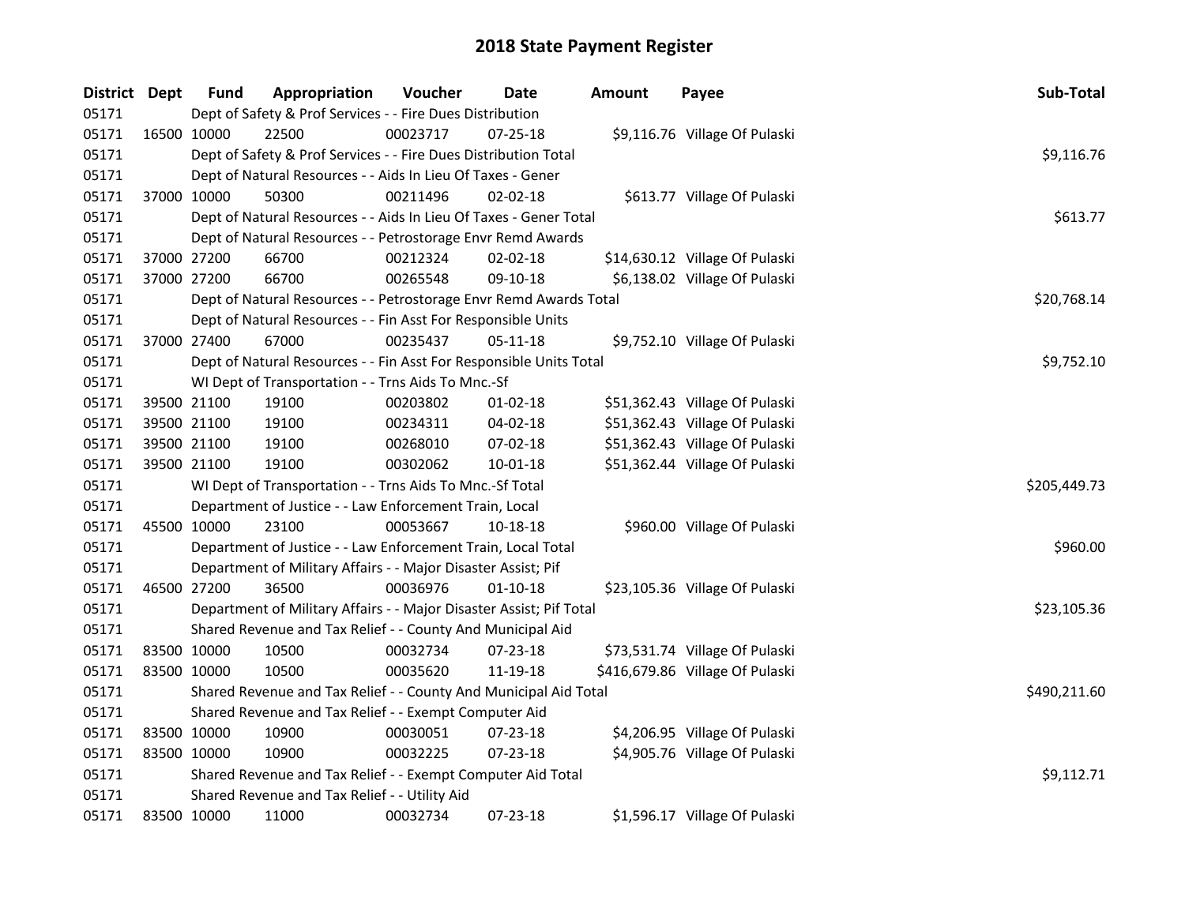# 2018 State Payment Register

| District | Dept | Fund | Appropriation | Voucher | Date | Amount | Payee | Sub-Total |
|---|---|---|---|---|---|---|---|---|
| 05171 | | Dept of Safety & Prof Services - - Fire Dues Distribution | | | | | | |
| 05171 | 16500 | 10000 | 22500 | 00023717 | 07-25-18 | $9,116.76 | Village Of Pulaski | |
| 05171 | | Dept of Safety & Prof Services - - Fire Dues Distribution Total | | | | | | $9,116.76 |
| 05171 | | Dept of Natural Resources - - Aids In Lieu Of Taxes - Gener | | | | | | |
| 05171 | 37000 | 10000 | 50300 | 00211496 | 02-02-18 | $613.77 | Village Of Pulaski | |
| 05171 | | Dept of Natural Resources - - Aids In Lieu Of Taxes - Gener Total | | | | | | $613.77 |
| 05171 | | Dept of Natural Resources - - Petrostorage Envr Remd Awards | | | | | | |
| 05171 | 37000 | 27200 | 66700 | 00212324 | 02-02-18 | $14,630.12 | Village Of Pulaski | |
| 05171 | 37000 | 27200 | 66700 | 00265548 | 09-10-18 | $6,138.02 | Village Of Pulaski | |
| 05171 | | Dept of Natural Resources - - Petrostorage Envr Remd Awards Total | | | | | | $20,768.14 |
| 05171 | | Dept of Natural Resources - - Fin Asst For Responsible Units | | | | | | |
| 05171 | 37000 | 27400 | 67000 | 00235437 | 05-11-18 | $9,752.10 | Village Of Pulaski | |
| 05171 | | Dept of Natural Resources - - Fin Asst For Responsible Units Total | | | | | | $9,752.10 |
| 05171 | | WI Dept of Transportation - - Trns Aids To Mnc.-Sf | | | | | | |
| 05171 | 39500 | 21100 | 19100 | 00203802 | 01-02-18 | $51,362.43 | Village Of Pulaski | |
| 05171 | 39500 | 21100 | 19100 | 00234311 | 04-02-18 | $51,362.43 | Village Of Pulaski | |
| 05171 | 39500 | 21100 | 19100 | 00268010 | 07-02-18 | $51,362.43 | Village Of Pulaski | |
| 05171 | 39500 | 21100 | 19100 | 00302062 | 10-01-18 | $51,362.44 | Village Of Pulaski | |
| 05171 | | WI Dept of Transportation - - Trns Aids To Mnc.-Sf Total | | | | | | $205,449.73 |
| 05171 | | Department of Justice - - Law Enforcement Train, Local | | | | | | |
| 05171 | 45500 | 10000 | 23100 | 00053667 | 10-18-18 | $960.00 | Village Of Pulaski | |
| 05171 | | Department of Justice - - Law Enforcement Train, Local Total | | | | | | $960.00 |
| 05171 | | Department of Military Affairs - - Major Disaster Assist; Pif | | | | | | |
| 05171 | 46500 | 27200 | 36500 | 00036976 | 01-10-18 | $23,105.36 | Village Of Pulaski | |
| 05171 | | Department of Military Affairs - - Major Disaster Assist; Pif Total | | | | | | $23,105.36 |
| 05171 | | Shared Revenue and Tax Relief - - County And Municipal Aid | | | | | | |
| 05171 | 83500 | 10000 | 10500 | 00032734 | 07-23-18 | $73,531.74 | Village Of Pulaski | |
| 05171 | 83500 | 10000 | 10500 | 00035620 | 11-19-18 | $416,679.86 | Village Of Pulaski | |
| 05171 | | Shared Revenue and Tax Relief - - County And Municipal Aid Total | | | | | | $490,211.60 |
| 05171 | | Shared Revenue and Tax Relief - - Exempt Computer Aid | | | | | | |
| 05171 | 83500 | 10000 | 10900 | 00030051 | 07-23-18 | $4,206.95 | Village Of Pulaski | |
| 05171 | 83500 | 10000 | 10900 | 00032225 | 07-23-18 | $4,905.76 | Village Of Pulaski | |
| 05171 | | Shared Revenue and Tax Relief - - Exempt Computer Aid Total | | | | | | $9,112.71 |
| 05171 | | Shared Revenue and Tax Relief - - Utility Aid | | | | | | |
| 05171 | 83500 | 10000 | 11000 | 00032734 | 07-23-18 | $1,596.17 | Village Of Pulaski | |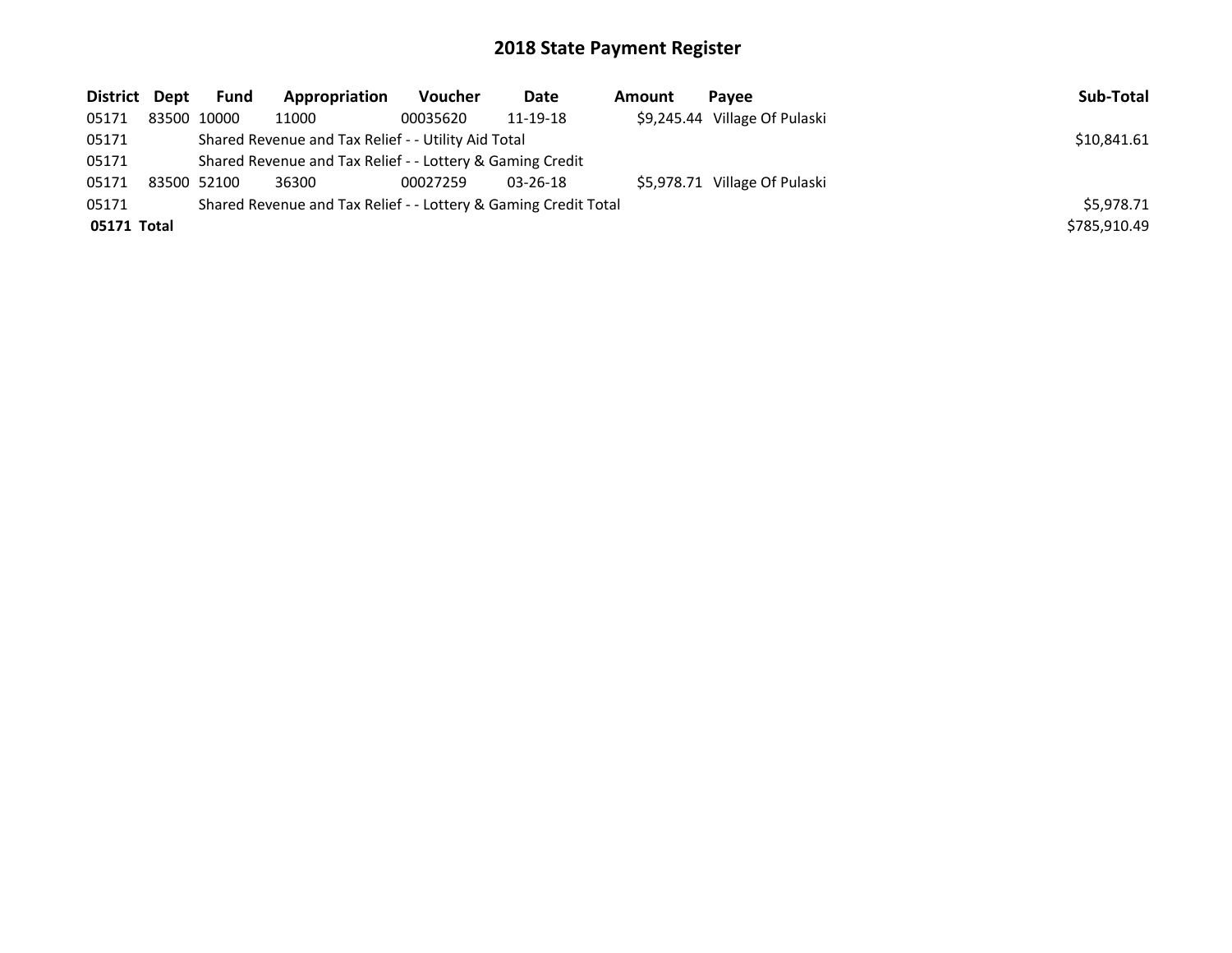# 2018 State Payment Register

| District | Dept | Fund | Appropriation | Voucher | Date | Amount | Payee | Sub-Total |
|---|---|---|---|---|---|---|---|---|
| 05171 | 83500 | 10000 | 11000 | 00035620 | 11-19-18 | $9,245.44 | Village Of Pulaski | |
| 05171 | | Shared Revenue and Tax Relief - - Utility Aid Total | | | | | | $10,841.61 |
| 05171 | | Shared Revenue and Tax Relief - - Lottery & Gaming Credit | | | | | | |
| 05171 | 83500 | 52100 | 36300 | 00027259 | 03-26-18 | $5,978.71 | Village Of Pulaski | |
| 05171 | | Shared Revenue and Tax Relief - - Lottery & Gaming Credit Total | | | | | | $5,978.71 |
| **05171 Total** | | | | | | | | $785,910.49 |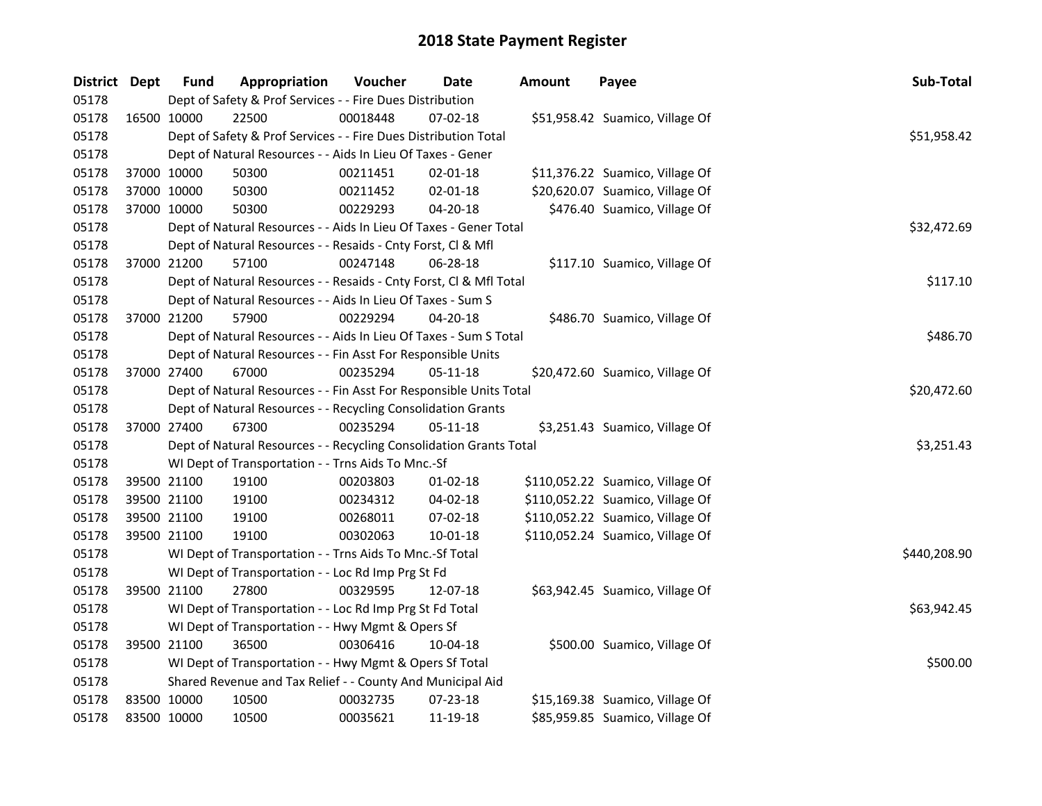# 2018 State Payment Register

| District | Dept | Fund | Appropriation | Voucher | Date | Amount | Payee | Sub-Total |
|---|---|---|---|---|---|---|---|---|
| 05178 | | Dept of Safety & Prof Services - - Fire Dues Distribution | | | | | | |
| 05178 | 16500 | 10000 | 22500 | 00018448 | 07-02-18 | $51,958.42 | Suamico, Village Of | |
| 05178 | | Dept of Safety & Prof Services - - Fire Dues Distribution Total | | | | | | $51,958.42 |
| 05178 | | Dept of Natural Resources - - Aids In Lieu Of Taxes - Gener | | | | | | |
| 05178 | 37000 | 10000 | 50300 | 00211451 | 02-01-18 | $11,376.22 | Suamico, Village Of | |
| 05178 | 37000 | 10000 | 50300 | 00211452 | 02-01-18 | $20,620.07 | Suamico, Village Of | |
| 05178 | 37000 | 10000 | 50300 | 00229293 | 04-20-18 | $476.40 | Suamico, Village Of | |
| 05178 | | Dept of Natural Resources - - Aids In Lieu Of Taxes - Gener Total | | | | | | $32,472.69 |
| 05178 | | Dept of Natural Resources - - Resaids - Cnty Forst, Cl & Mfl | | | | | | |
| 05178 | 37000 | 21200 | 57100 | 00247148 | 06-28-18 | $117.10 | Suamico, Village Of | |
| 05178 | | Dept of Natural Resources - - Resaids - Cnty Forst, Cl & Mfl Total | | | | | | $117.10 |
| 05178 | | Dept of Natural Resources - - Aids In Lieu Of Taxes - Sum S | | | | | | |
| 05178 | 37000 | 21200 | 57900 | 00229294 | 04-20-18 | $486.70 | Suamico, Village Of | |
| 05178 | | Dept of Natural Resources - - Aids In Lieu Of Taxes - Sum S Total | | | | | | $486.70 |
| 05178 | | Dept of Natural Resources - - Fin Asst For Responsible Units | | | | | | |
| 05178 | 37000 | 27400 | 67000 | 00235294 | 05-11-18 | $20,472.60 | Suamico, Village Of | |
| 05178 | | Dept of Natural Resources - - Fin Asst For Responsible Units Total | | | | | | $20,472.60 |
| 05178 | | Dept of Natural Resources - - Recycling Consolidation Grants | | | | | | |
| 05178 | 37000 | 27400 | 67300 | 00235294 | 05-11-18 | $3,251.43 | Suamico, Village Of | |
| 05178 | | Dept of Natural Resources - - Recycling Consolidation Grants Total | | | | | | $3,251.43 |
| 05178 | | WI Dept of Transportation - - Trns Aids To Mnc.-Sf | | | | | | |
| 05178 | 39500 | 21100 | 19100 | 00203803 | 01-02-18 | $110,052.22 | Suamico, Village Of | |
| 05178 | 39500 | 21100 | 19100 | 00234312 | 04-02-18 | $110,052.22 | Suamico, Village Of | |
| 05178 | 39500 | 21100 | 19100 | 00268011 | 07-02-18 | $110,052.22 | Suamico, Village Of | |
| 05178 | 39500 | 21100 | 19100 | 00302063 | 10-01-18 | $110,052.24 | Suamico, Village Of | |
| 05178 | | WI Dept of Transportation - - Trns Aids To Mnc.-Sf Total | | | | | | $440,208.90 |
| 05178 | | WI Dept of Transportation - - Loc Rd Imp Prg St Fd | | | | | | |
| 05178 | 39500 | 21100 | 27800 | 00329595 | 12-07-18 | $63,942.45 | Suamico, Village Of | |
| 05178 | | WI Dept of Transportation - - Loc Rd Imp Prg St Fd Total | | | | | | $63,942.45 |
| 05178 | | WI Dept of Transportation - - Hwy Mgmt & Opers Sf | | | | | | |
| 05178 | 39500 | 21100 | 36500 | 00306416 | 10-04-18 | $500.00 | Suamico, Village Of | |
| 05178 | | WI Dept of Transportation - - Hwy Mgmt & Opers Sf Total | | | | | | $500.00 |
| 05178 | | Shared Revenue and Tax Relief - - County And Municipal Aid | | | | | | |
| 05178 | 83500 | 10000 | 10500 | 00032735 | 07-23-18 | $15,169.38 | Suamico, Village Of | |
| 05178 | 83500 | 10000 | 10500 | 00035621 | 11-19-18 | $85,959.85 | Suamico, Village Of | |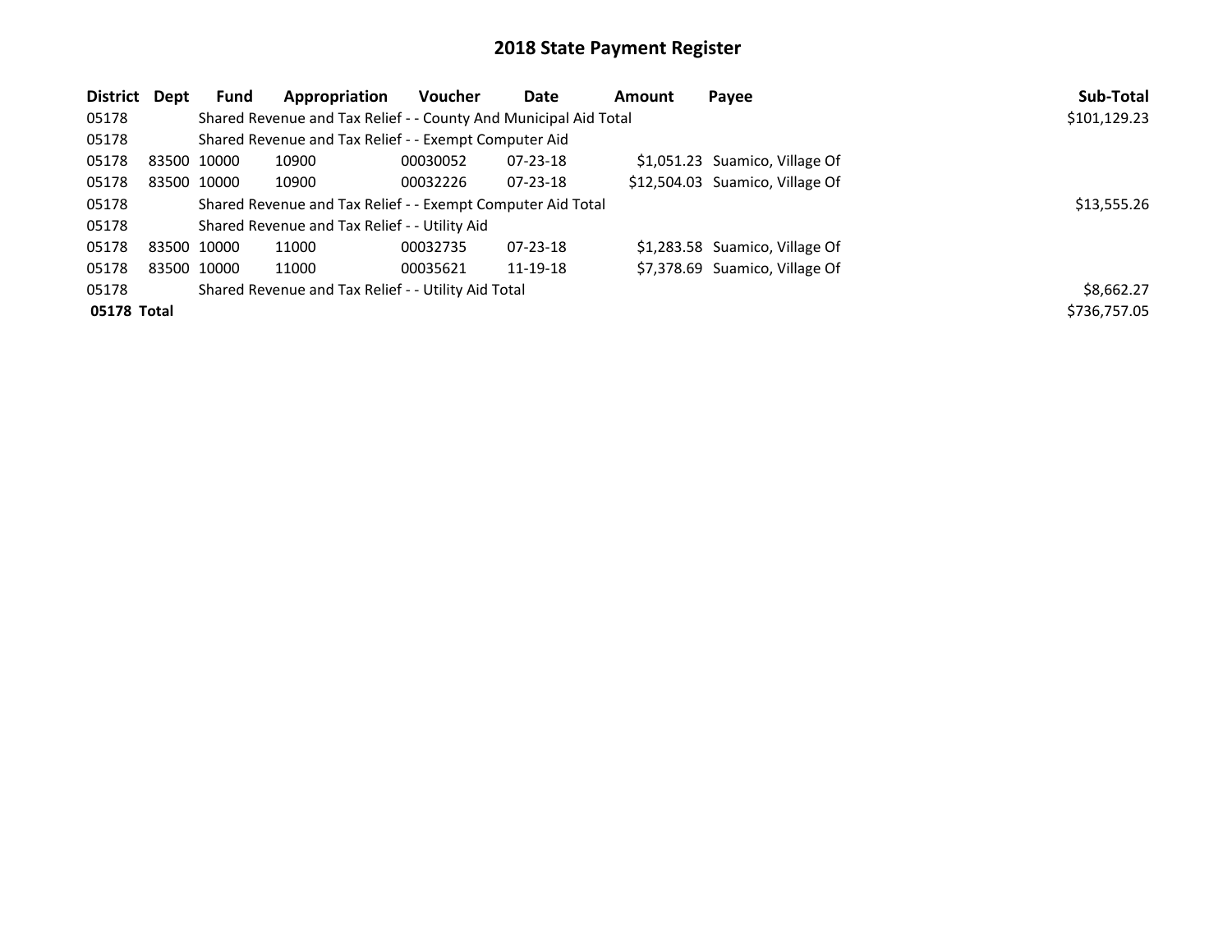# 2018 State Payment Register

| District | Dept | Fund | Appropriation | Voucher | Date | Amount | Payee | Sub-Total |
|---|---|---|---|---|---|---|---|---|
| 05178 | | Shared Revenue and Tax Relief - - County And Municipal Aid Total | | | | | | $101,129.23 |
| 05178 | | Shared Revenue and Tax Relief - - Exempt Computer Aid | | | | | | |
| 05178 | 83500 | 10000 | 10900 | 00030052 | 07-23-18 | $1,051.23 | Suamico, Village Of | |
| 05178 | 83500 | 10000 | 10900 | 00032226 | 07-23-18 | $12,504.03 | Suamico, Village Of | |
| 05178 | | Shared Revenue and Tax Relief - - Exempt Computer Aid Total | | | | | | $13,555.26 |
| 05178 | | Shared Revenue and Tax Relief - - Utility Aid | | | | | | |
| 05178 | 83500 | 10000 | 11000 | 00032735 | 07-23-18 | $1,283.58 | Suamico, Village Of | |
| 05178 | 83500 | 10000 | 11000 | 00035621 | 11-19-18 | $7,378.69 | Suamico, Village Of | |
| 05178 | | Shared Revenue and Tax Relief - - Utility Aid Total | | | | | | $8,662.27 |
| **05178 Total** | | | | | | | | $736,757.05 |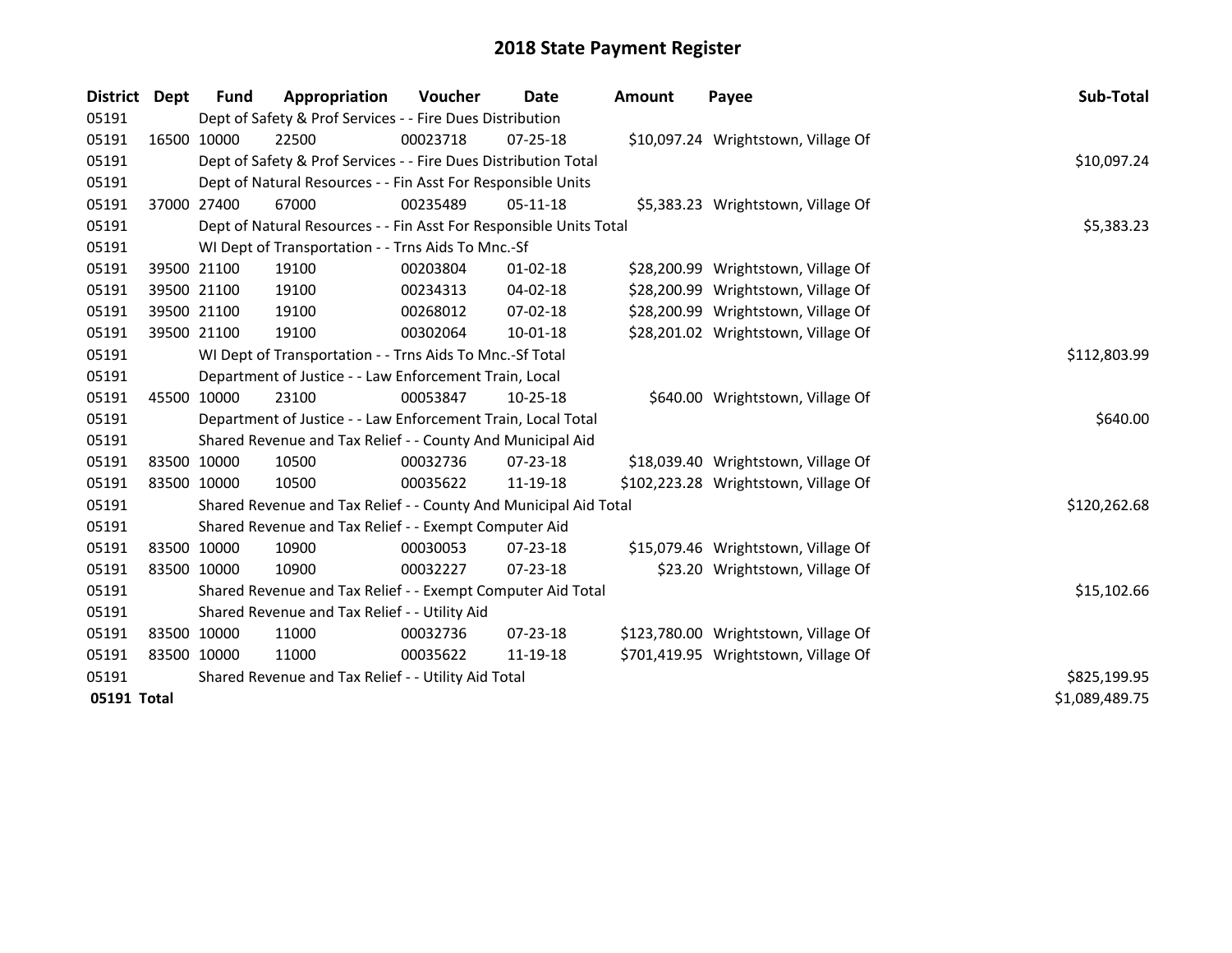# 2018 State Payment Register

| District | Dept | Fund | Appropriation | Voucher | Date | Amount | Payee | Sub-Total |
|---|---|---|---|---|---|---|---|---|
| 05191 | | Dept of Safety & Prof Services - - Fire Dues Distribution | | | | | | |
| 05191 | 16500 | 10000 | 22500 | 00023718 | 07-25-18 | $10,097.24 | Wrightstown, Village Of | |
| 05191 | | Dept of Safety & Prof Services - - Fire Dues Distribution Total | | | | | | $10,097.24 |
| 05191 | | Dept of Natural Resources - - Fin Asst For Responsible Units | | | | | | |
| 05191 | 37000 | 27400 | 67000 | 00235489 | 05-11-18 | $5,383.23 | Wrightstown, Village Of | |
| 05191 | | Dept of Natural Resources - - Fin Asst For Responsible Units Total | | | | | | $5,383.23 |
| 05191 | | WI Dept of Transportation - - Trns Aids To Mnc.-Sf | | | | | | |
| 05191 | 39500 | 21100 | 19100 | 00203804 | 01-02-18 | $28,200.99 | Wrightstown, Village Of | |
| 05191 | 39500 | 21100 | 19100 | 00234313 | 04-02-18 | $28,200.99 | Wrightstown, Village Of | |
| 05191 | 39500 | 21100 | 19100 | 00268012 | 07-02-18 | $28,200.99 | Wrightstown, Village Of | |
| 05191 | 39500 | 21100 | 19100 | 00302064 | 10-01-18 | $28,201.02 | Wrightstown, Village Of | |
| 05191 | | WI Dept of Transportation - - Trns Aids To Mnc.-Sf Total | | | | | | $112,803.99 |
| 05191 | | Department of Justice - - Law Enforcement Train, Local | | | | | | |
| 05191 | 45500 | 10000 | 23100 | 00053847 | 10-25-18 | $640.00 | Wrightstown, Village Of | |
| 05191 | | Department of Justice - - Law Enforcement Train, Local Total | | | | | | $640.00 |
| 05191 | | Shared Revenue and Tax Relief - - County And Municipal Aid | | | | | | |
| 05191 | 83500 | 10000 | 10500 | 00032736 | 07-23-18 | $18,039.40 | Wrightstown, Village Of | |
| 05191 | 83500 | 10000 | 10500 | 00035622 | 11-19-18 | $102,223.28 | Wrightstown, Village Of | |
| 05191 | | Shared Revenue and Tax Relief - - County And Municipal Aid Total | | | | | | $120,262.68 |
| 05191 | | Shared Revenue and Tax Relief - - Exempt Computer Aid | | | | | | |
| 05191 | 83500 | 10000 | 10900 | 00030053 | 07-23-18 | $15,079.46 | Wrightstown, Village Of | |
| 05191 | 83500 | 10000 | 10900 | 00032227 | 07-23-18 | $23.20 | Wrightstown, Village Of | |
| 05191 | | Shared Revenue and Tax Relief - - Exempt Computer Aid Total | | | | | | $15,102.66 |
| 05191 | | Shared Revenue and Tax Relief - - Utility Aid | | | | | | |
| 05191 | 83500 | 10000 | 11000 | 00032736 | 07-23-18 | $123,780.00 | Wrightstown, Village Of | |
| 05191 | 83500 | 10000 | 11000 | 00035622 | 11-19-18 | $701,419.95 | Wrightstown, Village Of | |
| 05191 | | Shared Revenue and Tax Relief - - Utility Aid Total | | | | | | $825,199.95 |
| **05191 Total** | | | | | | | | $1,089,489.75 |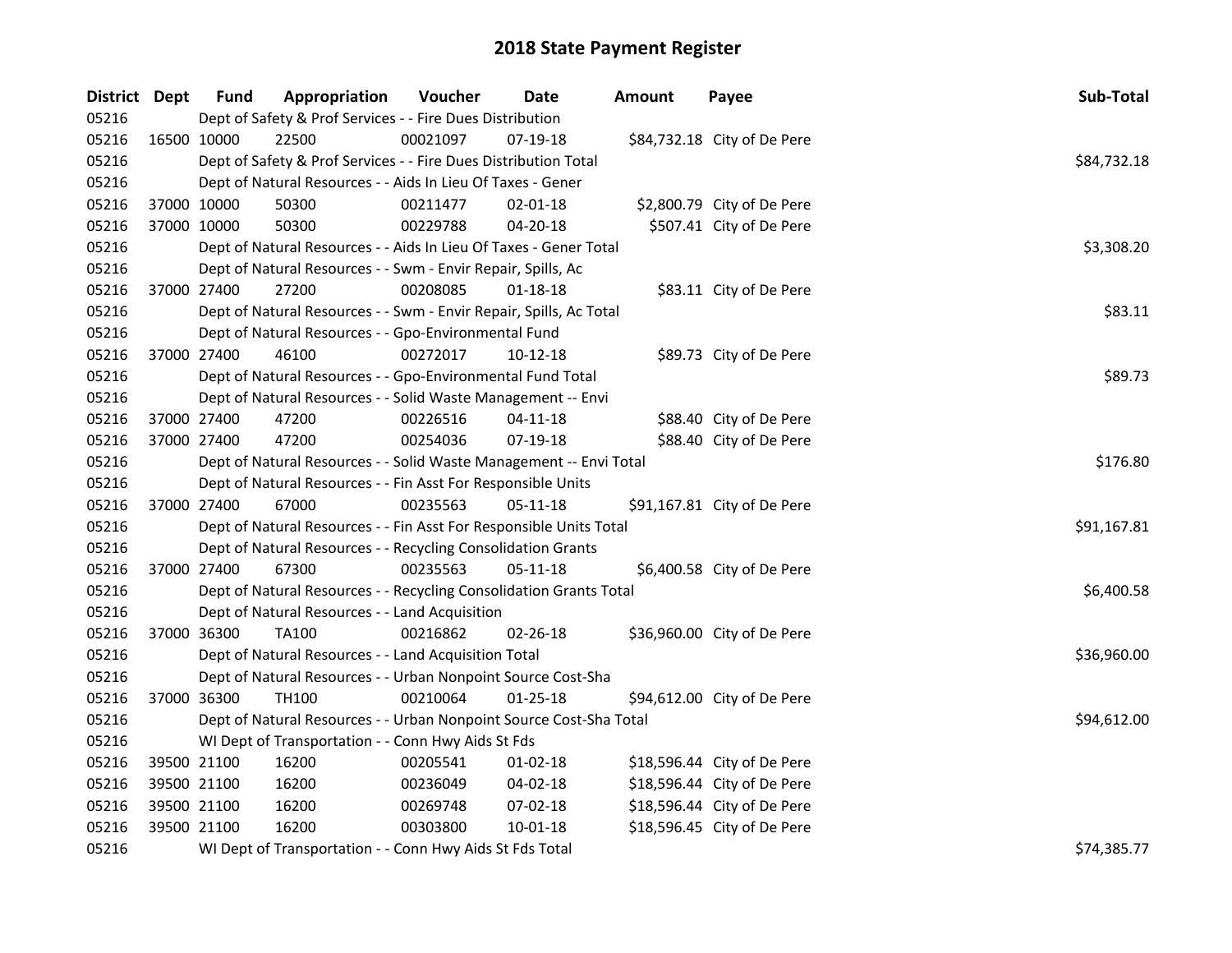# 2018 State Payment Register

| District | Dept | Fund | Appropriation | Voucher | Date | Amount | Payee | Sub-Total |
|---|---|---|---|---|---|---|---|---|
| 05216 | | Dept of Safety & Prof Services - - Fire Dues Distribution | | | | | | |
| 05216 | 16500 | 10000 | 22500 | 00021097 | 07-19-18 | $84,732.18 | City of De Pere | |
| 05216 | | Dept of Safety & Prof Services - - Fire Dues Distribution Total | | | | | | $84,732.18 |
| 05216 | | Dept of Natural Resources - - Aids In Lieu Of Taxes - Gener | | | | | | |
| 05216 | 37000 | 10000 | 50300 | 00211477 | 02-01-18 | $2,800.79 | City of De Pere | |
| 05216 | 37000 | 10000 | 50300 | 00229788 | 04-20-18 | $507.41 | City of De Pere | |
| 05216 | | Dept of Natural Resources - - Aids In Lieu Of Taxes - Gener Total | | | | | | $3,308.20 |
| 05216 | | Dept of Natural Resources - - Swm - Envir Repair, Spills, Ac | | | | | | |
| 05216 | 37000 | 27400 | 27200 | 00208085 | 01-18-18 | $83.11 | City of De Pere | |
| 05216 | | Dept of Natural Resources - - Swm - Envir Repair, Spills, Ac Total | | | | | | $83.11 |
| 05216 | | Dept of Natural Resources - - Gpo-Environmental Fund | | | | | | |
| 05216 | 37000 | 27400 | 46100 | 00272017 | 10-12-18 | $89.73 | City of De Pere | |
| 05216 | | Dept of Natural Resources - - Gpo-Environmental Fund Total | | | | | | $89.73 |
| 05216 | | Dept of Natural Resources - - Solid Waste Management -- Envi | | | | | | |
| 05216 | 37000 | 27400 | 47200 | 00226516 | 04-11-18 | $88.40 | City of De Pere | |
| 05216 | 37000 | 27400 | 47200 | 00254036 | 07-19-18 | $88.40 | City of De Pere | |
| 05216 | | Dept of Natural Resources - - Solid Waste Management -- Envi Total | | | | | | $176.80 |
| 05216 | | Dept of Natural Resources - - Fin Asst For Responsible Units | | | | | | |
| 05216 | 37000 | 27400 | 67000 | 00235563 | 05-11-18 | $91,167.81 | City of De Pere | |
| 05216 | | Dept of Natural Resources - - Fin Asst For Responsible Units Total | | | | | | $91,167.81 |
| 05216 | | Dept of Natural Resources - - Recycling Consolidation Grants | | | | | | |
| 05216 | 37000 | 27400 | 67300 | 00235563 | 05-11-18 | $6,400.58 | City of De Pere | |
| 05216 | | Dept of Natural Resources - - Recycling Consolidation Grants Total | | | | | | $6,400.58 |
| 05216 | | Dept of Natural Resources - - Land Acquisition | | | | | | |
| 05216 | 37000 | 36300 | TA100 | 00216862 | 02-26-18 | $36,960.00 | City of De Pere | |
| 05216 | | Dept of Natural Resources - - Land Acquisition Total | | | | | | $36,960.00 |
| 05216 | | Dept of Natural Resources - - Urban Nonpoint Source Cost-Sha | | | | | | |
| 05216 | 37000 | 36300 | TH100 | 00210064 | 01-25-18 | $94,612.00 | City of De Pere | |
| 05216 | | Dept of Natural Resources - - Urban Nonpoint Source Cost-Sha Total | | | | | | $94,612.00 |
| 05216 | | WI Dept of Transportation - - Conn Hwy Aids St Fds | | | | | | |
| 05216 | 39500 | 21100 | 16200 | 00205541 | 01-02-18 | $18,596.44 | City of De Pere | |
| 05216 | 39500 | 21100 | 16200 | 00236049 | 04-02-18 | $18,596.44 | City of De Pere | |
| 05216 | 39500 | 21100 | 16200 | 00269748 | 07-02-18 | $18,596.44 | City of De Pere | |
| 05216 | 39500 | 21100 | 16200 | 00303800 | 10-01-18 | $18,596.45 | City of De Pere | |
| 05216 | | WI Dept of Transportation - - Conn Hwy Aids St Fds Total | | | | | | $74,385.77 |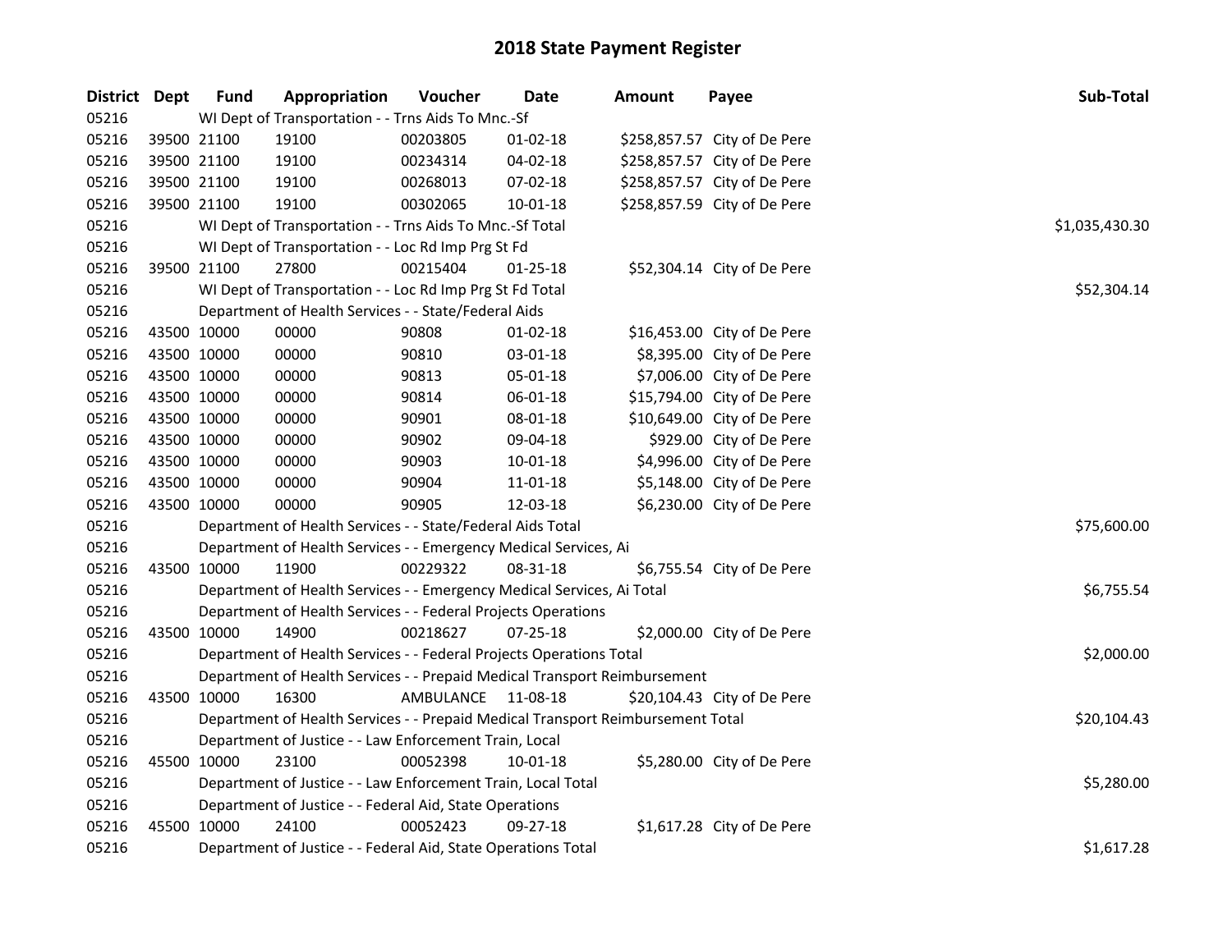# 2018 State Payment Register

| District | Dept | Fund | Appropriation | Voucher | Date | Amount | Payee | Sub-Total |
|---|---|---|---|---|---|---|---|---|
| 05216 | | WI Dept of Transportation - - Trns Aids To Mnc.-Sf | | | | | | |
| 05216 | 39500 | 21100 | 19100 | 00203805 | 01-02-18 | $258,857.57 | City of De Pere | |
| 05216 | 39500 | 21100 | 19100 | 00234314 | 04-02-18 | $258,857.57 | City of De Pere | |
| 05216 | 39500 | 21100 | 19100 | 00268013 | 07-02-18 | $258,857.57 | City of De Pere | |
| 05216 | 39500 | 21100 | 19100 | 00302065 | 10-01-18 | $258,857.59 | City of De Pere | |
| 05216 | | WI Dept of Transportation - - Trns Aids To Mnc.-Sf Total | | | | | | $1,035,430.30 |
| 05216 | | WI Dept of Transportation - - Loc Rd Imp Prg St Fd | | | | | | |
| 05216 | 39500 | 21100 | 27800 | 00215404 | 01-25-18 | $52,304.14 | City of De Pere | |
| 05216 | | WI Dept of Transportation - - Loc Rd Imp Prg St Fd Total | | | | | | $52,304.14 |
| 05216 | | Department of Health Services - - State/Federal Aids | | | | | | |
| 05216 | 43500 | 10000 | 00000 | 90808 | 01-02-18 | $16,453.00 | City of De Pere | |
| 05216 | 43500 | 10000 | 00000 | 90810 | 03-01-18 | $8,395.00 | City of De Pere | |
| 05216 | 43500 | 10000 | 00000 | 90813 | 05-01-18 | $7,006.00 | City of De Pere | |
| 05216 | 43500 | 10000 | 00000 | 90814 | 06-01-18 | $15,794.00 | City of De Pere | |
| 05216 | 43500 | 10000 | 00000 | 90901 | 08-01-18 | $10,649.00 | City of De Pere | |
| 05216 | 43500 | 10000 | 00000 | 90902 | 09-04-18 | $929.00 | City of De Pere | |
| 05216 | 43500 | 10000 | 00000 | 90903 | 10-01-18 | $4,996.00 | City of De Pere | |
| 05216 | 43500 | 10000 | 00000 | 90904 | 11-01-18 | $5,148.00 | City of De Pere | |
| 05216 | 43500 | 10000 | 00000 | 90905 | 12-03-18 | $6,230.00 | City of De Pere | |
| 05216 | | Department of Health Services - - State/Federal Aids Total | | | | | | $75,600.00 |
| 05216 | | Department of Health Services - - Emergency Medical Services, Ai | | | | | | |
| 05216 | 43500 | 10000 | 11900 | 00229322 | 08-31-18 | $6,755.54 | City of De Pere | |
| 05216 | | Department of Health Services - - Emergency Medical Services, Ai Total | | | | | | $6,755.54 |
| 05216 | | Department of Health Services - - Federal Projects Operations | | | | | | |
| 05216 | 43500 | 10000 | 14900 | 00218627 | 07-25-18 | $2,000.00 | City of De Pere | |
| 05216 | | Department of Health Services - - Federal Projects Operations Total | | | | | | $2,000.00 |
| 05216 | | Department of Health Services - - Prepaid Medical Transport Reimbursement | | | | | | |
| 05216 | 43500 | 10000 | 16300 | AMBULANCE | 11-08-18 | $20,104.43 | City of De Pere | |
| 05216 | | Department of Health Services - - Prepaid Medical Transport Reimbursement Total | | | | | | $20,104.43 |
| 05216 | | Department of Justice - - Law Enforcement Train, Local | | | | | | |
| 05216 | 45500 | 10000 | 23100 | 00052398 | 10-01-18 | $5,280.00 | City of De Pere | |
| 05216 | | Department of Justice - - Law Enforcement Train, Local Total | | | | | | $5,280.00 |
| 05216 | | Department of Justice - - Federal Aid, State Operations | | | | | | |
| 05216 | 45500 | 10000 | 24100 | 00052423 | 09-27-18 | $1,617.28 | City of De Pere | |
| 05216 | | Department of Justice - - Federal Aid, State Operations Total | | | | | | $1,617.28 |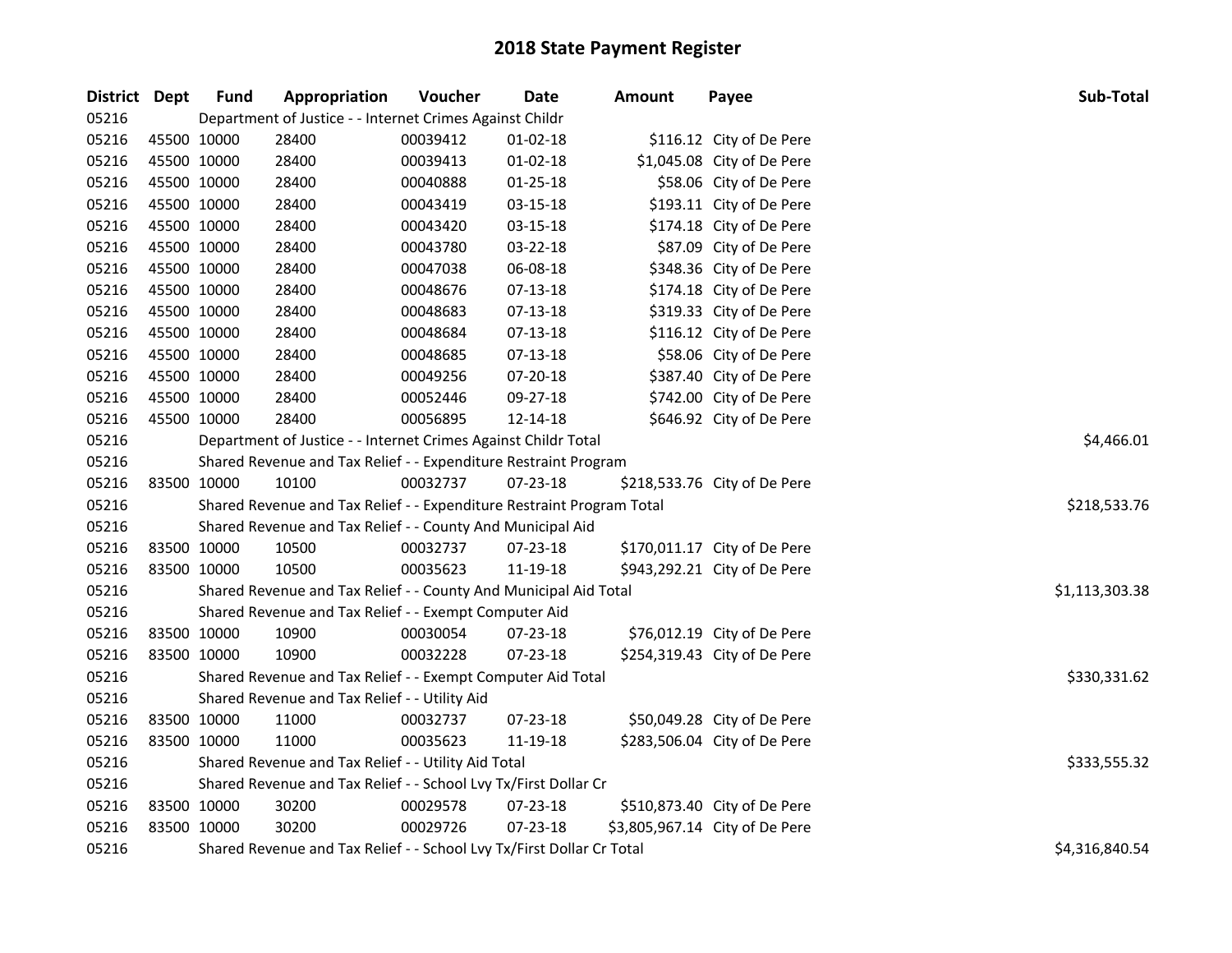# 2018 State Payment Register

| District | Dept | Fund | Appropriation | Voucher | Date | Amount | Payee | Sub-Total |
|---|---|---|---|---|---|---|---|---|
| 05216 | | Department of Justice - - Internet Crimes Against Childr | | | | | | |
| 05216 | 45500 | 10000 | 28400 | 00039412 | 01-02-18 | $116.12 | City of De Pere | |
| 05216 | 45500 | 10000 | 28400 | 00039413 | 01-02-18 | $1,045.08 | City of De Pere | |
| 05216 | 45500 | 10000 | 28400 | 00040888 | 01-25-18 | $58.06 | City of De Pere | |
| 05216 | 45500 | 10000 | 28400 | 00043419 | 03-15-18 | $193.11 | City of De Pere | |
| 05216 | 45500 | 10000 | 28400 | 00043420 | 03-15-18 | $174.18 | City of De Pere | |
| 05216 | 45500 | 10000 | 28400 | 00043780 | 03-22-18 | $87.09 | City of De Pere | |
| 05216 | 45500 | 10000 | 28400 | 00047038 | 06-08-18 | $348.36 | City of De Pere | |
| 05216 | 45500 | 10000 | 28400 | 00048676 | 07-13-18 | $174.18 | City of De Pere | |
| 05216 | 45500 | 10000 | 28400 | 00048683 | 07-13-18 | $319.33 | City of De Pere | |
| 05216 | 45500 | 10000 | 28400 | 00048684 | 07-13-18 | $116.12 | City of De Pere | |
| 05216 | 45500 | 10000 | 28400 | 00048685 | 07-13-18 | $58.06 | City of De Pere | |
| 05216 | 45500 | 10000 | 28400 | 00049256 | 07-20-18 | $387.40 | City of De Pere | |
| 05216 | 45500 | 10000 | 28400 | 00052446 | 09-27-18 | $742.00 | City of De Pere | |
| 05216 | 45500 | 10000 | 28400 | 00056895 | 12-14-18 | $646.92 | City of De Pere | |
| 05216 | | Department of Justice - - Internet Crimes Against Childr Total | | | | | | $4,466.01 |
| 05216 | | Shared Revenue and Tax Relief - - Expenditure Restraint Program | | | | | | |
| 05216 | 83500 | 10000 | 10100 | 00032737 | 07-23-18 | $218,533.76 | City of De Pere | |
| 05216 | | Shared Revenue and Tax Relief - - Expenditure Restraint Program Total | | | | | | $218,533.76 |
| 05216 | | Shared Revenue and Tax Relief - - County And Municipal Aid | | | | | | |
| 05216 | 83500 | 10000 | 10500 | 00032737 | 07-23-18 | $170,011.17 | City of De Pere | |
| 05216 | 83500 | 10000 | 10500 | 00035623 | 11-19-18 | $943,292.21 | City of De Pere | |
| 05216 | | Shared Revenue and Tax Relief - - County And Municipal Aid Total | | | | | | $1,113,303.38 |
| 05216 | | Shared Revenue and Tax Relief - - Exempt Computer Aid | | | | | | |
| 05216 | 83500 | 10000 | 10900 | 00030054 | 07-23-18 | $76,012.19 | City of De Pere | |
| 05216 | 83500 | 10000 | 10900 | 00032228 | 07-23-18 | $254,319.43 | City of De Pere | |
| 05216 | | Shared Revenue and Tax Relief - - Exempt Computer Aid Total | | | | | | $330,331.62 |
| 05216 | | Shared Revenue and Tax Relief - - Utility Aid | | | | | | |
| 05216 | 83500 | 10000 | 11000 | 00032737 | 07-23-18 | $50,049.28 | City of De Pere | |
| 05216 | 83500 | 10000 | 11000 | 00035623 | 11-19-18 | $283,506.04 | City of De Pere | |
| 05216 | | Shared Revenue and Tax Relief - - Utility Aid Total | | | | | | $333,555.32 |
| 05216 | | Shared Revenue and Tax Relief - - School Lvy Tx/First Dollar Cr | | | | | | |
| 05216 | 83500 | 10000 | 30200 | 00029578 | 07-23-18 | $510,873.40 | City of De Pere | |
| 05216 | 83500 | 10000 | 30200 | 00029726 | 07-23-18 | $3,805,967.14 | City of De Pere | |
| 05216 | | Shared Revenue and Tax Relief - - School Lvy Tx/First Dollar Cr Total | | | | | | $4,316,840.54 |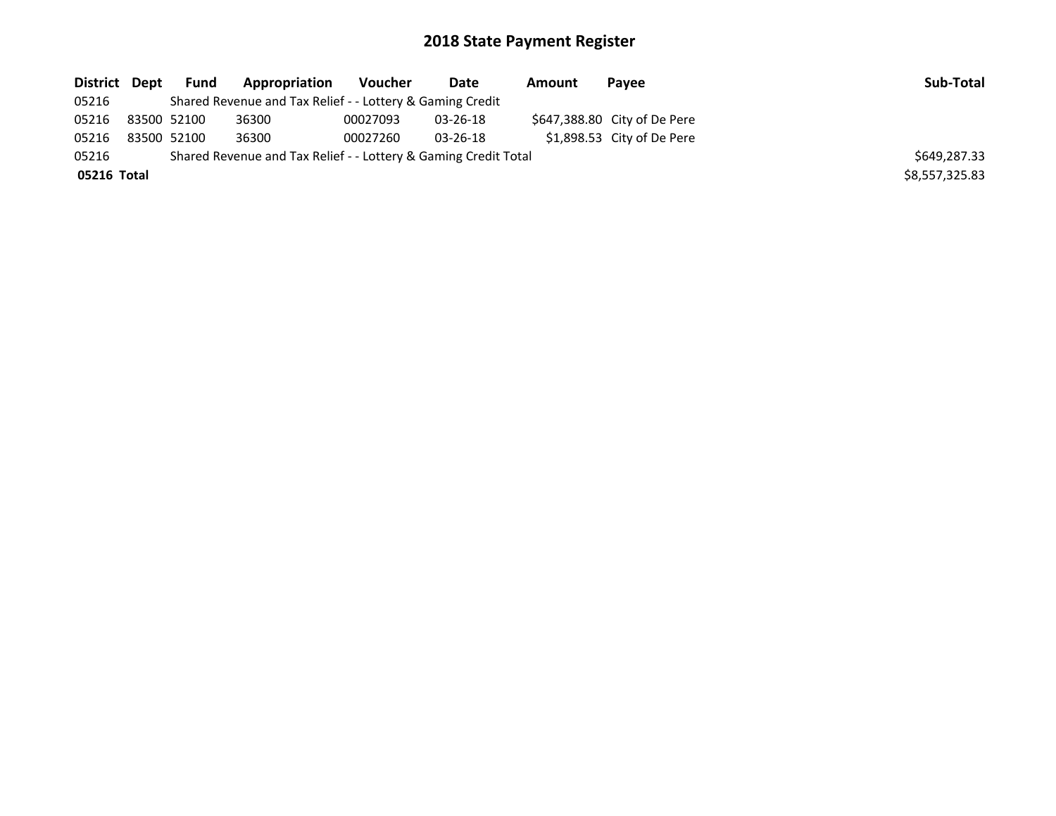# 2018 State Payment Register

| District | Dept | Fund | Appropriation | Voucher | Date | Amount | Payee | Sub-Total |
|---|---|---|---|---|---|---|---|---|
| 05216 | | Shared Revenue and Tax Relief - - Lottery & Gaming Credit | | | | | | |
| 05216 | 83500 | 52100 | 36300 | 00027093 | 03-26-18 | $647,388.80 | City of De Pere | |
| 05216 | 83500 | 52100 | 36300 | 00027260 | 03-26-18 | $1,898.53 | City of De Pere | |
| 05216 | | Shared Revenue and Tax Relief - - Lottery & Gaming Credit Total | | | | | | $649,287.33 |
| **05216** | **Total** | | | | | | | $8,557,325.83 |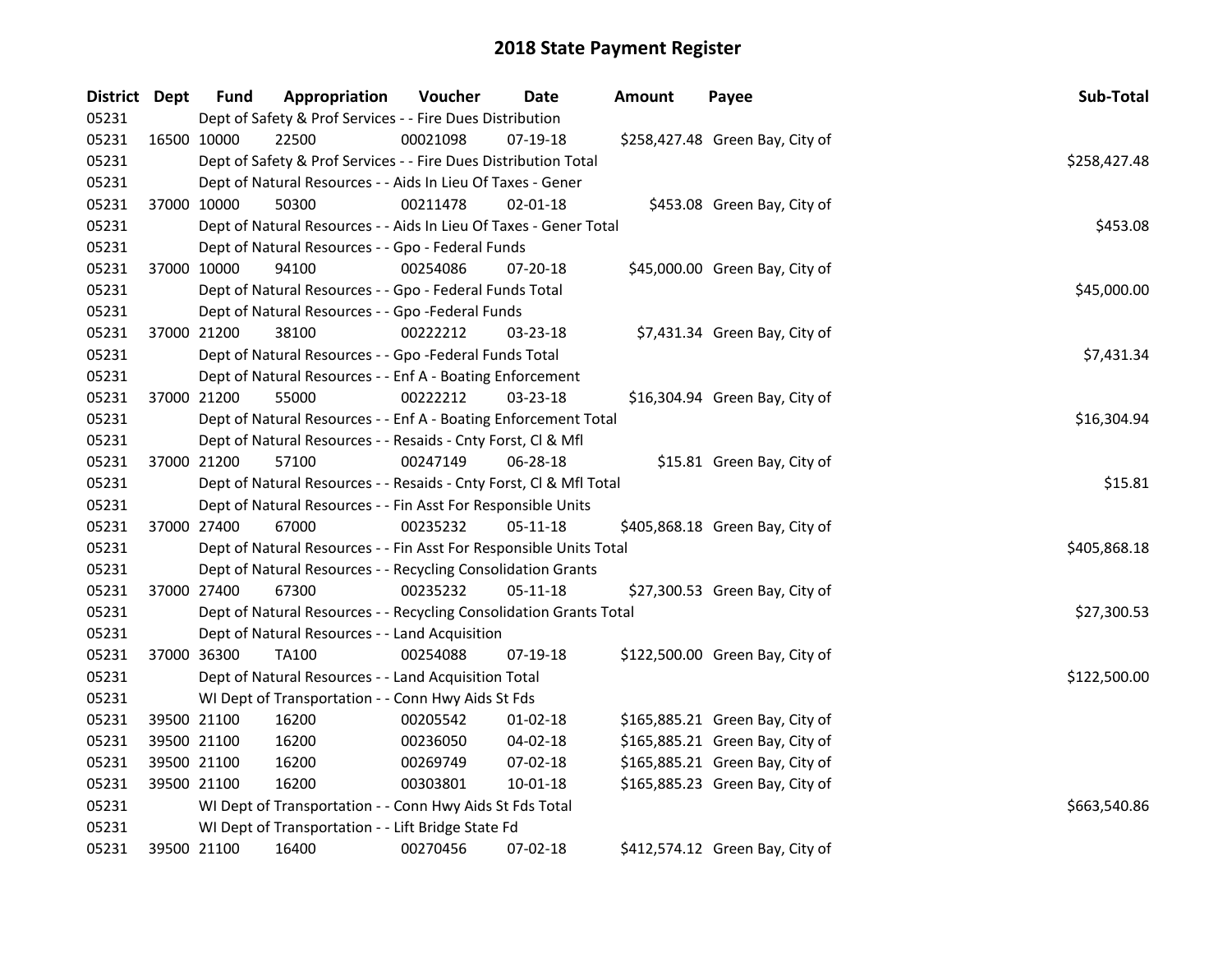# 2018 State Payment Register

| District | Dept | Fund | Appropriation | Voucher | Date | Amount | Payee | Sub-Total |
|---|---|---|---|---|---|---|---|---|
| 05231 | | Dept of Safety & Prof Services - - Fire Dues Distribution | | | | | | |
| 05231 | 16500 | 10000 | 22500 | 00021098 | 07-19-18 | $258,427.48 | Green Bay, City of | |
| 05231 | | Dept of Safety & Prof Services - - Fire Dues Distribution Total | | | | | | $258,427.48 |
| 05231 | | Dept of Natural Resources - - Aids In Lieu Of Taxes - Gener | | | | | | |
| 05231 | 37000 | 10000 | 50300 | 00211478 | 02-01-18 | $453.08 | Green Bay, City of | |
| 05231 | | Dept of Natural Resources - - Aids In Lieu Of Taxes - Gener Total | | | | | | $453.08 |
| 05231 | | Dept of Natural Resources - - Gpo - Federal Funds | | | | | | |
| 05231 | 37000 | 10000 | 94100 | 00254086 | 07-20-18 | $45,000.00 | Green Bay, City of | |
| 05231 | | Dept of Natural Resources - - Gpo - Federal Funds Total | | | | | | $45,000.00 |
| 05231 | | Dept of Natural Resources - - Gpo -Federal Funds | | | | | | |
| 05231 | 37000 | 21200 | 38100 | 00222212 | 03-23-18 | $7,431.34 | Green Bay, City of | |
| 05231 | | Dept of Natural Resources - - Gpo -Federal Funds Total | | | | | | $7,431.34 |
| 05231 | | Dept of Natural Resources - - Enf A - Boating Enforcement | | | | | | |
| 05231 | 37000 | 21200 | 55000 | 00222212 | 03-23-18 | $16,304.94 | Green Bay, City of | |
| 05231 | | Dept of Natural Resources - - Enf A - Boating Enforcement Total | | | | | | $16,304.94 |
| 05231 | | Dept of Natural Resources - - Resaids - Cnty Forst, Cl & Mfl | | | | | | |
| 05231 | 37000 | 21200 | 57100 | 00247149 | 06-28-18 | $15.81 | Green Bay, City of | |
| 05231 | | Dept of Natural Resources - - Resaids - Cnty Forst, Cl & Mfl Total | | | | | | $15.81 |
| 05231 | | Dept of Natural Resources - - Fin Asst For Responsible Units | | | | | | |
| 05231 | 37000 | 27400 | 67000 | 00235232 | 05-11-18 | $405,868.18 | Green Bay, City of | |
| 05231 | | Dept of Natural Resources - - Fin Asst For Responsible Units Total | | | | | | $405,868.18 |
| 05231 | | Dept of Natural Resources - - Recycling Consolidation Grants | | | | | | |
| 05231 | 37000 | 27400 | 67300 | 00235232 | 05-11-18 | $27,300.53 | Green Bay, City of | |
| 05231 | | Dept of Natural Resources - - Recycling Consolidation Grants Total | | | | | | $27,300.53 |
| 05231 | | Dept of Natural Resources - - Land Acquisition | | | | | | |
| 05231 | 37000 | 36300 | TA100 | 00254088 | 07-19-18 | $122,500.00 | Green Bay, City of | |
| 05231 | | Dept of Natural Resources - - Land Acquisition Total | | | | | | $122,500.00 |
| 05231 | | WI Dept of Transportation - - Conn Hwy Aids St Fds | | | | | | |
| 05231 | 39500 | 21100 | 16200 | 00205542 | 01-02-18 | $165,885.21 | Green Bay, City of | |
| 05231 | 39500 | 21100 | 16200 | 00236050 | 04-02-18 | $165,885.21 | Green Bay, City of | |
| 05231 | 39500 | 21100 | 16200 | 00269749 | 07-02-18 | $165,885.21 | Green Bay, City of | |
| 05231 | 39500 | 21100 | 16200 | 00303801 | 10-01-18 | $165,885.23 | Green Bay, City of | |
| 05231 | | WI Dept of Transportation - - Conn Hwy Aids St Fds Total | | | | | | $663,540.86 |
| 05231 | | WI Dept of Transportation - - Lift Bridge State Fd | | | | | | |
| 05231 | 39500 | 21100 | 16400 | 00270456 | 07-02-18 | $412,574.12 | Green Bay, City of | |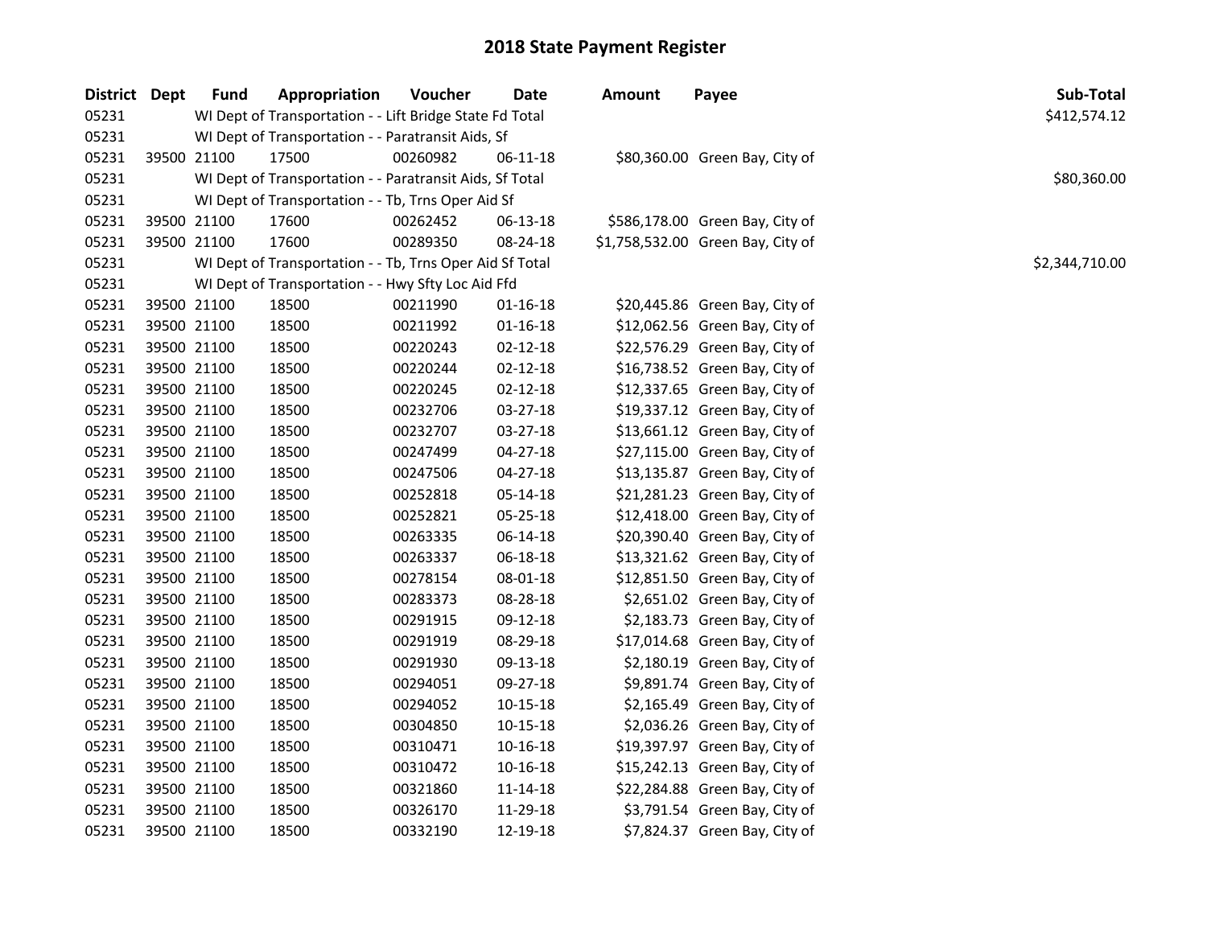# 2018 State Payment Register

| District | Dept | Fund | Appropriation | Voucher | Date | Amount | Payee | Sub-Total |
|---|---|---|---|---|---|---|---|---|
| 05231 | | WI Dept of Transportation - - Lift Bridge State Fd Total | | | | | | $412,574.12 |
| 05231 | | WI Dept of Transportation - - Paratransit Aids, Sf | | | | | | |
| 05231 | 39500 | 21100 | 17500 | 00260982 | 06-11-18 | $80,360.00 | Green Bay, City of | |
| 05231 | | WI Dept of Transportation - - Paratransit Aids, Sf Total | | | | | | $80,360.00 |
| 05231 | | WI Dept of Transportation - - Tb, Trns Oper Aid Sf | | | | | | |
| 05231 | 39500 | 21100 | 17600 | 00262452 | 06-13-18 | $586,178.00 | Green Bay, City of | |
| 05231 | 39500 | 21100 | 17600 | 00289350 | 08-24-18 | $1,758,532.00 | Green Bay, City of | |
| 05231 | | WI Dept of Transportation - - Tb, Trns Oper Aid Sf Total | | | | | | $2,344,710.00 |
| 05231 | | WI Dept of Transportation - - Hwy Sfty Loc Aid Ffd | | | | | | |
| 05231 | 39500 | 21100 | 18500 | 00211990 | 01-16-18 | $20,445.86 | Green Bay, City of | |
| 05231 | 39500 | 21100 | 18500 | 00211992 | 01-16-18 | $12,062.56 | Green Bay, City of | |
| 05231 | 39500 | 21100 | 18500 | 00220243 | 02-12-18 | $22,576.29 | Green Bay, City of | |
| 05231 | 39500 | 21100 | 18500 | 00220244 | 02-12-18 | $16,738.52 | Green Bay, City of | |
| 05231 | 39500 | 21100 | 18500 | 00220245 | 02-12-18 | $12,337.65 | Green Bay, City of | |
| 05231 | 39500 | 21100 | 18500 | 00232706 | 03-27-18 | $19,337.12 | Green Bay, City of | |
| 05231 | 39500 | 21100 | 18500 | 00232707 | 03-27-18 | $13,661.12 | Green Bay, City of | |
| 05231 | 39500 | 21100 | 18500 | 00247499 | 04-27-18 | $27,115.00 | Green Bay, City of | |
| 05231 | 39500 | 21100 | 18500 | 00247506 | 04-27-18 | $13,135.87 | Green Bay, City of | |
| 05231 | 39500 | 21100 | 18500 | 00252818 | 05-14-18 | $21,281.23 | Green Bay, City of | |
| 05231 | 39500 | 21100 | 18500 | 00252821 | 05-25-18 | $12,418.00 | Green Bay, City of | |
| 05231 | 39500 | 21100 | 18500 | 00263335 | 06-14-18 | $20,390.40 | Green Bay, City of | |
| 05231 | 39500 | 21100 | 18500 | 00263337 | 06-18-18 | $13,321.62 | Green Bay, City of | |
| 05231 | 39500 | 21100 | 18500 | 00278154 | 08-01-18 | $12,851.50 | Green Bay, City of | |
| 05231 | 39500 | 21100 | 18500 | 00283373 | 08-28-18 | $2,651.02 | Green Bay, City of | |
| 05231 | 39500 | 21100 | 18500 | 00291915 | 09-12-18 | $2,183.73 | Green Bay, City of | |
| 05231 | 39500 | 21100 | 18500 | 00291919 | 08-29-18 | $17,014.68 | Green Bay, City of | |
| 05231 | 39500 | 21100 | 18500 | 00291930 | 09-13-18 | $2,180.19 | Green Bay, City of | |
| 05231 | 39500 | 21100 | 18500 | 00294051 | 09-27-18 | $9,891.74 | Green Bay, City of | |
| 05231 | 39500 | 21100 | 18500 | 00294052 | 10-15-18 | $2,165.49 | Green Bay, City of | |
| 05231 | 39500 | 21100 | 18500 | 00304850 | 10-15-18 | $2,036.26 | Green Bay, City of | |
| 05231 | 39500 | 21100 | 18500 | 00310471 | 10-16-18 | $19,397.97 | Green Bay, City of | |
| 05231 | 39500 | 21100 | 18500 | 00310472 | 10-16-18 | $15,242.13 | Green Bay, City of | |
| 05231 | 39500 | 21100 | 18500 | 00321860 | 11-14-18 | $22,284.88 | Green Bay, City of | |
| 05231 | 39500 | 21100 | 18500 | 00326170 | 11-29-18 | $3,791.54 | Green Bay, City of | |
| 05231 | 39500 | 21100 | 18500 | 00332190 | 12-19-18 | $7,824.37 | Green Bay, City of | |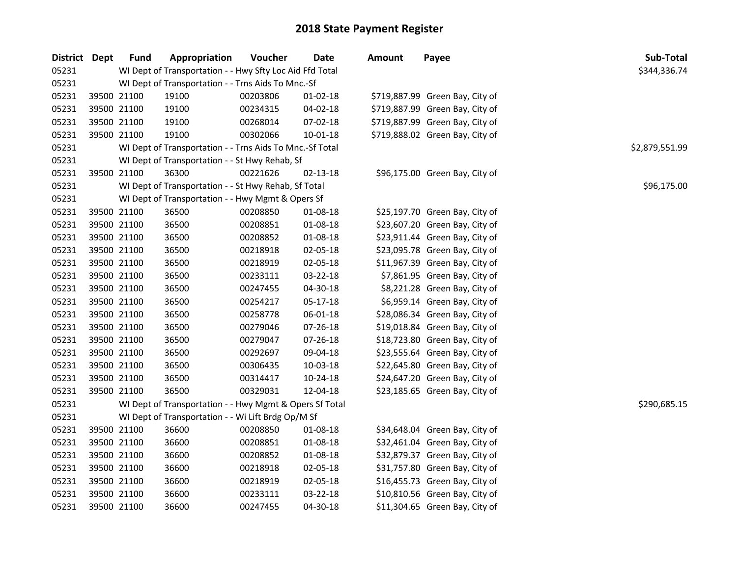# 2018 State Payment Register

| District | Dept | Fund | Appropriation | Voucher | Date | Amount | Payee | Sub-Total |
|---|---|---|---|---|---|---|---|---|
| 05231 | | WI Dept of Transportation - - Hwy Sfty Loc Aid Ffd Total | | | | | | $344,336.74 |
| 05231 | | WI Dept of Transportation - - Trns Aids To Mnc.-Sf | | | | | | |
| 05231 | 39500 | 21100 | 19100 | 00203806 | 01-02-18 | $719,887.99 | Green Bay, City of | |
| 05231 | 39500 | 21100 | 19100 | 00234315 | 04-02-18 | $719,887.99 | Green Bay, City of | |
| 05231 | 39500 | 21100 | 19100 | 00268014 | 07-02-18 | $719,887.99 | Green Bay, City of | |
| 05231 | 39500 | 21100 | 19100 | 00302066 | 10-01-18 | $719,888.02 | Green Bay, City of | |
| 05231 | | WI Dept of Transportation - - Trns Aids To Mnc.-Sf Total | | | | | | $2,879,551.99 |
| 05231 | | WI Dept of Transportation - - St Hwy Rehab, Sf | | | | | | |
| 05231 | 39500 | 21100 | 36300 | 00221626 | 02-13-18 | $96,175.00 | Green Bay, City of | |
| 05231 | | WI Dept of Transportation - - St Hwy Rehab, Sf Total | | | | | | $96,175.00 |
| 05231 | | WI Dept of Transportation - - Hwy Mgmt & Opers Sf | | | | | | |
| 05231 | 39500 | 21100 | 36500 | 00208850 | 01-08-18 | $25,197.70 | Green Bay, City of | |
| 05231 | 39500 | 21100 | 36500 | 00208851 | 01-08-18 | $23,607.20 | Green Bay, City of | |
| 05231 | 39500 | 21100 | 36500 | 00208852 | 01-08-18 | $23,911.44 | Green Bay, City of | |
| 05231 | 39500 | 21100 | 36500 | 00218918 | 02-05-18 | $23,095.78 | Green Bay, City of | |
| 05231 | 39500 | 21100 | 36500 | 00218919 | 02-05-18 | $11,967.39 | Green Bay, City of | |
| 05231 | 39500 | 21100 | 36500 | 00233111 | 03-22-18 | $7,861.95 | Green Bay, City of | |
| 05231 | 39500 | 21100 | 36500 | 00247455 | 04-30-18 | $8,221.28 | Green Bay, City of | |
| 05231 | 39500 | 21100 | 36500 | 00254217 | 05-17-18 | $6,959.14 | Green Bay, City of | |
| 05231 | 39500 | 21100 | 36500 | 00258778 | 06-01-18 | $28,086.34 | Green Bay, City of | |
| 05231 | 39500 | 21100 | 36500 | 00279046 | 07-26-18 | $19,018.84 | Green Bay, City of | |
| 05231 | 39500 | 21100 | 36500 | 00279047 | 07-26-18 | $18,723.80 | Green Bay, City of | |
| 05231 | 39500 | 21100 | 36500 | 00292697 | 09-04-18 | $23,555.64 | Green Bay, City of | |
| 05231 | 39500 | 21100 | 36500 | 00306435 | 10-03-18 | $22,645.80 | Green Bay, City of | |
| 05231 | 39500 | 21100 | 36500 | 00314417 | 10-24-18 | $24,647.20 | Green Bay, City of | |
| 05231 | 39500 | 21100 | 36500 | 00329031 | 12-04-18 | $23,185.65 | Green Bay, City of | |
| 05231 | | WI Dept of Transportation - - Hwy Mgmt & Opers Sf Total | | | | | | $290,685.15 |
| 05231 | | WI Dept of Transportation - - Wi Lift Brdg Op/M Sf | | | | | | |
| 05231 | 39500 | 21100 | 36600 | 00208850 | 01-08-18 | $34,648.04 | Green Bay, City of | |
| 05231 | 39500 | 21100 | 36600 | 00208851 | 01-08-18 | $32,461.04 | Green Bay, City of | |
| 05231 | 39500 | 21100 | 36600 | 00208852 | 01-08-18 | $32,879.37 | Green Bay, City of | |
| 05231 | 39500 | 21100 | 36600 | 00218918 | 02-05-18 | $31,757.80 | Green Bay, City of | |
| 05231 | 39500 | 21100 | 36600 | 00218919 | 02-05-18 | $16,455.73 | Green Bay, City of | |
| 05231 | 39500 | 21100 | 36600 | 00233111 | 03-22-18 | $10,810.56 | Green Bay, City of | |
| 05231 | 39500 | 21100 | 36600 | 00247455 | 04-30-18 | $11,304.65 | Green Bay, City of | |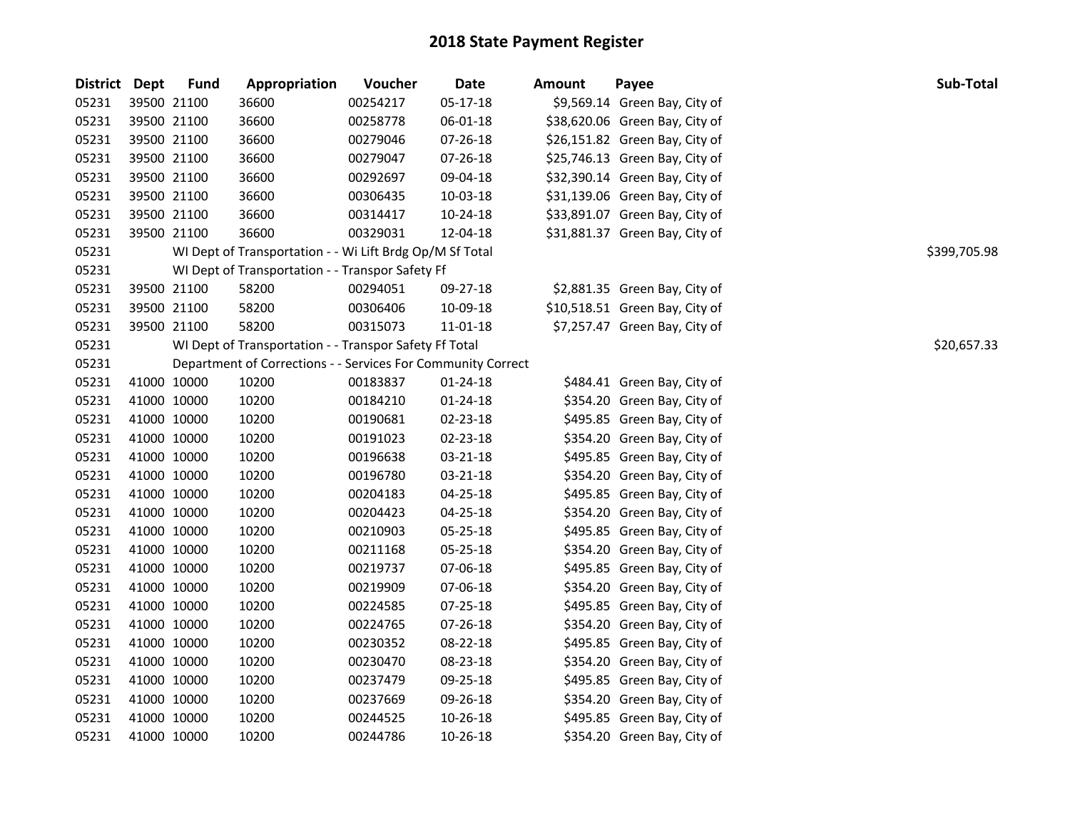# 2018 State Payment Register

| District | Dept | Fund | Appropriation | Voucher | Date | Amount | Payee | Sub-Total |
|---|---|---|---|---|---|---|---|---|
| 05231 | 39500 | 21100 | 36600 | 00254217 | 05-17-18 | $9,569.14 | Green Bay, City of | |
| 05231 | 39500 | 21100 | 36600 | 00258778 | 06-01-18 | $38,620.06 | Green Bay, City of | |
| 05231 | 39500 | 21100 | 36600 | 00279046 | 07-26-18 | $26,151.82 | Green Bay, City of | |
| 05231 | 39500 | 21100 | 36600 | 00279047 | 07-26-18 | $25,746.13 | Green Bay, City of | |
| 05231 | 39500 | 21100 | 36600 | 00292697 | 09-04-18 | $32,390.14 | Green Bay, City of | |
| 05231 | 39500 | 21100 | 36600 | 00306435 | 10-03-18 | $31,139.06 | Green Bay, City of | |
| 05231 | 39500 | 21100 | 36600 | 00314417 | 10-24-18 | $33,891.07 | Green Bay, City of | |
| 05231 | 39500 | 21100 | 36600 | 00329031 | 12-04-18 | $31,881.37 | Green Bay, City of | |
| 05231 | | | WI Dept of Transportation - - Wi Lift Brdg Op/M Sf Total | | | | | $399,705.98 |
| 05231 | | | WI Dept of Transportation - - Transpor Safety Ff | | | | | |
| 05231 | 39500 | 21100 | 58200 | 00294051 | 09-27-18 | $2,881.35 | Green Bay, City of | |
| 05231 | 39500 | 21100 | 58200 | 00306406 | 10-09-18 | $10,518.51 | Green Bay, City of | |
| 05231 | 39500 | 21100 | 58200 | 00315073 | 11-01-18 | $7,257.47 | Green Bay, City of | |
| 05231 | | | WI Dept of Transportation - - Transpor Safety Ff Total | | | | | $20,657.33 |
| 05231 | | | Department of Corrections - - Services For Community Correct | | | | | |
| 05231 | 41000 | 10000 | 10200 | 00183837 | 01-24-18 | $484.41 | Green Bay, City of | |
| 05231 | 41000 | 10000 | 10200 | 00184210 | 01-24-18 | $354.20 | Green Bay, City of | |
| 05231 | 41000 | 10000 | 10200 | 00190681 | 02-23-18 | $495.85 | Green Bay, City of | |
| 05231 | 41000 | 10000 | 10200 | 00191023 | 02-23-18 | $354.20 | Green Bay, City of | |
| 05231 | 41000 | 10000 | 10200 | 00196638 | 03-21-18 | $495.85 | Green Bay, City of | |
| 05231 | 41000 | 10000 | 10200 | 00196780 | 03-21-18 | $354.20 | Green Bay, City of | |
| 05231 | 41000 | 10000 | 10200 | 00204183 | 04-25-18 | $495.85 | Green Bay, City of | |
| 05231 | 41000 | 10000 | 10200 | 00204423 | 04-25-18 | $354.20 | Green Bay, City of | |
| 05231 | 41000 | 10000 | 10200 | 00210903 | 05-25-18 | $495.85 | Green Bay, City of | |
| 05231 | 41000 | 10000 | 10200 | 00211168 | 05-25-18 | $354.20 | Green Bay, City of | |
| 05231 | 41000 | 10000 | 10200 | 00219737 | 07-06-18 | $495.85 | Green Bay, City of | |
| 05231 | 41000 | 10000 | 10200 | 00219909 | 07-06-18 | $354.20 | Green Bay, City of | |
| 05231 | 41000 | 10000 | 10200 | 00224585 | 07-25-18 | $495.85 | Green Bay, City of | |
| 05231 | 41000 | 10000 | 10200 | 00224765 | 07-26-18 | $354.20 | Green Bay, City of | |
| 05231 | 41000 | 10000 | 10200 | 00230352 | 08-22-18 | $495.85 | Green Bay, City of | |
| 05231 | 41000 | 10000 | 10200 | 00230470 | 08-23-18 | $354.20 | Green Bay, City of | |
| 05231 | 41000 | 10000 | 10200 | 00237479 | 09-25-18 | $495.85 | Green Bay, City of | |
| 05231 | 41000 | 10000 | 10200 | 00237669 | 09-26-18 | $354.20 | Green Bay, City of | |
| 05231 | 41000 | 10000 | 10200 | 00244525 | 10-26-18 | $495.85 | Green Bay, City of | |
| 05231 | 41000 | 10000 | 10200 | 00244786 | 10-26-18 | $354.20 | Green Bay, City of | |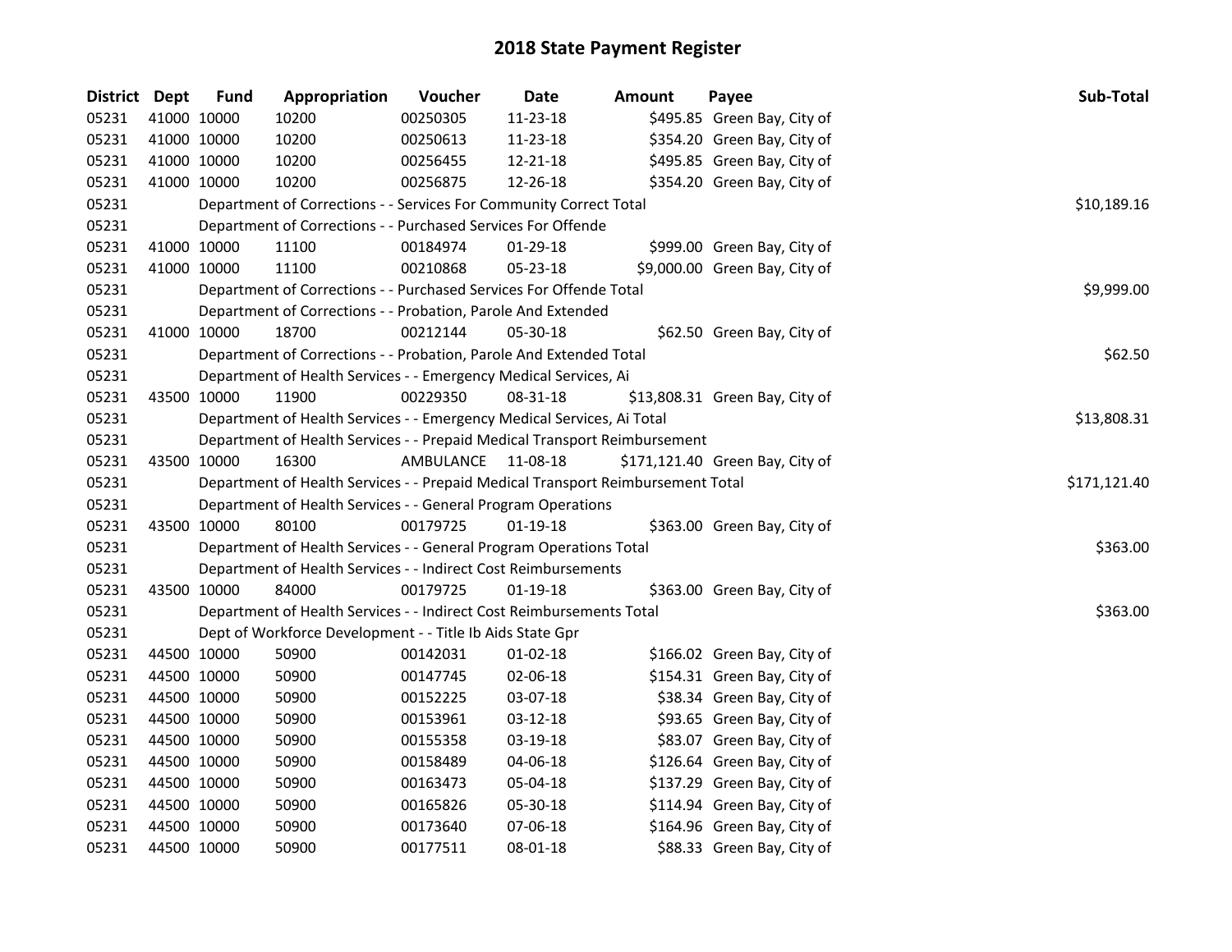# 2018 State Payment Register

| District | Dept | Fund | Appropriation | Voucher | Date | Amount | Payee | Sub-Total |
|---|---|---|---|---|---|---|---|---|
| 05231 | 41000 | 10000 | 10200 | 00250305 | 11-23-18 | $495.85 | Green Bay, City of | |
| 05231 | 41000 | 10000 | 10200 | 00250613 | 11-23-18 | $354.20 | Green Bay, City of | |
| 05231 | 41000 | 10000 | 10200 | 00256455 | 12-21-18 | $495.85 | Green Bay, City of | |
| 05231 | 41000 | 10000 | 10200 | 00256875 | 12-26-18 | $354.20 | Green Bay, City of | |
| 05231 | | Department of Corrections - - Services For Community Correct Total | | | | | | $10,189.16 |
| 05231 | | Department of Corrections - - Purchased Services For Offende | | | | | | |
| 05231 | 41000 | 10000 | 11100 | 00184974 | 01-29-18 | $999.00 | Green Bay, City of | |
| 05231 | 41000 | 10000 | 11100 | 00210868 | 05-23-18 | $9,000.00 | Green Bay, City of | |
| 05231 | | Department of Corrections - - Purchased Services For Offende Total | | | | | | $9,999.00 |
| 05231 | | Department of Corrections - - Probation, Parole And Extended | | | | | | |
| 05231 | 41000 | 10000 | 18700 | 00212144 | 05-30-18 | $62.50 | Green Bay, City of | |
| 05231 | | Department of Corrections - - Probation, Parole And Extended Total | | | | | | $62.50 |
| 05231 | | Department of Health Services - - Emergency Medical Services, Ai | | | | | | |
| 05231 | 43500 | 10000 | 11900 | 00229350 | 08-31-18 | $13,808.31 | Green Bay, City of | |
| 05231 | | Department of Health Services - - Emergency Medical Services, Ai Total | | | | | | $13,808.31 |
| 05231 | | Department of Health Services - - Prepaid Medical Transport Reimbursement | | | | | | |
| 05231 | 43500 | 10000 | 16300 | AMBULANCE | 11-08-18 | $171,121.40 | Green Bay, City of | |
| 05231 | | Department of Health Services - - Prepaid Medical Transport Reimbursement Total | | | | | | $171,121.40 |
| 05231 | | Department of Health Services - - General Program Operations | | | | | | |
| 05231 | 43500 | 10000 | 80100 | 00179725 | 01-19-18 | $363.00 | Green Bay, City of | |
| 05231 | | Department of Health Services - - General Program Operations Total | | | | | | $363.00 |
| 05231 | | Department of Health Services - - Indirect Cost Reimbursements | | | | | | |
| 05231 | 43500 | 10000 | 84000 | 00179725 | 01-19-18 | $363.00 | Green Bay, City of | |
| 05231 | | Department of Health Services - - Indirect Cost Reimbursements Total | | | | | | $363.00 |
| 05231 | | Dept of Workforce Development - - Title Ib Aids State Gpr | | | | | | |
| 05231 | 44500 | 10000 | 50900 | 00142031 | 01-02-18 | $166.02 | Green Bay, City of | |
| 05231 | 44500 | 10000 | 50900 | 00147745 | 02-06-18 | $154.31 | Green Bay, City of | |
| 05231 | 44500 | 10000 | 50900 | 00152225 | 03-07-18 | $38.34 | Green Bay, City of | |
| 05231 | 44500 | 10000 | 50900 | 00153961 | 03-12-18 | $93.65 | Green Bay, City of | |
| 05231 | 44500 | 10000 | 50900 | 00155358 | 03-19-18 | $83.07 | Green Bay, City of | |
| 05231 | 44500 | 10000 | 50900 | 00158489 | 04-06-18 | $126.64 | Green Bay, City of | |
| 05231 | 44500 | 10000 | 50900 | 00163473 | 05-04-18 | $137.29 | Green Bay, City of | |
| 05231 | 44500 | 10000 | 50900 | 00165826 | 05-30-18 | $114.94 | Green Bay, City of | |
| 05231 | 44500 | 10000 | 50900 | 00173640 | 07-06-18 | $164.96 | Green Bay, City of | |
| 05231 | 44500 | 10000 | 50900 | 00177511 | 08-01-18 | $88.33 | Green Bay, City of | |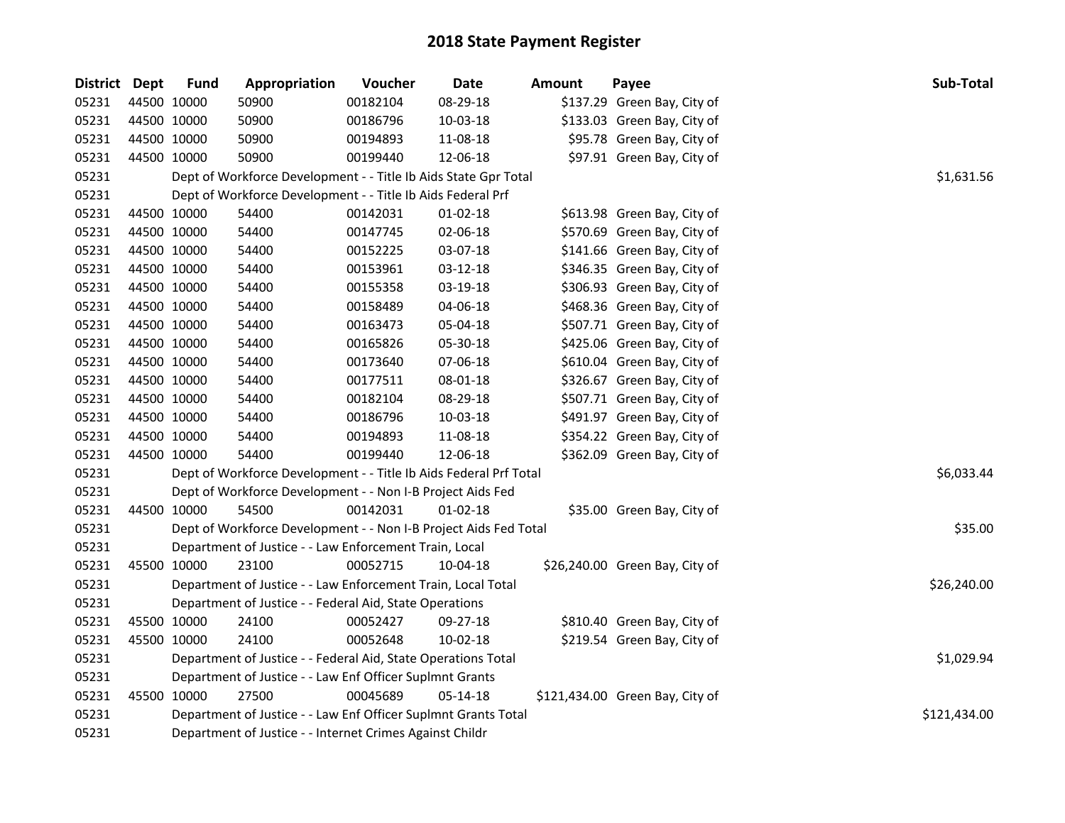# 2018 State Payment Register

| District | Dept | Fund | Appropriation | Voucher | Date | Amount | Payee | Sub-Total |
|---|---|---|---|---|---|---|---|---|
| 05231 | 44500 | 10000 | 50900 | 00182104 | 08-29-18 | $137.29 | Green Bay, City of | |
| 05231 | 44500 | 10000 | 50900 | 00186796 | 10-03-18 | $133.03 | Green Bay, City of | |
| 05231 | 44500 | 10000 | 50900 | 00194893 | 11-08-18 | $95.78 | Green Bay, City of | |
| 05231 | 44500 | 10000 | 50900 | 00199440 | 12-06-18 | $97.91 | Green Bay, City of | |
| 05231 | | Dept of Workforce Development - - Title Ib Aids State Gpr Total | | | | | | $1,631.56 |
| 05231 | | Dept of Workforce Development - - Title Ib Aids Federal Prf | | | | | | |
| 05231 | 44500 | 10000 | 54400 | 00142031 | 01-02-18 | $613.98 | Green Bay, City of | |
| 05231 | 44500 | 10000 | 54400 | 00147745 | 02-06-18 | $570.69 | Green Bay, City of | |
| 05231 | 44500 | 10000 | 54400 | 00152225 | 03-07-18 | $141.66 | Green Bay, City of | |
| 05231 | 44500 | 10000 | 54400 | 00153961 | 03-12-18 | $346.35 | Green Bay, City of | |
| 05231 | 44500 | 10000 | 54400 | 00155358 | 03-19-18 | $306.93 | Green Bay, City of | |
| 05231 | 44500 | 10000 | 54400 | 00158489 | 04-06-18 | $468.36 | Green Bay, City of | |
| 05231 | 44500 | 10000 | 54400 | 00163473 | 05-04-18 | $507.71 | Green Bay, City of | |
| 05231 | 44500 | 10000 | 54400 | 00165826 | 05-30-18 | $425.06 | Green Bay, City of | |
| 05231 | 44500 | 10000 | 54400 | 00173640 | 07-06-18 | $610.04 | Green Bay, City of | |
| 05231 | 44500 | 10000 | 54400 | 00177511 | 08-01-18 | $326.67 | Green Bay, City of | |
| 05231 | 44500 | 10000 | 54400 | 00182104 | 08-29-18 | $507.71 | Green Bay, City of | |
| 05231 | 44500 | 10000 | 54400 | 00186796 | 10-03-18 | $491.97 | Green Bay, City of | |
| 05231 | 44500 | 10000 | 54400 | 00194893 | 11-08-18 | $354.22 | Green Bay, City of | |
| 05231 | 44500 | 10000 | 54400 | 00199440 | 12-06-18 | $362.09 | Green Bay, City of | |
| 05231 | | Dept of Workforce Development - - Title Ib Aids Federal Prf Total | | | | | | $6,033.44 |
| 05231 | | Dept of Workforce Development - - Non I-B Project Aids Fed | | | | | | |
| 05231 | 44500 | 10000 | 54500 | 00142031 | 01-02-18 | $35.00 | Green Bay, City of | |
| 05231 | | Dept of Workforce Development - - Non I-B Project Aids Fed Total | | | | | | $35.00 |
| 05231 | | Department of Justice - - Law Enforcement Train, Local | | | | | | |
| 05231 | 45500 | 10000 | 23100 | 00052715 | 10-04-18 | $26,240.00 | Green Bay, City of | |
| 05231 | | Department of Justice - - Law Enforcement Train, Local Total | | | | | | $26,240.00 |
| 05231 | | Department of Justice - - Federal Aid, State Operations | | | | | | |
| 05231 | 45500 | 10000 | 24100 | 00052427 | 09-27-18 | $810.40 | Green Bay, City of | |
| 05231 | 45500 | 10000 | 24100 | 00052648 | 10-02-18 | $219.54 | Green Bay, City of | |
| 05231 | | Department of Justice - - Federal Aid, State Operations Total | | | | | | $1,029.94 |
| 05231 | | Department of Justice - - Law Enf Officer Suplmnt Grants | | | | | | |
| 05231 | 45500 | 10000 | 27500 | 00045689 | 05-14-18 | $121,434.00 | Green Bay, City of | |
| 05231 | | Department of Justice - - Law Enf Officer Suplmnt Grants Total | | | | | | $121,434.00 |
| 05231 | | Department of Justice - - Internet Crimes Against Childr | | | | | | |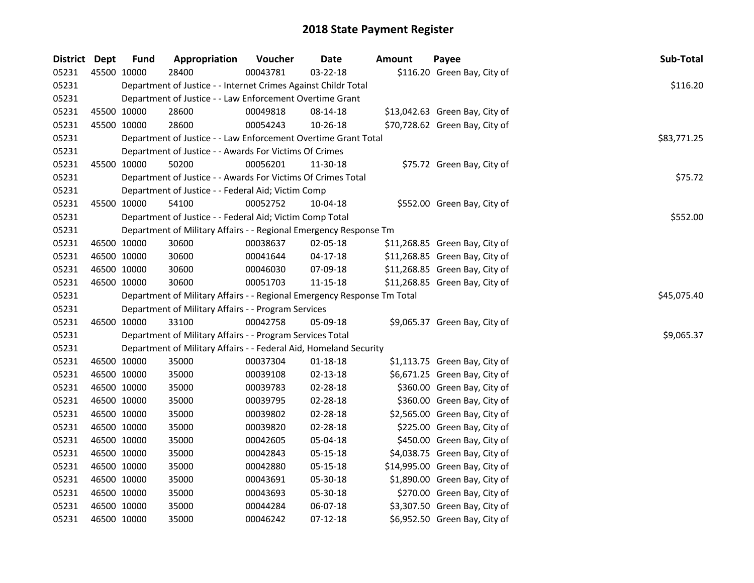# 2018 State Payment Register

| District | Dept | Fund | Appropriation | Voucher | Date | Amount | Payee | Sub-Total |
|---|---|---|---|---|---|---|---|---|
| 05231 | 45500 | 10000 | 28400 | 00043781 | 03-22-18 | $116.20 | Green Bay, City of | |
| 05231 | | Department of Justice - - Internet Crimes Against Childr Total | | | | | | $116.20 |
| 05231 | | Department of Justice - - Law Enforcement Overtime Grant | | | | | | |
| 05231 | 45500 | 10000 | 28600 | 00049818 | 08-14-18 | $13,042.63 | Green Bay, City of | |
| 05231 | 45500 | 10000 | 28600 | 00054243 | 10-26-18 | $70,728.62 | Green Bay, City of | |
| 05231 | | Department of Justice - - Law Enforcement Overtime Grant Total | | | | | | $83,771.25 |
| 05231 | | Department of Justice - - Awards For Victims Of Crimes | | | | | | |
| 05231 | 45500 | 10000 | 50200 | 00056201 | 11-30-18 | $75.72 | Green Bay, City of | |
| 05231 | | Department of Justice - - Awards For Victims Of Crimes Total | | | | | | $75.72 |
| 05231 | | Department of Justice - - Federal Aid; Victim Comp | | | | | | |
| 05231 | 45500 | 10000 | 54100 | 00052752 | 10-04-18 | $552.00 | Green Bay, City of | |
| 05231 | | Department of Justice - - Federal Aid; Victim Comp Total | | | | | | $552.00 |
| 05231 | | Department of Military Affairs - - Regional Emergency Response Tm | | | | | | |
| 05231 | 46500 | 10000 | 30600 | 00038637 | 02-05-18 | $11,268.85 | Green Bay, City of | |
| 05231 | 46500 | 10000 | 30600 | 00041644 | 04-17-18 | $11,268.85 | Green Bay, City of | |
| 05231 | 46500 | 10000 | 30600 | 00046030 | 07-09-18 | $11,268.85 | Green Bay, City of | |
| 05231 | 46500 | 10000 | 30600 | 00051703 | 11-15-18 | $11,268.85 | Green Bay, City of | |
| 05231 | | Department of Military Affairs - - Regional Emergency Response Tm Total | | | | | | $45,075.40 |
| 05231 | | Department of Military Affairs - - Program Services | | | | | | |
| 05231 | 46500 | 10000 | 33100 | 00042758 | 05-09-18 | $9,065.37 | Green Bay, City of | |
| 05231 | | Department of Military Affairs - - Program Services Total | | | | | | $9,065.37 |
| 05231 | | Department of Military Affairs - - Federal Aid, Homeland Security | | | | | | |
| 05231 | 46500 | 10000 | 35000 | 00037304 | 01-18-18 | $1,113.75 | Green Bay, City of | |
| 05231 | 46500 | 10000 | 35000 | 00039108 | 02-13-18 | $6,671.25 | Green Bay, City of | |
| 05231 | 46500 | 10000 | 35000 | 00039783 | 02-28-18 | $360.00 | Green Bay, City of | |
| 05231 | 46500 | 10000 | 35000 | 00039795 | 02-28-18 | $360.00 | Green Bay, City of | |
| 05231 | 46500 | 10000 | 35000 | 00039802 | 02-28-18 | $2,565.00 | Green Bay, City of | |
| 05231 | 46500 | 10000 | 35000 | 00039820 | 02-28-18 | $225.00 | Green Bay, City of | |
| 05231 | 46500 | 10000 | 35000 | 00042605 | 05-04-18 | $450.00 | Green Bay, City of | |
| 05231 | 46500 | 10000 | 35000 | 00042843 | 05-15-18 | $4,038.75 | Green Bay, City of | |
| 05231 | 46500 | 10000 | 35000 | 00042880 | 05-15-18 | $14,995.00 | Green Bay, City of | |
| 05231 | 46500 | 10000 | 35000 | 00043691 | 05-30-18 | $1,890.00 | Green Bay, City of | |
| 05231 | 46500 | 10000 | 35000 | 00043693 | 05-30-18 | $270.00 | Green Bay, City of | |
| 05231 | 46500 | 10000 | 35000 | 00044284 | 06-07-18 | $3,307.50 | Green Bay, City of | |
| 05231 | 46500 | 10000 | 35000 | 00046242 | 07-12-18 | $6,952.50 | Green Bay, City of | |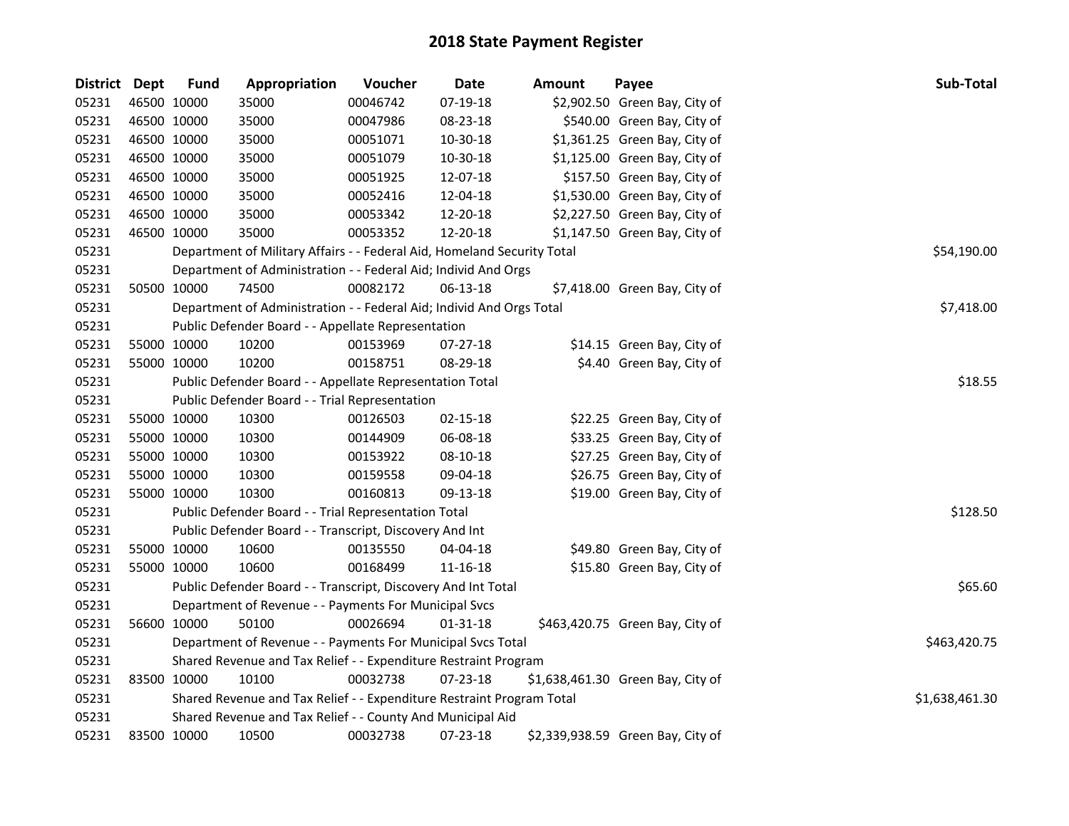# 2018 State Payment Register

| District | Dept | Fund | Appropriation | Voucher | Date | Amount | Payee | Sub-Total |
|---|---|---|---|---|---|---|---|---|
| 05231 | 46500 | 10000 | 35000 | 00046742 | 07-19-18 | $2,902.50 | Green Bay, City of | |
| 05231 | 46500 | 10000 | 35000 | 00047986 | 08-23-18 | $540.00 | Green Bay, City of | |
| 05231 | 46500 | 10000 | 35000 | 00051071 | 10-30-18 | $1,361.25 | Green Bay, City of | |
| 05231 | 46500 | 10000 | 35000 | 00051079 | 10-30-18 | $1,125.00 | Green Bay, City of | |
| 05231 | 46500 | 10000 | 35000 | 00051925 | 12-07-18 | $157.50 | Green Bay, City of | |
| 05231 | 46500 | 10000 | 35000 | 00052416 | 12-04-18 | $1,530.00 | Green Bay, City of | |
| 05231 | 46500 | 10000 | 35000 | 00053342 | 12-20-18 | $2,227.50 | Green Bay, City of | |
| 05231 | 46500 | 10000 | 35000 | 00053352 | 12-20-18 | $1,147.50 | Green Bay, City of | |
| 05231 | | Department of Military Affairs - - Federal Aid, Homeland Security Total | | | | | | $54,190.00 |
| 05231 | | Department of Administration - - Federal Aid; Individ And Orgs | | | | | | |
| 05231 | 50500 | 10000 | 74500 | 00082172 | 06-13-18 | $7,418.00 | Green Bay, City of | |
| 05231 | | Department of Administration - - Federal Aid; Individ And Orgs Total | | | | | | $7,418.00 |
| 05231 | | Public Defender Board - - Appellate Representation | | | | | | |
| 05231 | 55000 | 10000 | 10200 | 00153969 | 07-27-18 | $14.15 | Green Bay, City of | |
| 05231 | 55000 | 10000 | 10200 | 00158751 | 08-29-18 | $4.40 | Green Bay, City of | |
| 05231 | | Public Defender Board - - Appellate Representation Total | | | | | | $18.55 |
| 05231 | | Public Defender Board - - Trial Representation | | | | | | |
| 05231 | 55000 | 10000 | 10300 | 00126503 | 02-15-18 | $22.25 | Green Bay, City of | |
| 05231 | 55000 | 10000 | 10300 | 00144909 | 06-08-18 | $33.25 | Green Bay, City of | |
| 05231 | 55000 | 10000 | 10300 | 00153922 | 08-10-18 | $27.25 | Green Bay, City of | |
| 05231 | 55000 | 10000 | 10300 | 00159558 | 09-04-18 | $26.75 | Green Bay, City of | |
| 05231 | 55000 | 10000 | 10300 | 00160813 | 09-13-18 | $19.00 | Green Bay, City of | |
| 05231 | | Public Defender Board - - Trial Representation Total | | | | | | $128.50 |
| 05231 | | Public Defender Board - - Transcript, Discovery And Int | | | | | | |
| 05231 | 55000 | 10000 | 10600 | 00135550 | 04-04-18 | $49.80 | Green Bay, City of | |
| 05231 | 55000 | 10000 | 10600 | 00168499 | 11-16-18 | $15.80 | Green Bay, City of | |
| 05231 | | Public Defender Board - - Transcript, Discovery And Int Total | | | | | | $65.60 |
| 05231 | | Department of Revenue - - Payments For Municipal Svcs | | | | | | |
| 05231 | 56600 | 10000 | 50100 | 00026694 | 01-31-18 | $463,420.75 | Green Bay, City of | |
| 05231 | | Department of Revenue - - Payments For Municipal Svcs Total | | | | | | $463,420.75 |
| 05231 | | Shared Revenue and Tax Relief - - Expenditure Restraint Program | | | | | | |
| 05231 | 83500 | 10000 | 10100 | 00032738 | 07-23-18 | $1,638,461.30 | Green Bay, City of | |
| 05231 | | Shared Revenue and Tax Relief - - Expenditure Restraint Program Total | | | | | | $1,638,461.30 |
| 05231 | | Shared Revenue and Tax Relief - - County And Municipal Aid | | | | | | |
| 05231 | 83500 | 10000 | 10500 | 00032738 | 07-23-18 | $2,339,938.59 | Green Bay, City of | |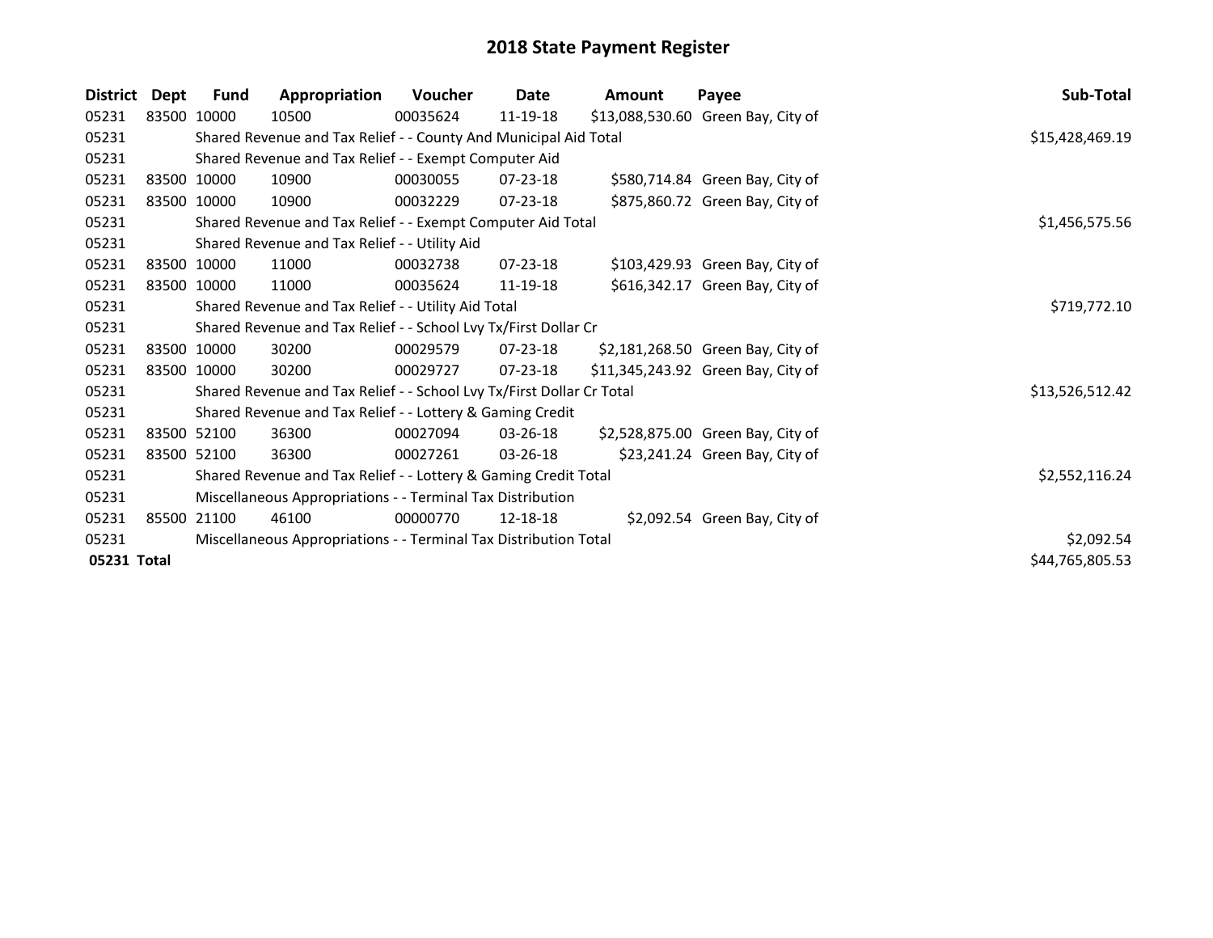# 2018 State Payment Register

| District | Dept | Fund | Appropriation | Voucher | Date | Amount | Payee | Sub-Total |
|---|---|---|---|---|---|---|---|---|
| 05231 | 83500 | 10000 | 10500 | 00035624 | 11-19-18 | $13,088,530.60 | Green Bay, City of | |
| 05231 | | Shared Revenue and Tax Relief - - County And Municipal Aid Total | | | | | | $15,428,469.19 |
| 05231 | | Shared Revenue and Tax Relief - - Exempt Computer Aid | | | | | | |
| 05231 | 83500 | 10000 | 10900 | 00030055 | 07-23-18 | $580,714.84 | Green Bay, City of | |
| 05231 | 83500 | 10000 | 10900 | 00032229 | 07-23-18 | $875,860.72 | Green Bay, City of | |
| 05231 | | Shared Revenue and Tax Relief - - Exempt Computer Aid Total | | | | | | $1,456,575.56 |
| 05231 | | Shared Revenue and Tax Relief - - Utility Aid | | | | | | |
| 05231 | 83500 | 10000 | 11000 | 00032738 | 07-23-18 | $103,429.93 | Green Bay, City of | |
| 05231 | 83500 | 10000 | 11000 | 00035624 | 11-19-18 | $616,342.17 | Green Bay, City of | |
| 05231 | | Shared Revenue and Tax Relief - - Utility Aid Total | | | | | | $719,772.10 |
| 05231 | | Shared Revenue and Tax Relief - - School Lvy Tx/First Dollar Cr | | | | | | |
| 05231 | 83500 | 10000 | 30200 | 00029579 | 07-23-18 | $2,181,268.50 | Green Bay, City of | |
| 05231 | 83500 | 10000 | 30200 | 00029727 | 07-23-18 | $11,345,243.92 | Green Bay, City of | |
| 05231 | | Shared Revenue and Tax Relief - - School Lvy Tx/First Dollar Cr Total | | | | | | $13,526,512.42 |
| 05231 | | Shared Revenue and Tax Relief - - Lottery & Gaming Credit | | | | | | |
| 05231 | 83500 | 52100 | 36300 | 00027094 | 03-26-18 | $2,528,875.00 | Green Bay, City of | |
| 05231 | 83500 | 52100 | 36300 | 00027261 | 03-26-18 | $23,241.24 | Green Bay, City of | |
| 05231 | | Shared Revenue and Tax Relief - - Lottery & Gaming Credit Total | | | | | | $2,552,116.24 |
| 05231 | | Miscellaneous Appropriations - - Terminal Tax Distribution | | | | | | |
| 05231 | 85500 | 21100 | 46100 | 00000770 | 12-18-18 | $2,092.54 | Green Bay, City of | |
| 05231 | | Miscellaneous Appropriations - - Terminal Tax Distribution Total | | | | | | $2,092.54 |
| **05231 Total** | | | | | | | | $44,765,805.53 |